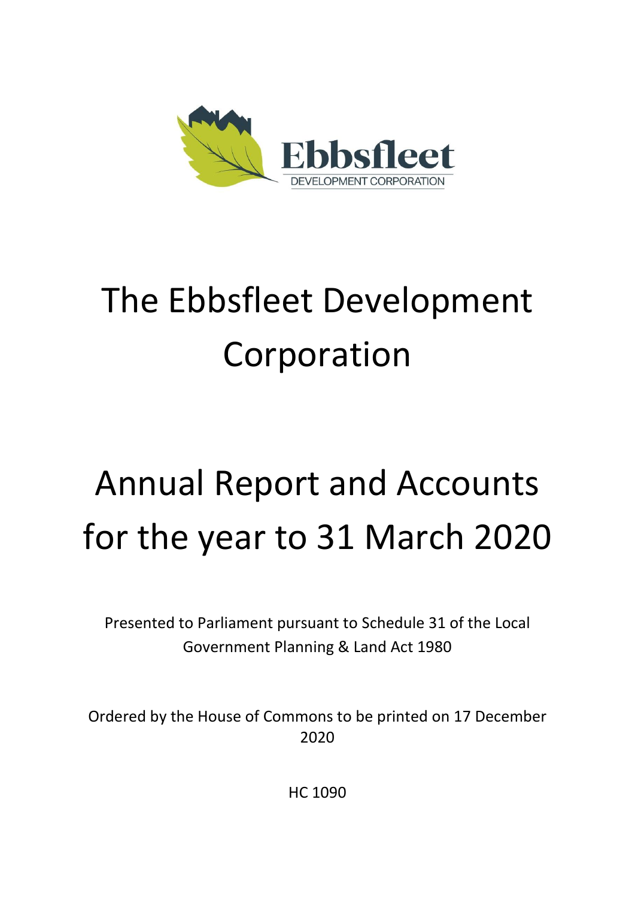# The Ebbsfleet Development Corporation

# Annual Report and Accounts for the year to 31 March 2020

Presented to Parliament pursuant to Schedule 31 of the Local Government Planning & Land Act 1980

Ordered by the House of Commons to be printed on 17 December 2020

HC 1090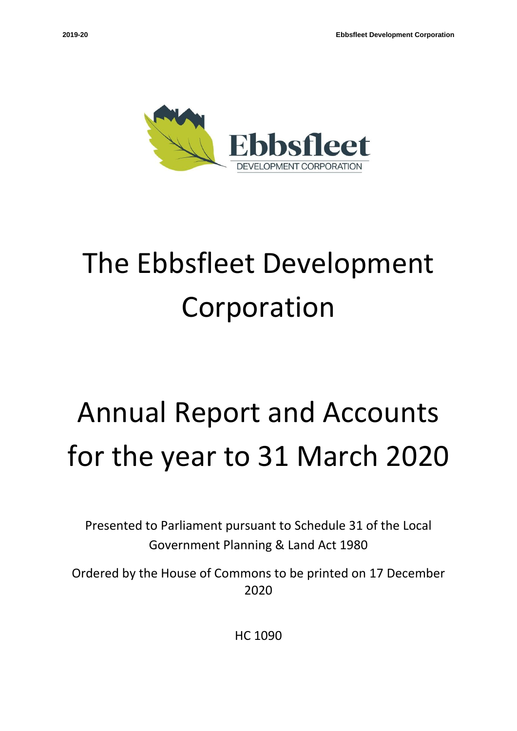# The Ebbsfleet Development Corporation

# Annual Report and Accounts for the year to 31 March 2020

Presented to Parliament pursuant to Schedule 31 of the Local Government Planning & Land Act 1980

Ordered by the House of Commons to be printed on 17 December 2020

HC 1090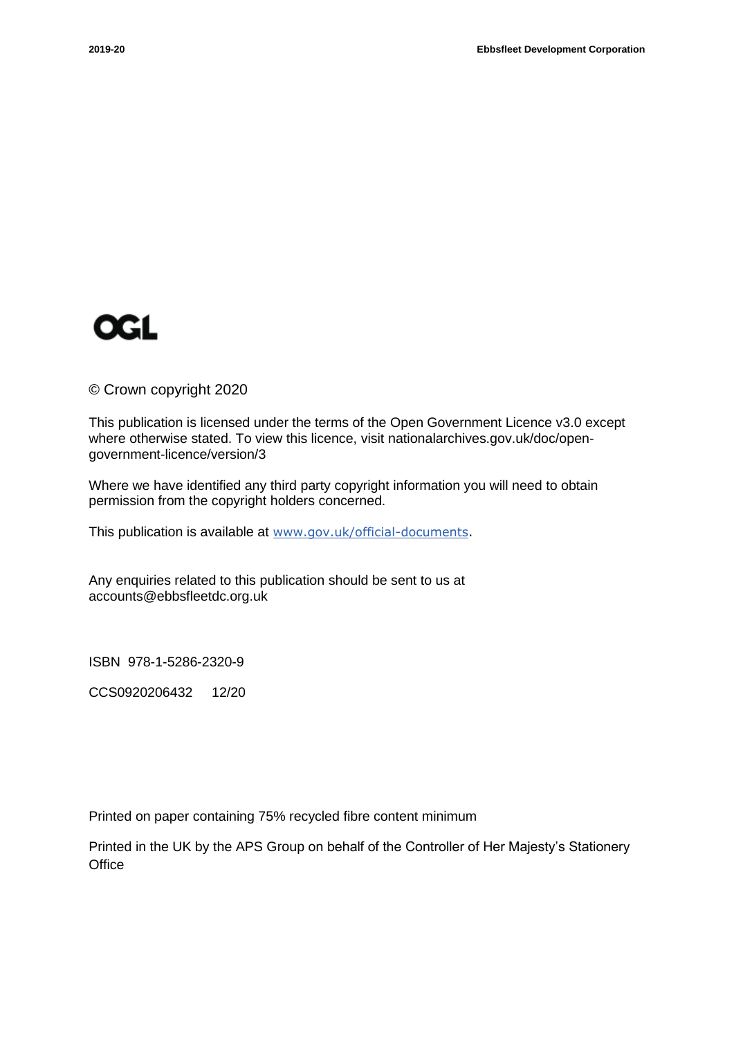OGL

© Crown copyright 2020

This publication is licensed under the terms of the Open Government Licence v3.0 except where otherwise stated. To view this licence, visit nationalarchives.gov.uk/doc/open-government-licence/version/3

Where we have identified any third party copyright information you will need to obtain permission from the copyright holders concerned.

This publication is available at www.gov.uk/official-documents.

Any enquiries related to this publication should be sent to us at accounts@ebbsfleetdc.org.uk

ISBN 978-1-5286-2320-9

CCS0920206432 12/20

Printed on paper containing 75% recycled fibre content minimum

Printed in the UK by the APS Group on behalf of the Controller of Her Majesty's Stationery Office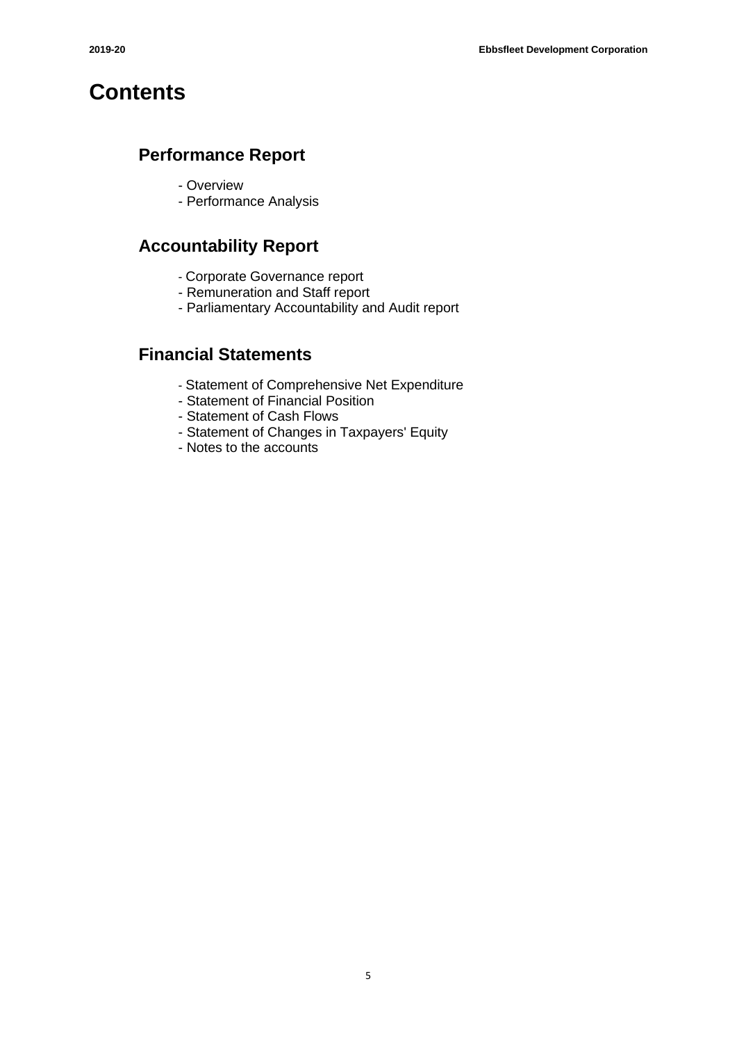# Contents

## Performance Report

- Overview
- Performance Analysis

## Accountability Report

- Corporate Governance report
- Remuneration and Staff report
- Parliamentary Accountability and Audit report

## Financial Statements

- Statement of Comprehensive Net Expenditure
- Statement of Financial Position
- Statement of Cash Flows
- Statement of Changes in Taxpayers' Equity
- Notes to the accounts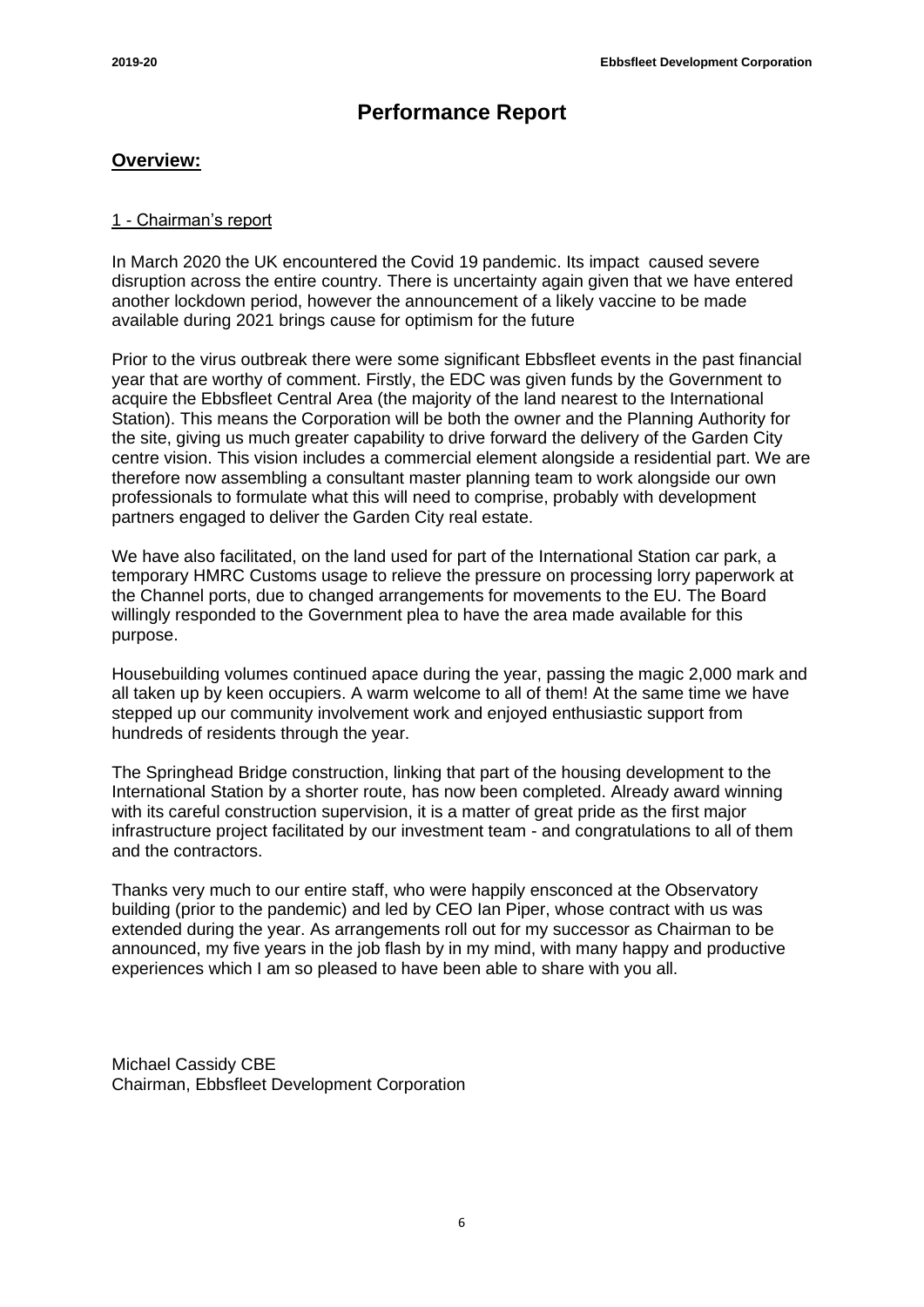# Performance Report

## Overview:

1 - Chairman's report

In March 2020 the UK encountered the Covid 19 pandemic. Its impact caused severe disruption across the entire country. There is uncertainty again given that we have entered another lockdown period, however the announcement of a likely vaccine to be made available during 2021 brings cause for optimism for the future

Prior to the virus outbreak there were some significant Ebbsfleet events in the past financial year that are worthy of comment. Firstly, the EDC was given funds by the Government to acquire the Ebbsfleet Central Area (the majority of the land nearest to the International Station). This means the Corporation will be both the owner and the Planning Authority for the site, giving us much greater capability to drive forward the delivery of the Garden City centre vision. This vision includes a commercial element alongside a residential part. We are therefore now assembling a consultant master planning team to work alongside our own professionals to formulate what this will need to comprise, probably with development partners engaged to deliver the Garden City real estate.

We have also facilitated, on the land used for part of the International Station car park, a temporary HMRC Customs usage to relieve the pressure on processing lorry paperwork at the Channel ports, due to changed arrangements for movements to the EU. The Board willingly responded to the Government plea to have the area made available for this purpose.

Housebuilding volumes continued apace during the year, passing the magic 2,000 mark and all taken up by keen occupiers. A warm welcome to all of them! At the same time we have stepped up our community involvement work and enjoyed enthusiastic support from hundreds of residents through the year.

The Springhead Bridge construction, linking that part of the housing development to the International Station by a shorter route, has now been completed. Already award winning with its careful construction supervision, it is a matter of great pride as the first major infrastructure project facilitated by our investment team - and congratulations to all of them and the contractors.

Thanks very much to our entire staff, who were happily ensconced at the Observatory building (prior to the pandemic) and led by CEO Ian Piper, whose contract with us was extended during the year. As arrangements roll out for my successor as Chairman to be announced, my five years in the job flash by in my mind, with many happy and productive experiences which I am so pleased to have been able to share with you all.

Michael Cassidy CBE
Chairman, Ebbsfleet Development Corporation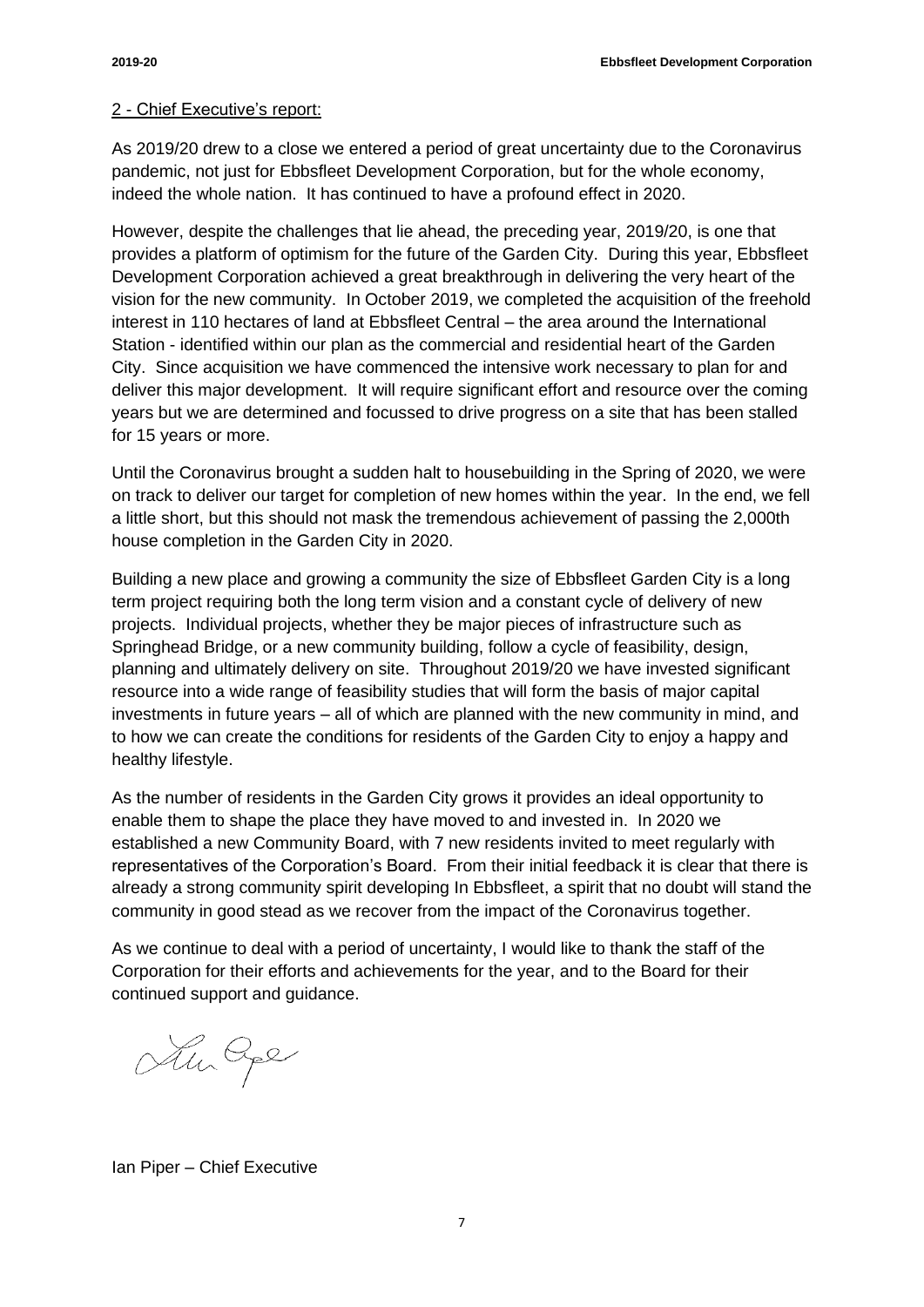## 2 - Chief Executive's report:

As 2019/20 drew to a close we entered a period of great uncertainty due to the Coronavirus pandemic, not just for Ebbsfleet Development Corporation, but for the whole economy, indeed the whole nation. It has continued to have a profound effect in 2020.

However, despite the challenges that lie ahead, the preceding year, 2019/20, is one that provides a platform of optimism for the future of the Garden City. During this year, Ebbsfleet Development Corporation achieved a great breakthrough in delivering the very heart of the vision for the new community. In October 2019, we completed the acquisition of the freehold interest in 110 hectares of land at Ebbsfleet Central – the area around the International Station - identified within our plan as the commercial and residential heart of the Garden City. Since acquisition we have commenced the intensive work necessary to plan for and deliver this major development. It will require significant effort and resource over the coming years but we are determined and focussed to drive progress on a site that has been stalled for 15 years or more.

Until the Coronavirus brought a sudden halt to housebuilding in the Spring of 2020, we were on track to deliver our target for completion of new homes within the year. In the end, we fell a little short, but this should not mask the tremendous achievement of passing the 2,000th house completion in the Garden City in 2020.

Building a new place and growing a community the size of Ebbsfleet Garden City is a long term project requiring both the long term vision and a constant cycle of delivery of new projects. Individual projects, whether they be major pieces of infrastructure such as Springhead Bridge, or a new community building, follow a cycle of feasibility, design, planning and ultimately delivery on site. Throughout 2019/20 we have invested significant resource into a wide range of feasibility studies that will form the basis of major capital investments in future years – all of which are planned with the new community in mind, and to how we can create the conditions for residents of the Garden City to enjoy a happy and healthy lifestyle.

As the number of residents in the Garden City grows it provides an ideal opportunity to enable them to shape the place they have moved to and invested in. In 2020 we established a new Community Board, with 7 new residents invited to meet regularly with representatives of the Corporation's Board. From their initial feedback it is clear that there is already a strong community spirit developing In Ebbsfleet, a spirit that no doubt will stand the community in good stead as we recover from the impact of the Coronavirus together.

As we continue to deal with a period of uncertainty, I would like to thank the staff of the Corporation for their efforts and achievements for the year, and to the Board for their continued support and guidance.

Ian Piper – Chief Executive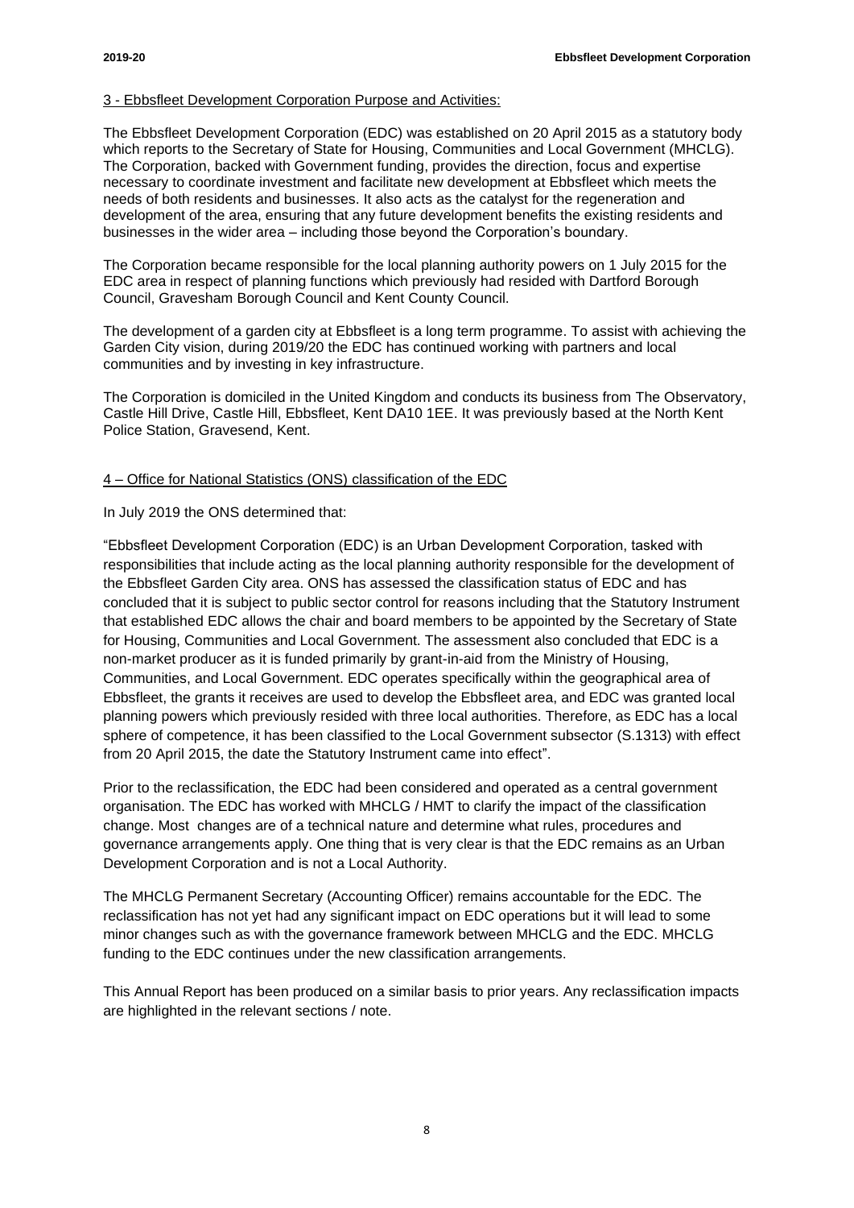## 3 - Ebbsfleet Development Corporation Purpose and Activities:

The Ebbsfleet Development Corporation (EDC) was established on 20 April 2015 as a statutory body which reports to the Secretary of State for Housing, Communities and Local Government (MHCLG). The Corporation, backed with Government funding, provides the direction, focus and expertise necessary to coordinate investment and facilitate new development at Ebbsfleet which meets the needs of both residents and businesses. It also acts as the catalyst for the regeneration and development of the area, ensuring that any future development benefits the existing residents and businesses in the wider area – including those beyond the Corporation's boundary.

The Corporation became responsible for the local planning authority powers on 1 July 2015 for the EDC area in respect of planning functions which previously had resided with Dartford Borough Council, Gravesham Borough Council and Kent County Council.

The development of a garden city at Ebbsfleet is a long term programme. To assist with achieving the Garden City vision, during 2019/20 the EDC has continued working with partners and local communities and by investing in key infrastructure.

The Corporation is domiciled in the United Kingdom and conducts its business from The Observatory, Castle Hill Drive, Castle Hill, Ebbsfleet, Kent DA10 1EE. It was previously based at the North Kent Police Station, Gravesend, Kent.

## 4 – Office for National Statistics (ONS) classification of the EDC

In July 2019 the ONS determined that:

"Ebbsfleet Development Corporation (EDC) is an Urban Development Corporation, tasked with responsibilities that include acting as the local planning authority responsible for the development of the Ebbsfleet Garden City area. ONS has assessed the classification status of EDC and has concluded that it is subject to public sector control for reasons including that the Statutory Instrument that established EDC allows the chair and board members to be appointed by the Secretary of State for Housing, Communities and Local Government. The assessment also concluded that EDC is a non-market producer as it is funded primarily by grant-in-aid from the Ministry of Housing, Communities, and Local Government. EDC operates specifically within the geographical area of Ebbsfleet, the grants it receives are used to develop the Ebbsfleet area, and EDC was granted local planning powers which previously resided with three local authorities. Therefore, as EDC has a local sphere of competence, it has been classified to the Local Government subsector (S.1313) with effect from 20 April 2015, the date the Statutory Instrument came into effect".

Prior to the reclassification, the EDC had been considered and operated as a central government organisation. The EDC has worked with MHCLG / HMT to clarify the impact of the classification change. Most changes are of a technical nature and determine what rules, procedures and governance arrangements apply. One thing that is very clear is that the EDC remains as an Urban Development Corporation and is not a Local Authority.

The MHCLG Permanent Secretary (Accounting Officer) remains accountable for the EDC. The reclassification has not yet had any significant impact on EDC operations but it will lead to some minor changes such as with the governance framework between MHCLG and the EDC. MHCLG funding to the EDC continues under the new classification arrangements.

This Annual Report has been produced on a similar basis to prior years. Any reclassification impacts are highlighted in the relevant sections / note.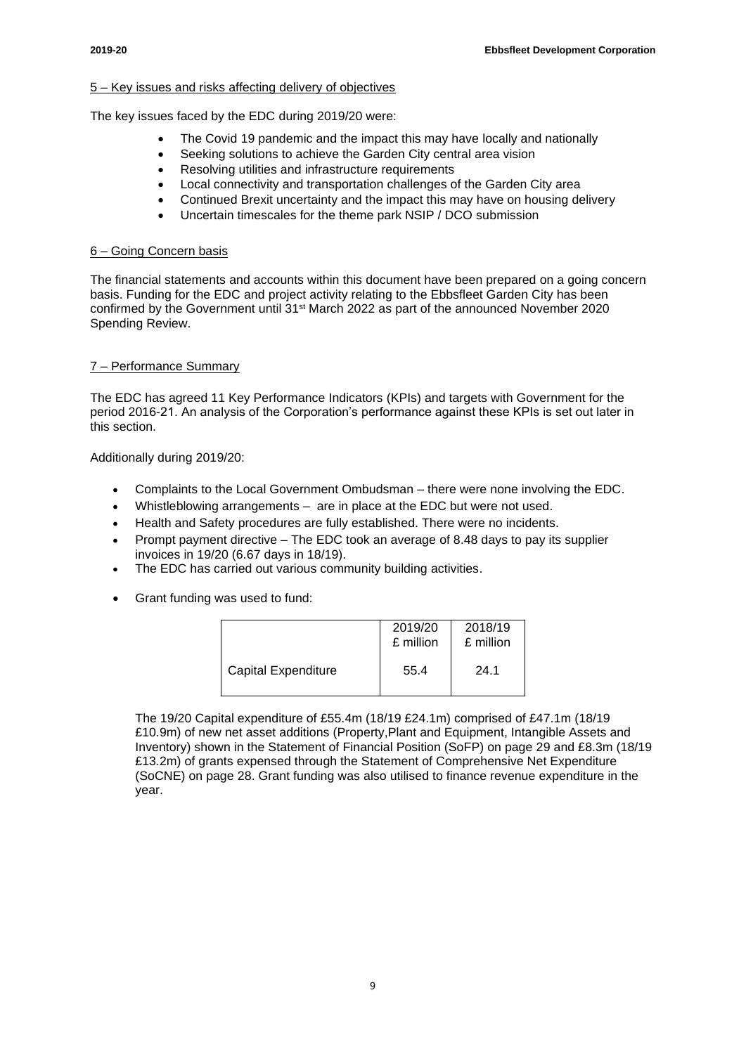## 5 – Key issues and risks affecting delivery of objectives

The key issues faced by the EDC during 2019/20 were:

- The Covid 19 pandemic and the impact this may have locally and nationally
- Seeking solutions to achieve the Garden City central area vision
- Resolving utilities and infrastructure requirements
- Local connectivity and transportation challenges of the Garden City area
- Continued Brexit uncertainty and the impact this may have on housing delivery
- Uncertain timescales for the theme park NSIP / DCO submission

## 6 – Going Concern basis

The financial statements and accounts within this document have been prepared on a going concern basis. Funding for the EDC and project activity relating to the Ebbsfleet Garden City has been confirmed by the Government until 31st March 2022 as part of the announced November 2020 Spending Review.

## 7 – Performance Summary

The EDC has agreed 11 Key Performance Indicators (KPIs) and targets with Government for the period 2016-21. An analysis of the Corporation's performance against these KPIs is set out later in this section.

Additionally during 2019/20:

- Complaints to the Local Government Ombudsman – there were none involving the EDC.
- Whistleblowing arrangements – are in place at the EDC but were not used.
- Health and Safety procedures are fully established. There were no incidents.
- Prompt payment directive – The EDC took an average of 8.48 days to pay its supplier invoices in 19/20 (6.67 days in 18/19).
- The EDC has carried out various community building activities.
- Grant funding was used to fund:

| | 2019/20 £ million | 2018/19 £ million |
|---|---|---|
| Capital Expenditure | 55.4 | 24.1 |

The 19/20 Capital expenditure of £55.4m (18/19 £24.1m) comprised of £47.1m (18/19 £10.9m) of new net asset additions (Property,Plant and Equipment, Intangible Assets and Inventory) shown in the Statement of Financial Position (SoFP) on page 29 and £8.3m (18/19 £13.2m) of grants expensed through the Statement of Comprehensive Net Expenditure (SoCNE) on page 28. Grant funding was also utilised to finance revenue expenditure in the year.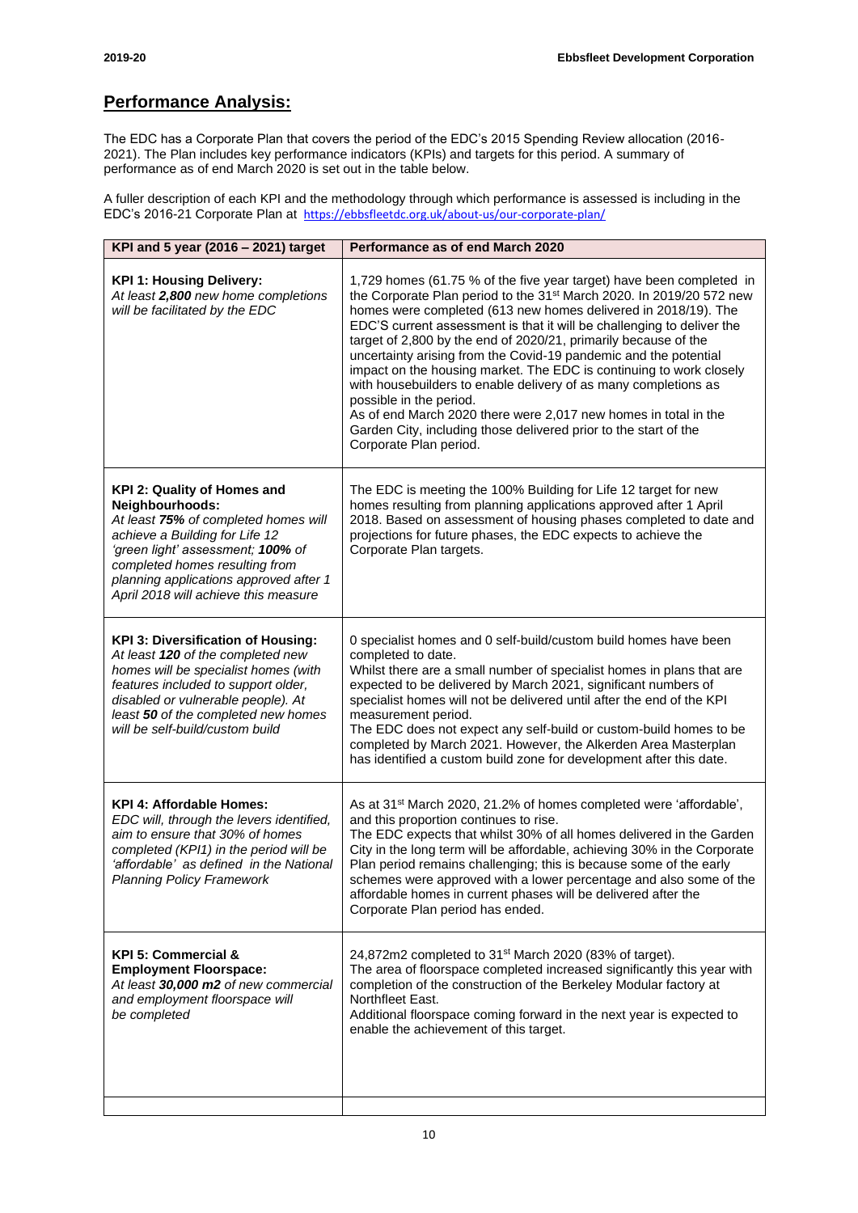## Performance Analysis:

The EDC has a Corporate Plan that covers the period of the EDC's 2015 Spending Review allocation (2016-2021). The Plan includes key performance indicators (KPIs) and targets for this period. A summary of performance as of end March 2020 is set out in the table below.

A fuller description of each KPI and the methodology through which performance is assessed is including in the EDC's 2016-21 Corporate Plan at https://ebbsfleetdc.org.uk/about-us/our-corporate-plan/

| KPI and 5 year (2016 – 2021) target | Performance as of end March 2020 |
|---|---|
| **KPI 1: Housing Delivery:** *At least **2,800** new home completions will be facilitated by the EDC* | 1,729 homes (61.75 % of the five year target) have been completed in the Corporate Plan period to the 31st March 2020. In 2019/20 572 new homes were completed (613 new homes delivered in 2018/19). The EDC'S current assessment is that it will be challenging to deliver the target of 2,800 by the end of 2020/21, primarily because of the uncertainty arising from the Covid-19 pandemic and the potential impact on the housing market. The EDC is continuing to work closely with housebuilders to enable delivery of as many completions as possible in the period.<br>As of end March 2020 there were 2,017 new homes in total in the Garden City, including those delivered prior to the start of the Corporate Plan period. |
| **KPI 2: Quality of Homes and Neighbourhoods:** *At least **75%** of completed homes will achieve a Building for Life 12 'green light' assessment; **100%** of completed homes resulting from planning applications approved after 1 April 2018 will achieve this measure* | The EDC is meeting the 100% Building for Life 12 target for new homes resulting from planning applications approved after 1 April 2018. Based on assessment of housing phases completed to date and projections for future phases, the EDC expects to achieve the Corporate Plan targets. |
| **KPI 3: Diversification of Housing:** *At least **120** of the completed new homes will be specialist homes (with features included to support older, disabled or vulnerable people). At least **50** of the completed new homes will be self-build/custom build* | 0 specialist homes and 0 self-build/custom build homes have been completed to date.<br>Whilst there are a small number of specialist homes in plans that are expected to be delivered by March 2021, significant numbers of specialist homes will not be delivered until after the end of the KPI measurement period.<br>The EDC does not expect any self-build or custom-build homes to be completed by March 2021. However, the Alkerden Area Masterplan has identified a custom build zone for development after this date. |
| **KPI 4: Affordable Homes:** *EDC will, through the levers identified, aim to ensure that 30% of homes completed (KPI1) in the period will be 'affordable' as defined in the National Planning Policy Framework* | As at 31st March 2020, 21.2% of homes completed were 'affordable', and this proportion continues to rise.<br>The EDC expects that whilst 30% of all homes delivered in the Garden City in the long term will be affordable, achieving 30% in the Corporate Plan period remains challenging; this is because some of the early schemes were approved with a lower percentage and also some of the affordable homes in current phases will be delivered after the Corporate Plan period has ended. |
| **KPI 5: Commercial & Employment Floorspace:** *At least **30,000 m2** of new commercial and employment floorspace will be completed* | 24,872m2 completed to 31st March 2020 (83% of target).<br>The area of floorspace completed increased significantly this year with completion of the construction of the Berkeley Modular factory at Northfleet East.<br>Additional floorspace coming forward in the next year is expected to enable the achievement of this target. |
| | |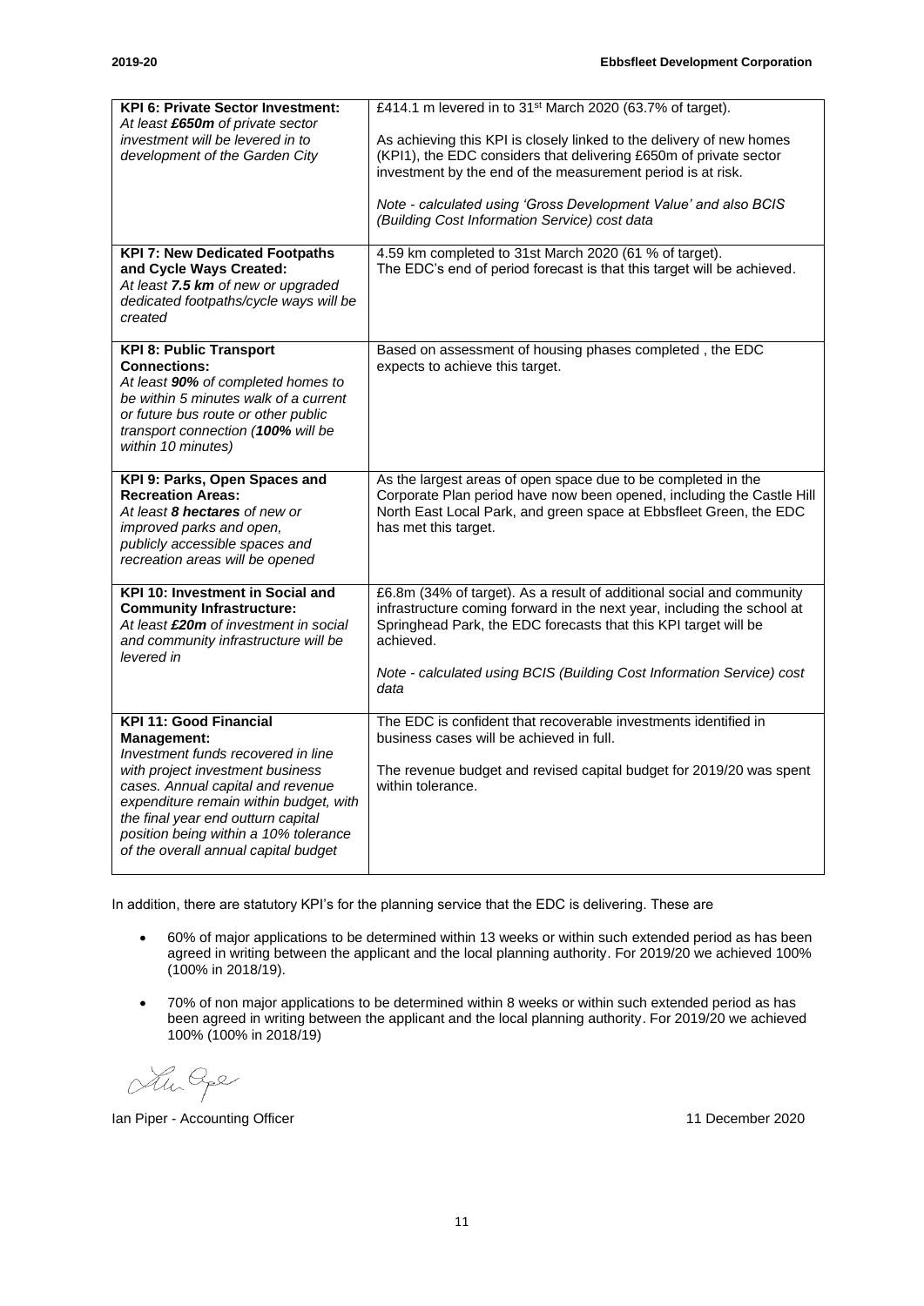| | |
|---|---|
| **KPI 6: Private Sector Investment:** *At least **£650m** of private sector investment will be levered in to development of the Garden City* | £414.1 m levered in to 31st March 2020 (63.7% of target).<br><br>As achieving this KPI is closely linked to the delivery of new homes (KPI1), the EDC considers that delivering £650m of private sector investment by the end of the measurement period is at risk.<br><br>*Note - calculated using 'Gross Development Value' and also BCIS (Building Cost Information Service) cost data* |
| **KPI 7: New Dedicated Footpaths and Cycle Ways Created:** *At least **7.5 km** of new or upgraded dedicated footpaths/cycle ways will be created* | 4.59 km completed to 31st March 2020 (61 % of target).<br>The EDC's end of period forecast is that this target will be achieved. |
| **KPI 8: Public Transport Connections:** *At least **90%** of completed homes to be within 5 minutes walk of a current or future bus route or other public transport connection (**100%** will be within 10 minutes)* | Based on assessment of housing phases completed , the EDC expects to achieve this target. |
| **KPI 9: Parks, Open Spaces and Recreation Areas:** *At least **8 hectares** of new or improved parks and open, publicly accessible spaces and recreation areas will be opened* | As the largest areas of open space due to be completed in the Corporate Plan period have now been opened, including the Castle Hill North East Local Park, and green space at Ebbsfleet Green, the EDC has met this target. |
| **KPI 10: Investment in Social and Community Infrastructure:** *At least **£20m** of investment in social and community infrastructure will be levered in* | £6.8m (34% of target). As a result of additional social and community infrastructure coming forward in the next year, including the school at Springhead Park, the EDC forecasts that this KPI target will be achieved.<br><br>*Note - calculated using BCIS (Building Cost Information Service) cost data* |
| **KPI 11: Good Financial Management:** *Investment funds recovered in line with project investment business cases. Annual capital and revenue expenditure remain within budget, with the final year end outturn capital position being within a 10% tolerance of the overall annual capital budget* | The EDC is confident that recoverable investments identified in business cases will be achieved in full.<br><br>The revenue budget and revised capital budget for 2019/20 was spent within tolerance. |

In addition, there are statutory KPI's for the planning service that the EDC is delivering. These are

- 60% of major applications to be determined within 13 weeks or within such extended period as has been agreed in writing between the applicant and the local planning authority. For 2019/20 we achieved 100% (100% in 2018/19).
- 70% of non major applications to be determined within 8 weeks or within such extended period as has been agreed in writing between the applicant and the local planning authority. For 2019/20 we achieved 100% (100% in 2018/19)

Ian Piper - Accounting Officer

11 December 2020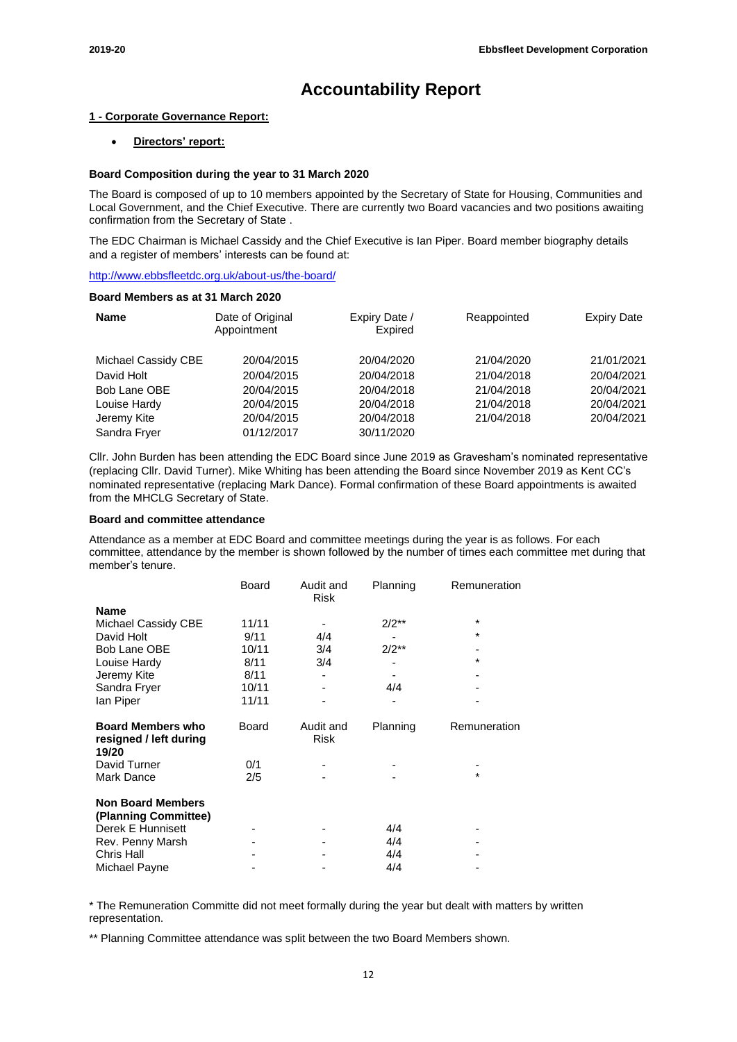# Accountability Report

**1 - Corporate Governance Report:**

- **Directors' report:**

**Board Composition during the year to 31 March 2020**

The Board is composed of up to 10 members appointed by the Secretary of State for Housing, Communities and Local Government, and the Chief Executive. There are currently two Board vacancies and two positions awaiting confirmation from the Secretary of State .

The EDC Chairman is Michael Cassidy and the Chief Executive is Ian Piper. Board member biography details and a register of members' interests can be found at:

http://www.ebbsfleetdc.org.uk/about-us/the-board/

**Board Members as at 31 March 2020**

| Name | Date of Original Appointment | Expiry Date / Expired | Reappointed | Expiry Date |
|---|---|---|---|---|
| Michael Cassidy CBE | 20/04/2015 | 20/04/2020 | 21/04/2020 | 21/01/2021 |
| David Holt | 20/04/2015 | 20/04/2018 | 21/04/2018 | 20/04/2021 |
| Bob Lane OBE | 20/04/2015 | 20/04/2018 | 21/04/2018 | 20/04/2021 |
| Louise Hardy | 20/04/2015 | 20/04/2018 | 21/04/2018 | 20/04/2021 |
| Jeremy Kite | 20/04/2015 | 20/04/2018 | 21/04/2018 | 20/04/2021 |
| Sandra Fryer | 01/12/2017 | 30/11/2020 | | |

Cllr. John Burden has been attending the EDC Board since June 2019 as Gravesham's nominated representative (replacing Cllr. David Turner). Mike Whiting has been attending the Board since November 2019 as Kent CC's nominated representative (replacing Mark Dance). Formal confirmation of these Board appointments is awaited from the MHCLG Secretary of State.

**Board and committee attendance**

Attendance as a member at EDC Board and committee meetings during the year is as follows. For each committee, attendance by the member is shown followed by the number of times each committee met during that member's tenure.

| Name | Board | Audit and Risk | Planning | Remuneration |
|---|---|---|---|---|
| Michael Cassidy CBE | 11/11 | - | 2/2** | * |
| David Holt | 9/11 | 4/4 | - | * |
| Bob Lane OBE | 10/11 | 3/4 | 2/2** | - |
| Louise Hardy | 8/11 | 3/4 | - | * |
| Jeremy Kite | 8/11 | - | - | - |
| Sandra Fryer | 10/11 | - | 4/4 | - |
| Ian Piper | 11/11 | - | - | - |
| **Board Members who resigned / left during 19/20** | **Board** | **Audit and Risk** | **Planning** | **Remuneration** |
| David Turner | 0/1 | - | - | - |
| Mark Dance | 2/5 | - | - | * |
| **Non Board Members (Planning Committee)** | | | | |
| Derek E Hunnisett | - | - | 4/4 | - |
| Rev. Penny Marsh | - | - | 4/4 | - |
| Chris Hall | - | - | 4/4 | - |
| Michael Payne | - | - | 4/4 | - |

* The Remuneration Committe did not meet formally during the year but dealt with matters by written representation.

** Planning Committee attendance was split between the two Board Members shown.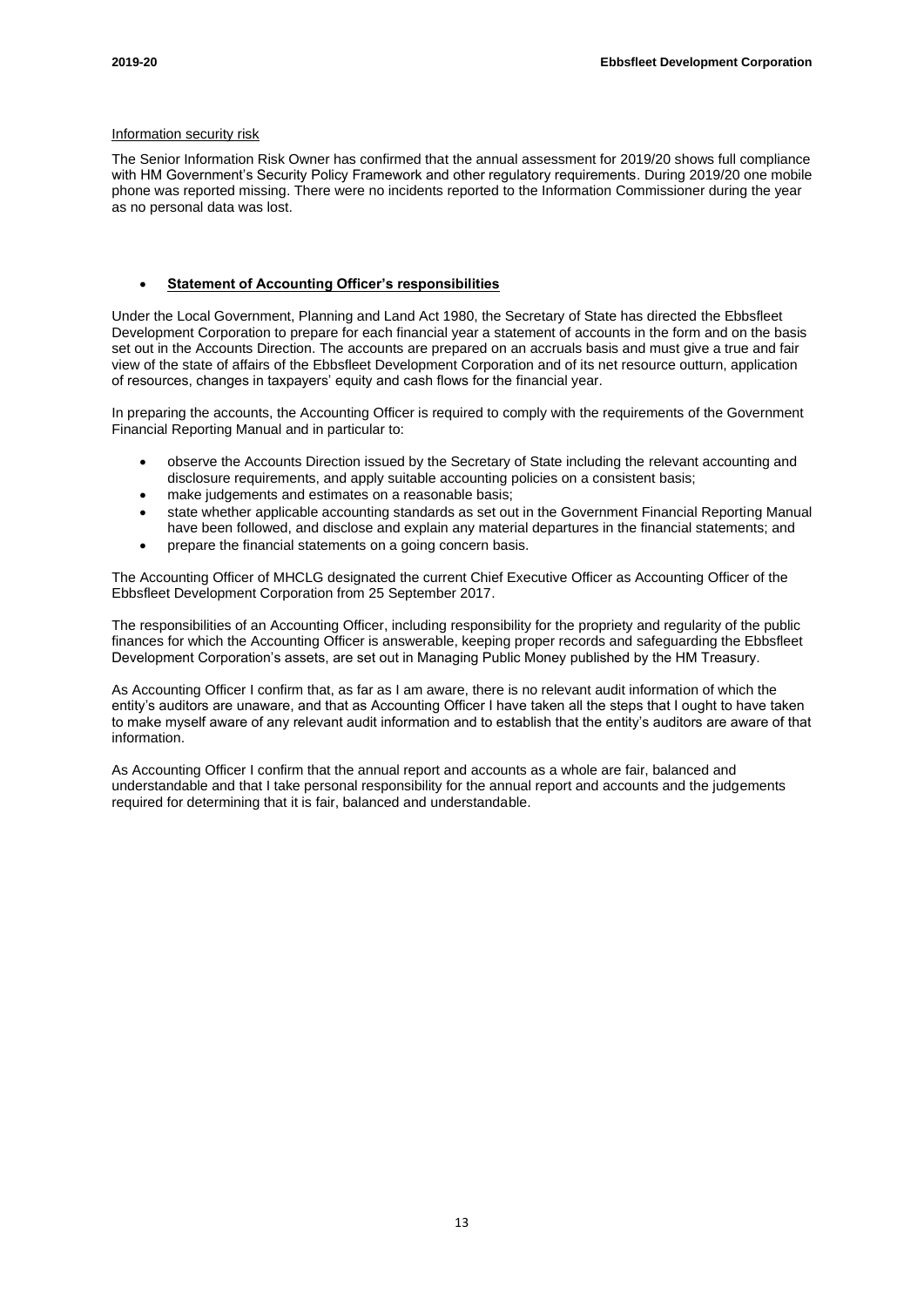Information security risk

The Senior Information Risk Owner has confirmed that the annual assessment for 2019/20 shows full compliance with HM Government's Security Policy Framework and other regulatory requirements. During 2019/20 one mobile phone was reported missing. There were no incidents reported to the Information Commissioner during the year as no personal data was lost.

- **Statement of Accounting Officer's responsibilities**

Under the Local Government, Planning and Land Act 1980, the Secretary of State has directed the Ebbsfleet Development Corporation to prepare for each financial year a statement of accounts in the form and on the basis set out in the Accounts Direction. The accounts are prepared on an accruals basis and must give a true and fair view of the state of affairs of the Ebbsfleet Development Corporation and of its net resource outturn, application of resources, changes in taxpayers' equity and cash flows for the financial year.

In preparing the accounts, the Accounting Officer is required to comply with the requirements of the Government Financial Reporting Manual and in particular to:

- observe the Accounts Direction issued by the Secretary of State including the relevant accounting and disclosure requirements, and apply suitable accounting policies on a consistent basis;
- make judgements and estimates on a reasonable basis;
- state whether applicable accounting standards as set out in the Government Financial Reporting Manual have been followed, and disclose and explain any material departures in the financial statements; and
- prepare the financial statements on a going concern basis.

The Accounting Officer of MHCLG designated the current Chief Executive Officer as Accounting Officer of the Ebbsfleet Development Corporation from 25 September 2017.

The responsibilities of an Accounting Officer, including responsibility for the propriety and regularity of the public finances for which the Accounting Officer is answerable, keeping proper records and safeguarding the Ebbsfleet Development Corporation's assets, are set out in Managing Public Money published by the HM Treasury.

As Accounting Officer I confirm that, as far as I am aware, there is no relevant audit information of which the entity's auditors are unaware, and that as Accounting Officer I have taken all the steps that I ought to have taken to make myself aware of any relevant audit information and to establish that the entity's auditors are aware of that information.

As Accounting Officer I confirm that the annual report and accounts as a whole are fair, balanced and understandable and that I take personal responsibility for the annual report and accounts and the judgements required for determining that it is fair, balanced and understandable.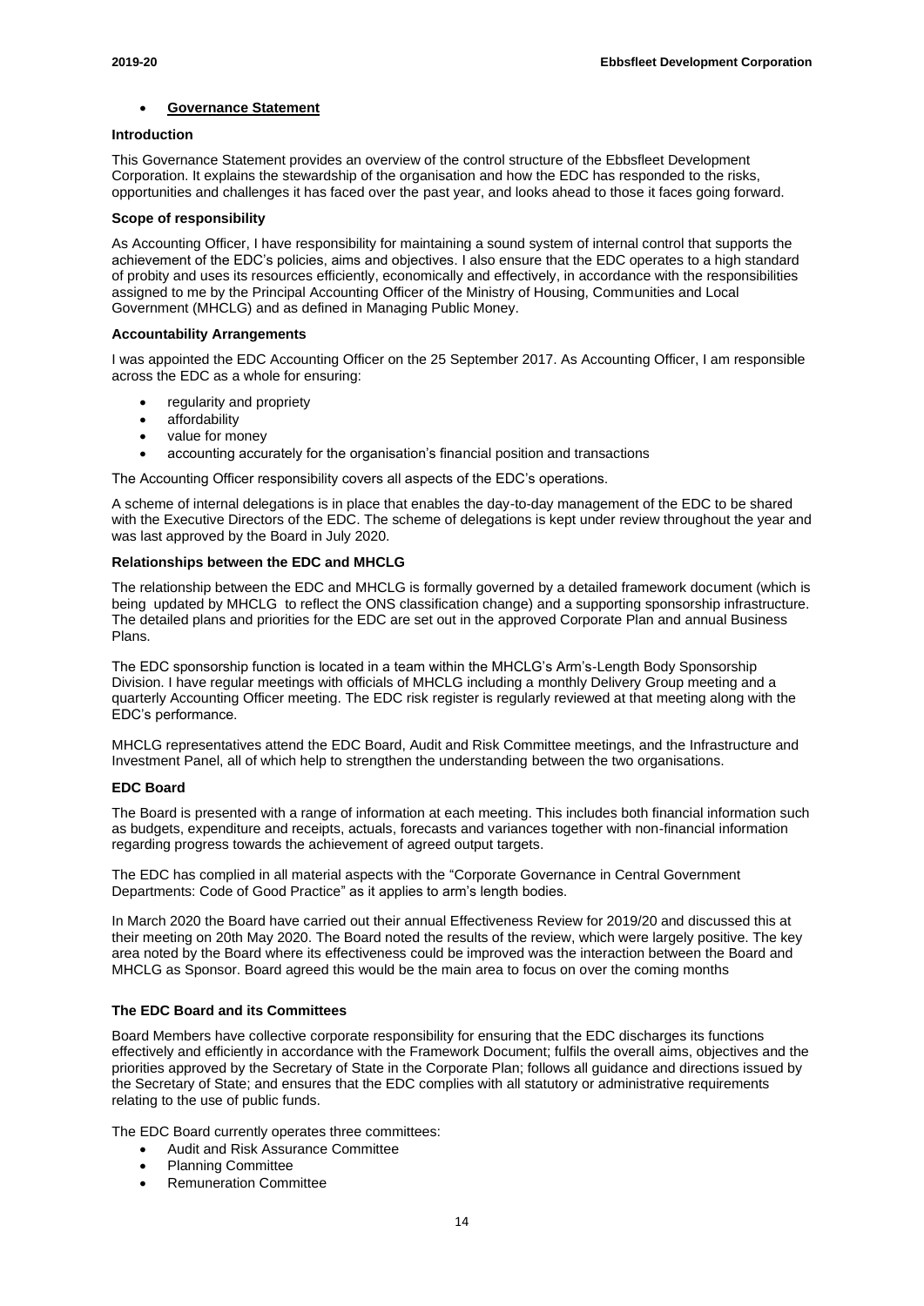- **Governance Statement**

**Introduction**

This Governance Statement provides an overview of the control structure of the Ebbsfleet Development Corporation. It explains the stewardship of the organisation and how the EDC has responded to the risks, opportunities and challenges it has faced over the past year, and looks ahead to those it faces going forward.

**Scope of responsibility**

As Accounting Officer, I have responsibility for maintaining a sound system of internal control that supports the achievement of the EDC's policies, aims and objectives. I also ensure that the EDC operates to a high standard of probity and uses its resources efficiently, economically and effectively, in accordance with the responsibilities assigned to me by the Principal Accounting Officer of the Ministry of Housing, Communities and Local Government (MHCLG) and as defined in Managing Public Money.

**Accountability Arrangements**

I was appointed the EDC Accounting Officer on the 25 September 2017. As Accounting Officer, I am responsible across the EDC as a whole for ensuring:

- regularity and propriety
- affordability
- value for money
- accounting accurately for the organisation's financial position and transactions

The Accounting Officer responsibility covers all aspects of the EDC's operations.

A scheme of internal delegations is in place that enables the day-to-day management of the EDC to be shared with the Executive Directors of the EDC. The scheme of delegations is kept under review throughout the year and was last approved by the Board in July 2020.

**Relationships between the EDC and MHCLG**

The relationship between the EDC and MHCLG is formally governed by a detailed framework document (which is being updated by MHCLG to reflect the ONS classification change) and a supporting sponsorship infrastructure. The detailed plans and priorities for the EDC are set out in the approved Corporate Plan and annual Business Plans.

The EDC sponsorship function is located in a team within the MHCLG's Arm's-Length Body Sponsorship Division. I have regular meetings with officials of MHCLG including a monthly Delivery Group meeting and a quarterly Accounting Officer meeting. The EDC risk register is regularly reviewed at that meeting along with the EDC's performance.

MHCLG representatives attend the EDC Board, Audit and Risk Committee meetings, and the Infrastructure and Investment Panel, all of which help to strengthen the understanding between the two organisations.

**EDC Board**

The Board is presented with a range of information at each meeting. This includes both financial information such as budgets, expenditure and receipts, actuals, forecasts and variances together with non-financial information regarding progress towards the achievement of agreed output targets.

The EDC has complied in all material aspects with the "Corporate Governance in Central Government Departments: Code of Good Practice" as it applies to arm's length bodies.

In March 2020 the Board have carried out their annual Effectiveness Review for 2019/20 and discussed this at their meeting on 20th May 2020. The Board noted the results of the review, which were largely positive. The key area noted by the Board where its effectiveness could be improved was the interaction between the Board and MHCLG as Sponsor. Board agreed this would be the main area to focus on over the coming months

**The EDC Board and its Committees**

Board Members have collective corporate responsibility for ensuring that the EDC discharges its functions effectively and efficiently in accordance with the Framework Document; fulfils the overall aims, objectives and the priorities approved by the Secretary of State in the Corporate Plan; follows all guidance and directions issued by the Secretary of State; and ensures that the EDC complies with all statutory or administrative requirements relating to the use of public funds.

The EDC Board currently operates three committees:

- Audit and Risk Assurance Committee
- Planning Committee
- Remuneration Committee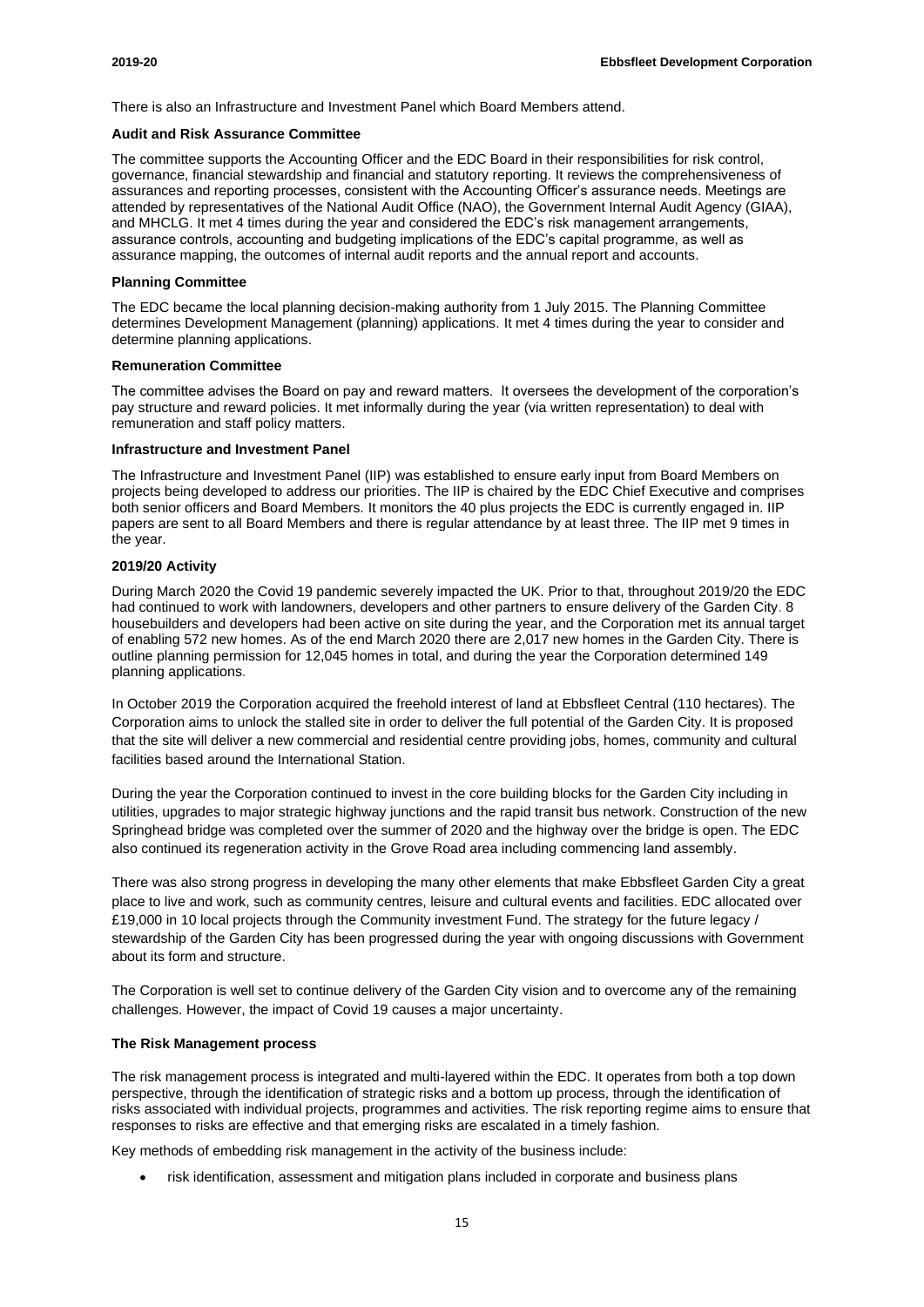There is also an Infrastructure and Investment Panel which Board Members attend.

**Audit and Risk Assurance Committee**

The committee supports the Accounting Officer and the EDC Board in their responsibilities for risk control, governance, financial stewardship and financial and statutory reporting. It reviews the comprehensiveness of assurances and reporting processes, consistent with the Accounting Officer's assurance needs. Meetings are attended by representatives of the National Audit Office (NAO), the Government Internal Audit Agency (GIAA), and MHCLG. It met 4 times during the year and considered the EDC's risk management arrangements, assurance controls, accounting and budgeting implications of the EDC's capital programme, as well as assurance mapping, the outcomes of internal audit reports and the annual report and accounts.

**Planning Committee**

The EDC became the local planning decision-making authority from 1 July 2015. The Planning Committee determines Development Management (planning) applications. It met 4 times during the year to consider and determine planning applications.

**Remuneration Committee**

The committee advises the Board on pay and reward matters. It oversees the development of the corporation's pay structure and reward policies. It met informally during the year (via written representation) to deal with remuneration and staff policy matters.

**Infrastructure and Investment Panel**

The Infrastructure and Investment Panel (IIP) was established to ensure early input from Board Members on projects being developed to address our priorities. The IIP is chaired by the EDC Chief Executive and comprises both senior officers and Board Members. It monitors the 40 plus projects the EDC is currently engaged in. IIP papers are sent to all Board Members and there is regular attendance by at least three. The IIP met 9 times in the year.

**2019/20 Activity**

During March 2020 the Covid 19 pandemic severely impacted the UK. Prior to that, throughout 2019/20 the EDC had continued to work with landowners, developers and other partners to ensure delivery of the Garden City. 8 housebuilders and developers had been active on site during the year, and the Corporation met its annual target of enabling 572 new homes. As of the end March 2020 there are 2,017 new homes in the Garden City. There is outline planning permission for 12,045 homes in total, and during the year the Corporation determined 149 planning applications.

In October 2019 the Corporation acquired the freehold interest of land at Ebbsfleet Central (110 hectares). The Corporation aims to unlock the stalled site in order to deliver the full potential of the Garden City. It is proposed that the site will deliver a new commercial and residential centre providing jobs, homes, community and cultural facilities based around the International Station.

During the year the Corporation continued to invest in the core building blocks for the Garden City including in utilities, upgrades to major strategic highway junctions and the rapid transit bus network. Construction of the new Springhead bridge was completed over the summer of 2020 and the highway over the bridge is open. The EDC also continued its regeneration activity in the Grove Road area including commencing land assembly.

There was also strong progress in developing the many other elements that make Ebbsfleet Garden City a great place to live and work, such as community centres, leisure and cultural events and facilities. EDC allocated over £19,000 in 10 local projects through the Community investment Fund. The strategy for the future legacy / stewardship of the Garden City has been progressed during the year with ongoing discussions with Government about its form and structure.

The Corporation is well set to continue delivery of the Garden City vision and to overcome any of the remaining challenges. However, the impact of Covid 19 causes a major uncertainty.

**The Risk Management process**

The risk management process is integrated and multi-layered within the EDC. It operates from both a top down perspective, through the identification of strategic risks and a bottom up process, through the identification of risks associated with individual projects, programmes and activities. The risk reporting regime aims to ensure that responses to risks are effective and that emerging risks are escalated in a timely fashion.

Key methods of embedding risk management in the activity of the business include:

- risk identification, assessment and mitigation plans included in corporate and business plans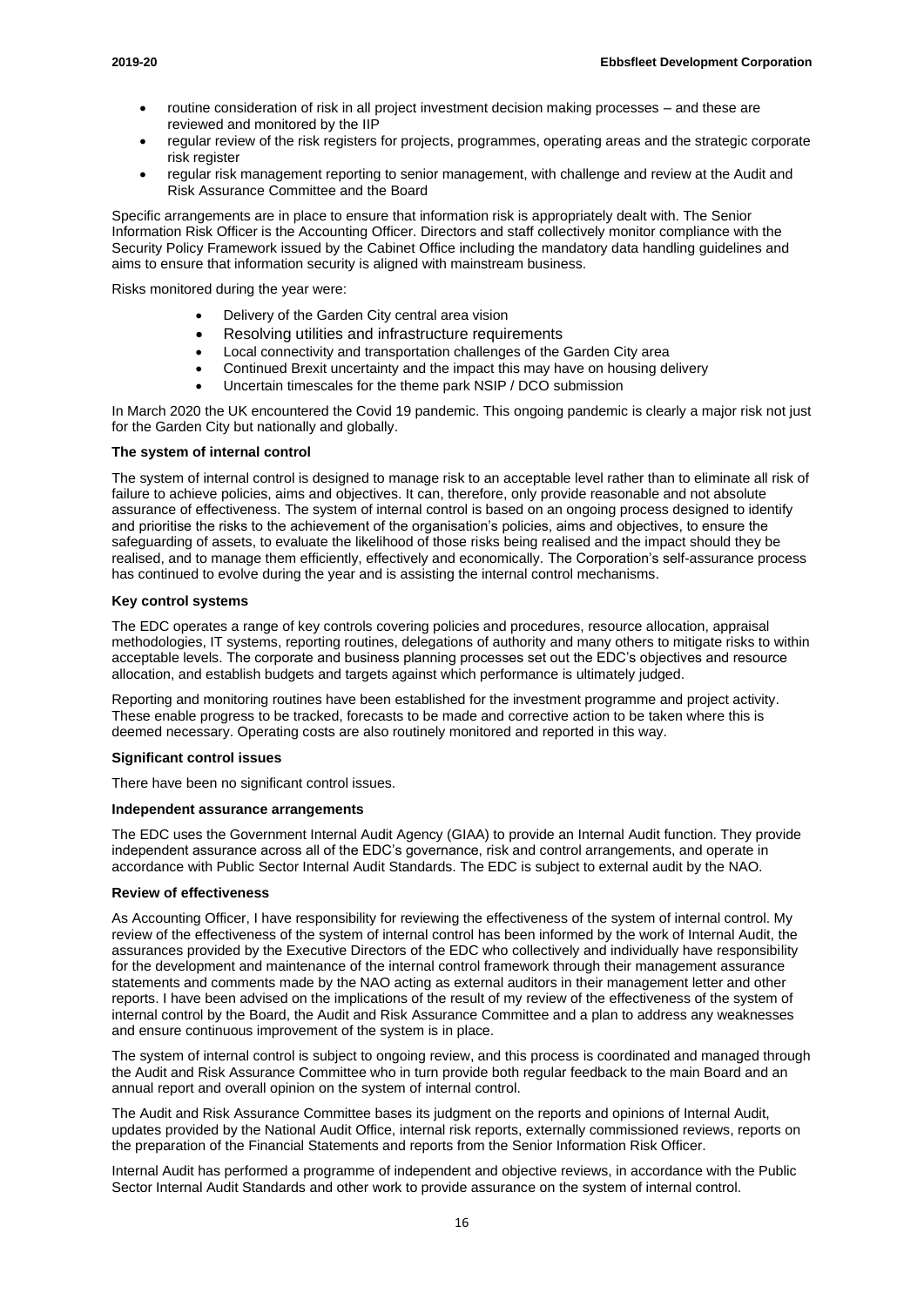- routine consideration of risk in all project investment decision making processes – and these are reviewed and monitored by the IIP
- regular review of the risk registers for projects, programmes, operating areas and the strategic corporate risk register
- regular risk management reporting to senior management, with challenge and review at the Audit and Risk Assurance Committee and the Board

Specific arrangements are in place to ensure that information risk is appropriately dealt with. The Senior Information Risk Officer is the Accounting Officer. Directors and staff collectively monitor compliance with the Security Policy Framework issued by the Cabinet Office including the mandatory data handling guidelines and aims to ensure that information security is aligned with mainstream business.

Risks monitored during the year were:

- Delivery of the Garden City central area vision
- Resolving utilities and infrastructure requirements
- Local connectivity and transportation challenges of the Garden City area
- Continued Brexit uncertainty and the impact this may have on housing delivery
- Uncertain timescales for the theme park NSIP / DCO submission

In March 2020 the UK encountered the Covid 19 pandemic. This ongoing pandemic is clearly a major risk not just for the Garden City but nationally and globally.

**The system of internal control**

The system of internal control is designed to manage risk to an acceptable level rather than to eliminate all risk of failure to achieve policies, aims and objectives. It can, therefore, only provide reasonable and not absolute assurance of effectiveness. The system of internal control is based on an ongoing process designed to identify and prioritise the risks to the achievement of the organisation's policies, aims and objectives, to ensure the safeguarding of assets, to evaluate the likelihood of those risks being realised and the impact should they be realised, and to manage them efficiently, effectively and economically. The Corporation's self-assurance process has continued to evolve during the year and is assisting the internal control mechanisms.

**Key control systems**

The EDC operates a range of key controls covering policies and procedures, resource allocation, appraisal methodologies, IT systems, reporting routines, delegations of authority and many others to mitigate risks to within acceptable levels. The corporate and business planning processes set out the EDC's objectives and resource allocation, and establish budgets and targets against which performance is ultimately judged.

Reporting and monitoring routines have been established for the investment programme and project activity. These enable progress to be tracked, forecasts to be made and corrective action to be taken where this is deemed necessary. Operating costs are also routinely monitored and reported in this way.

**Significant control issues**

There have been no significant control issues.

**Independent assurance arrangements**

The EDC uses the Government Internal Audit Agency (GIAA) to provide an Internal Audit function. They provide independent assurance across all of the EDC's governance, risk and control arrangements, and operate in accordance with Public Sector Internal Audit Standards. The EDC is subject to external audit by the NAO.

**Review of effectiveness**

As Accounting Officer, I have responsibility for reviewing the effectiveness of the system of internal control. My review of the effectiveness of the system of internal control has been informed by the work of Internal Audit, the assurances provided by the Executive Directors of the EDC who collectively and individually have responsibility for the development and maintenance of the internal control framework through their management assurance statements and comments made by the NAO acting as external auditors in their management letter and other reports. I have been advised on the implications of the result of my review of the effectiveness of the system of internal control by the Board, the Audit and Risk Assurance Committee and a plan to address any weaknesses and ensure continuous improvement of the system is in place.

The system of internal control is subject to ongoing review, and this process is coordinated and managed through the Audit and Risk Assurance Committee who in turn provide both regular feedback to the main Board and an annual report and overall opinion on the system of internal control.

The Audit and Risk Assurance Committee bases its judgment on the reports and opinions of Internal Audit, updates provided by the National Audit Office, internal risk reports, externally commissioned reviews, reports on the preparation of the Financial Statements and reports from the Senior Information Risk Officer.

Internal Audit has performed a programme of independent and objective reviews, in accordance with the Public Sector Internal Audit Standards and other work to provide assurance on the system of internal control.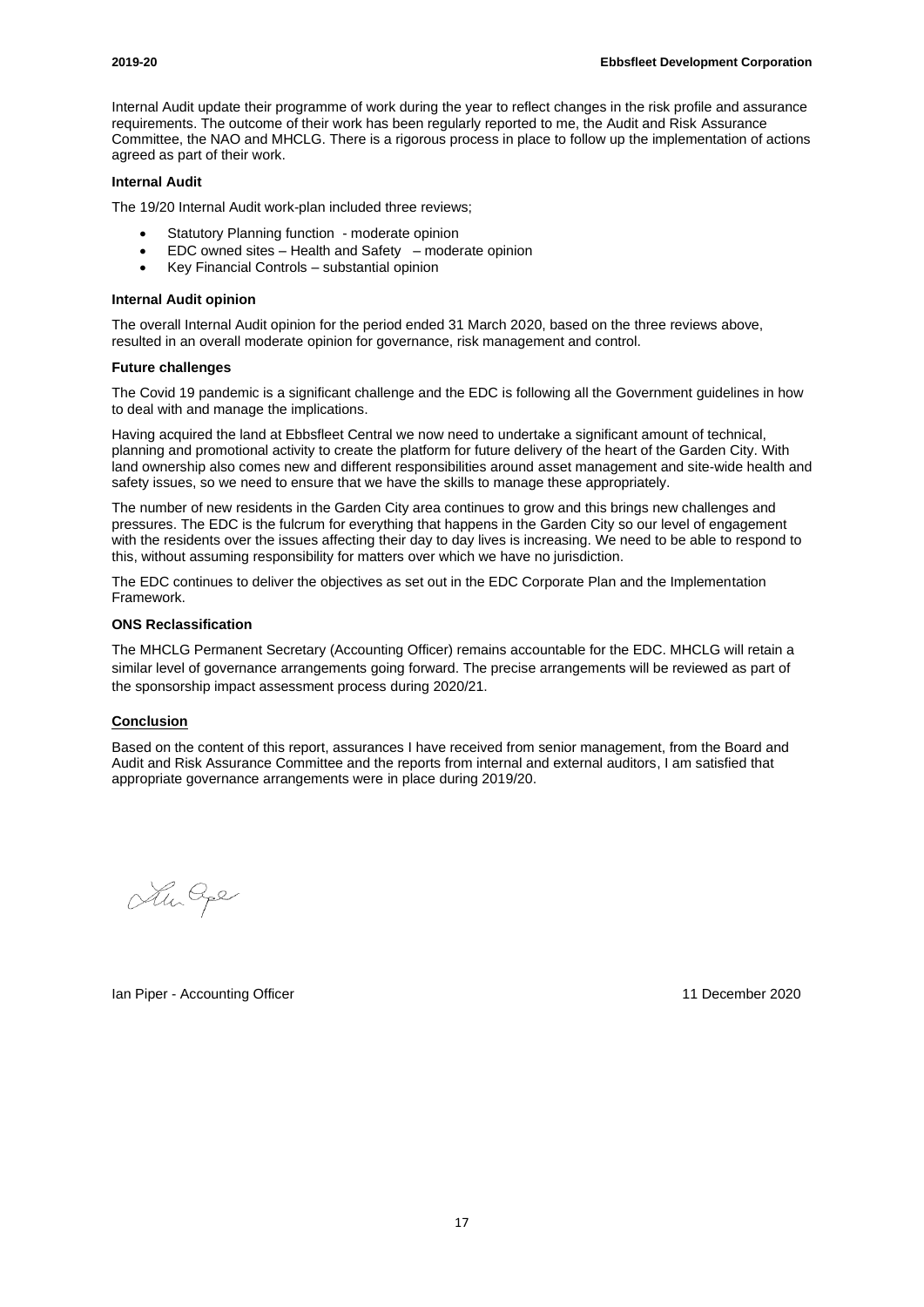Internal Audit update their programme of work during the year to reflect changes in the risk profile and assurance requirements. The outcome of their work has been regularly reported to me, the Audit and Risk Assurance Committee, the NAO and MHCLG. There is a rigorous process in place to follow up the implementation of actions agreed as part of their work.

**Internal Audit**

The 19/20 Internal Audit work-plan included three reviews;

- Statutory Planning function - moderate opinion
- EDC owned sites – Health and Safety – moderate opinion
- Key Financial Controls – substantial opinion

**Internal Audit opinion**

The overall Internal Audit opinion for the period ended 31 March 2020, based on the three reviews above, resulted in an overall moderate opinion for governance, risk management and control.

**Future challenges**

The Covid 19 pandemic is a significant challenge and the EDC is following all the Government guidelines in how to deal with and manage the implications.

Having acquired the land at Ebbsfleet Central we now need to undertake a significant amount of technical, planning and promotional activity to create the platform for future delivery of the heart of the Garden City. With land ownership also comes new and different responsibilities around asset management and site-wide health and safety issues, so we need to ensure that we have the skills to manage these appropriately.

The number of new residents in the Garden City area continues to grow and this brings new challenges and pressures. The EDC is the fulcrum for everything that happens in the Garden City so our level of engagement with the residents over the issues affecting their day to day lives is increasing. We need to be able to respond to this, without assuming responsibility for matters over which we have no jurisdiction.

The EDC continues to deliver the objectives as set out in the EDC Corporate Plan and the Implementation Framework.

**ONS Reclassification**

The MHCLG Permanent Secretary (Accounting Officer) remains accountable for the EDC. MHCLG will retain a similar level of governance arrangements going forward. The precise arrangements will be reviewed as part of the sponsorship impact assessment process during 2020/21.

**Conclusion**

Based on the content of this report, assurances I have received from senior management, from the Board and Audit and Risk Assurance Committee and the reports from internal and external auditors, I am satisfied that appropriate governance arrangements were in place during 2019/20.

Ian Piper - Accounting Officer

11 December 2020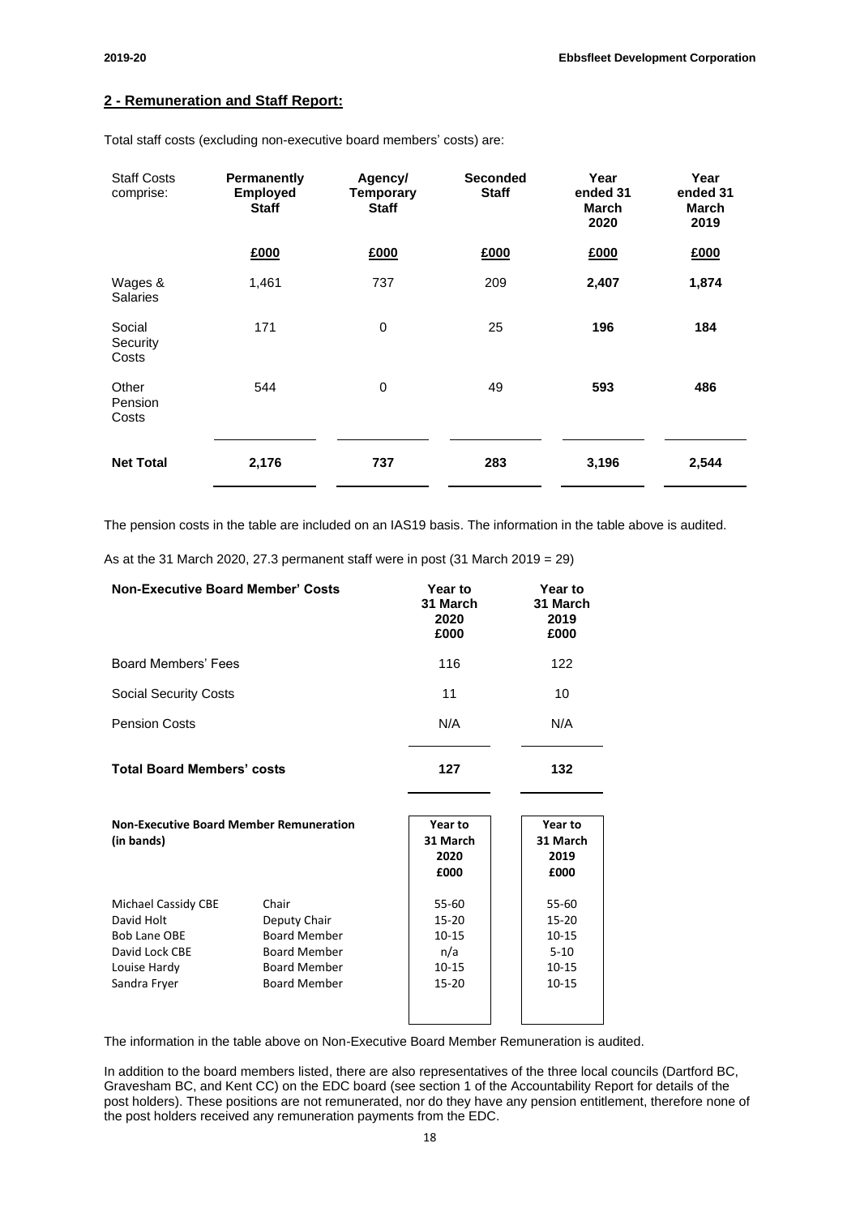## 2 - Remuneration and Staff Report:

Total staff costs (excluding non-executive board members' costs) are:

| Staff Costs comprise: | Permanently Employed Staff | Agency/ Temporary Staff | Seconded Staff | Year ended 31 March 2020 | Year ended 31 March 2019 |
|---|---|---|---|---|---|
| | £000 | £000 | £000 | £000 | £000 |
| Wages & Salaries | 1,461 | 737 | 209 | **2,407** | **1,874** |
| Social Security Costs | 171 | 0 | 25 | **196** | **184** |
| Other Pension Costs | 544 | 0 | 49 | **593** | **486** |
| **Net Total** | **2,176** | **737** | **283** | **3,196** | **2,544** |

The pension costs in the table are included on an IAS19 basis. The information in the table above is audited.

As at the 31 March 2020, 27.3 permanent staff were in post (31 March 2019 = 29)

| Non-Executive Board Member' Costs | Year to 31 March 2020 £000 | Year to 31 March 2019 £000 |
|---|---|---|
| Board Members' Fees | 116 | 122 |
| Social Security Costs | 11 | 10 |
| Pension Costs | N/A | N/A |
| **Total Board Members' costs** | **127** | **132** |

| Non-Executive Board Member Remuneration (in bands) | | Year to 31 March 2020 £000 | Year to 31 March 2019 £000 |
|---|---|---|---|
| Michael Cassidy CBE | Chair | 55-60 | 55-60 |
| David Holt | Deputy Chair | 15-20 | 15-20 |
| Bob Lane OBE | Board Member | 10-15 | 10-15 |
| David Lock CBE | Board Member | n/a | 5-10 |
| Louise Hardy | Board Member | 10-15 | 10-15 |
| Sandra Fryer | Board Member | 15-20 | 10-15 |

The information in the table above on Non-Executive Board Member Remuneration is audited.

In addition to the board members listed, there are also representatives of the three local councils (Dartford BC, Gravesham BC, and Kent CC) on the EDC board (see section 1 of the Accountability Report for details of the post holders). These positions are not remunerated, nor do they have any pension entitlement, therefore none of the post holders received any remuneration payments from the EDC.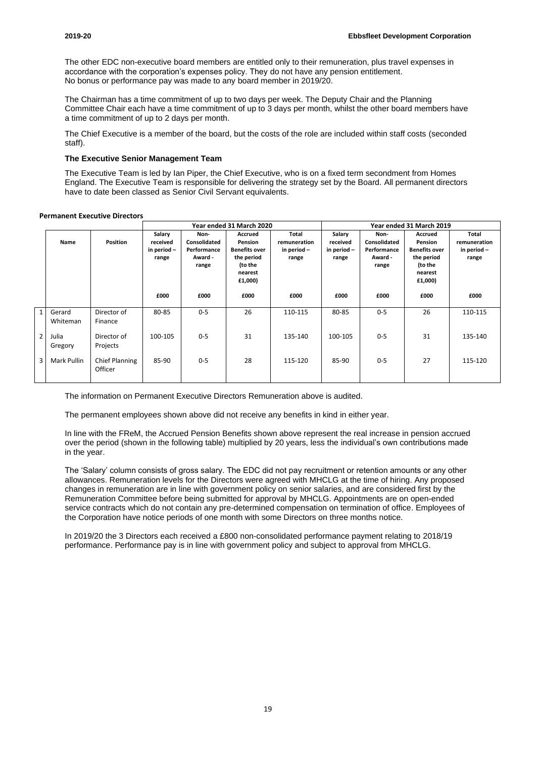The other EDC non-executive board members are entitled only to their remuneration, plus travel expenses in accordance with the corporation's expenses policy. They do not have any pension entitlement. No bonus or performance pay was made to any board member in 2019/20.

The Chairman has a time commitment of up to two days per week. The Deputy Chair and the Planning Committee Chair each have a time commitment of up to 3 days per month, whilst the other board members have a time commitment of up to 2 days per month.

The Chief Executive is a member of the board, but the costs of the role are included within staff costs (seconded staff).

### The Executive Senior Management Team

The Executive Team is led by Ian Piper, the Chief Executive, who is on a fixed term secondment from Homes England. The Executive Team is responsible for delivering the strategy set by the Board. All permanent directors have to date been classed as Senior Civil Servant equivalents.

**Permanent Executive Directors**

| | | | Year ended 31 March 2020 | | | | Year ended 31 March 2019 | | | |
|---|---|---|---|---|---|---|---|---|---|---|
| | Name | Position | Salary received in period – range | Non-Consolidated Performance Award - range | Accrued Pension Benefits over the period (to the nearest £1,000) | Total remuneration in period – range | Salary received in period – range | Non-Consolidated Performance Award - range | Accrued Pension Benefits over the period (to the nearest £1,000) | Total remuneration in period – range |
| | | | £000 | £000 | £000 | £000 | £000 | £000 | £000 | £000 |
| 1 | Gerard Whiteman | Director of Finance | 80-85 | 0-5 | 26 | 110-115 | 80-85 | 0-5 | 26 | 110-115 |
| 2 | Julia Gregory | Director of Projects | 100-105 | 0-5 | 31 | 135-140 | 100-105 | 0-5 | 31 | 135-140 |
| 3 | Mark Pullin | Chief Planning Officer | 85-90 | 0-5 | 28 | 115-120 | 85-90 | 0-5 | 27 | 115-120 |

The information on Permanent Executive Directors Remuneration above is audited.

The permanent employees shown above did not receive any benefits in kind in either year.

In line with the FReM, the Accrued Pension Benefits shown above represent the real increase in pension accrued over the period (shown in the following table) multiplied by 20 years, less the individual's own contributions made in the year.

The 'Salary' column consists of gross salary. The EDC did not pay recruitment or retention amounts or any other allowances. Remuneration levels for the Directors were agreed with MHCLG at the time of hiring. Any proposed changes in remuneration are in line with government policy on senior salaries, and are considered first by the Remuneration Committee before being submitted for approval by MHCLG. Appointments are on open-ended service contracts which do not contain any pre-determined compensation on termination of office. Employees of the Corporation have notice periods of one month with some Directors on three months notice.

In 2019/20 the 3 Directors each received a £800 non-consolidated performance payment relating to 2018/19 performance. Performance pay is in line with government policy and subject to approval from MHCLG.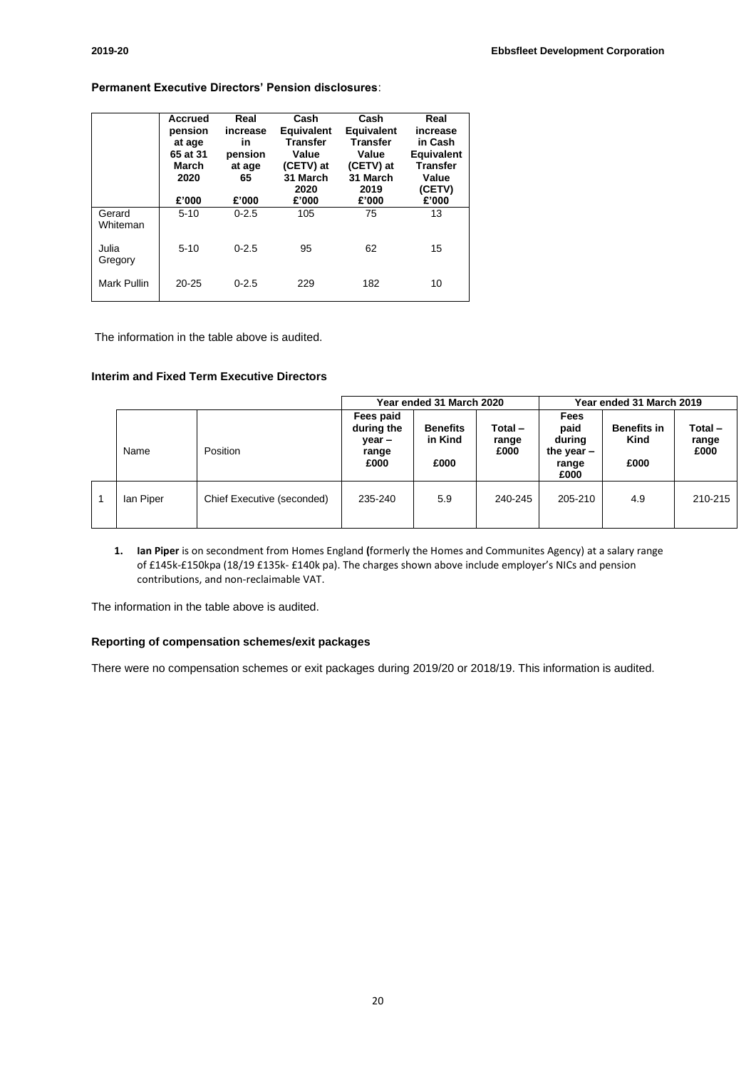**Permanent Executive Directors' Pension disclosures**:

| | Accrued pension at age 65 at 31 March 2020 £'000 | Real increase in pension at age 65 £'000 | Cash Equivalent Transfer Value (CETV) at 31 March 2020 £'000 | Cash Equivalent Transfer Value (CETV) at 31 March 2019 £'000 | Real increase in Cash Equivalent Transfer Value (CETV) £'000 |
|---|---|---|---|---|---|
| Gerard Whiteman | 5-10 | 0-2.5 | 105 | 75 | 13 |
| Julia Gregory | 5-10 | 0-2.5 | 95 | 62 | 15 |
| Mark Pullin | 20-25 | 0-2.5 | 229 | 182 | 10 |

The information in the table above is audited.

**Interim and Fixed Term Executive Directors**

| | | | Year ended 31 March 2020 | | | Year ended 31 March 2019 | | |
|---|---|---|---|---|---|---|---|---|
| | Name | Position | Fees paid during the year – range £000 | Benefits in Kind £000 | Total – range £000 | Fees paid during the year – range £000 | Benefits in Kind £000 | Total – range £000 |
| 1 | Ian Piper | Chief Executive (seconded) | 235-240 | 5.9 | 240-245 | 205-210 | 4.9 | 210-215 |

1. **Ian Piper** is on secondment from Homes England **(**formerly the Homes and Communites Agency) at a salary range of £145k-£150kpa (18/19 £135k- £140k pa). The charges shown above include employer's NICs and pension contributions, and non-reclaimable VAT.

The information in the table above is audited.

**Reporting of compensation schemes/exit packages**

There were no compensation schemes or exit packages during 2019/20 or 2018/19. This information is audited.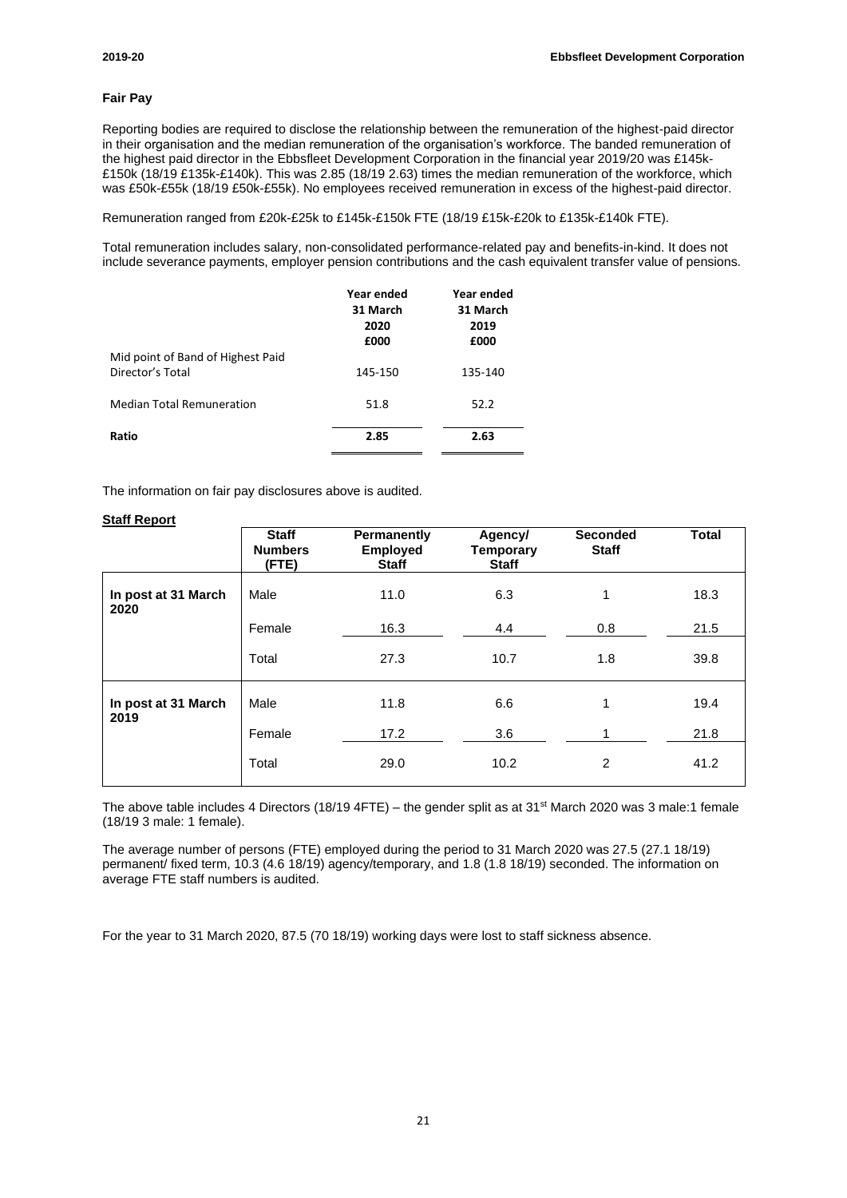### Fair Pay

Reporting bodies are required to disclose the relationship between the remuneration of the highest-paid director in their organisation and the median remuneration of the organisation's workforce. The banded remuneration of the highest paid director in the Ebbsfleet Development Corporation in the financial year 2019/20 was £145k-£150k (18/19 £135k-£140k). This was 2.85 (18/19 2.63) times the median remuneration of the workforce, which was £50k-£55k (18/19 £50k-£55k). No employees received remuneration in excess of the highest-paid director.

Remuneration ranged from £20k-£25k to £145k-£150k FTE (18/19 £15k-£20k to £135k-£140k FTE).

Total remuneration includes salary, non-consolidated performance-related pay and benefits-in-kind. It does not include severance payments, employer pension contributions and the cash equivalent transfer value of pensions.

| | Year ended 31 March 2020 £000 | Year ended 31 March 2019 £000 |
|---|---|---|
| Mid point of Band of Highest Paid Director's Total | 145-150 | 135-140 |
| Median Total Remuneration | 51.8 | 52.2 |
| **Ratio** | **2.85** | **2.63** |

The information on fair pay disclosures above is audited.

**Staff Report**

| | Staff Numbers (FTE) | Permanently Employed Staff | Agency/ Temporary Staff | Seconded Staff | Total |
|---|---|---|---|---|---|
| **In post at 31 March 2020** | Male | 11.0 | 6.3 | 1 | 18.3 |
| | Female | 16.3 | 4.4 | 0.8 | 21.5 |
| | Total | 27.3 | 10.7 | 1.8 | 39.8 |
| **In post at 31 March 2019** | Male | 11.8 | 6.6 | 1 | 19.4 |
| | Female | 17.2 | 3.6 | 1 | 21.8 |
| | Total | 29.0 | 10.2 | 2 | 41.2 |

The above table includes 4 Directors (18/19 4FTE) – the gender split as at 31st March 2020 was 3 male:1 female (18/19 3 male: 1 female).

The average number of persons (FTE) employed during the period to 31 March 2020 was 27.5 (27.1 18/19) permanent/ fixed term, 10.3 (4.6 18/19) agency/temporary, and 1.8 (1.8 18/19) seconded. The information on average FTE staff numbers is audited.

For the year to 31 March 2020, 87.5 (70 18/19) working days were lost to staff sickness absence.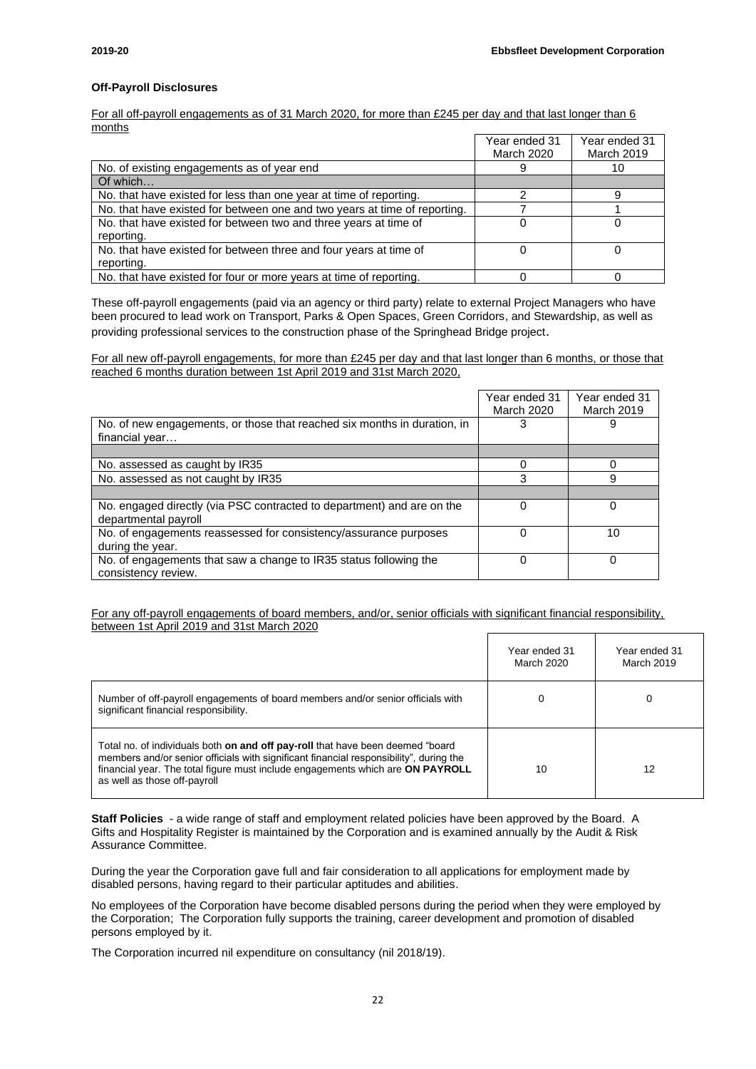**Off-Payroll Disclosures**

For all off-payroll engagements as of 31 March 2020, for more than £245 per day and that last longer than 6 months

| | Year ended 31 March 2020 | Year ended 31 March 2019 |
|---|---|---|
| No. of existing engagements as of year end | 9 | 10 |
| Of which… | | |
| No. that have existed for less than one year at time of reporting. | 2 | 9 |
| No. that have existed for between one and two years at time of reporting. | 7 | 1 |
| No. that have existed for between two and three years at time of reporting. | 0 | 0 |
| No. that have existed for between three and four years at time of reporting. | 0 | 0 |
| No. that have existed for four or more years at time of reporting. | 0 | 0 |

These off-payroll engagements (paid via an agency or third party) relate to external Project Managers who have been procured to lead work on Transport, Parks & Open Spaces, Green Corridors, and Stewardship, as well as providing professional services to the construction phase of the Springhead Bridge project.

For all new off-payroll engagements, for more than £245 per day and that last longer than 6 months, or those that reached 6 months duration between 1st April 2019 and 31st March 2020,

| | Year ended 31 March 2020 | Year ended 31 March 2019 |
|---|---|---|
| No. of new engagements, or those that reached six months in duration, in financial year… | 3 | 9 |
| | | |
| No. assessed as caught by IR35 | 0 | 0 |
| No. assessed as not caught by IR35 | 3 | 9 |
| | | |
| No. engaged directly (via PSC contracted to department) and are on the departmental payroll | 0 | 0 |
| No. of engagements reassessed for consistency/assurance purposes during the year. | 0 | 10 |
| No. of engagements that saw a change to IR35 status following the consistency review. | 0 | 0 |

For any off-payroll engagements of board members, and/or, senior officials with significant financial responsibility, between 1st April 2019 and 31st March 2020

| | Year ended 31 March 2020 | Year ended 31 March 2019 |
|---|---|---|
| Number of off-payroll engagements of board members and/or senior officials with significant financial responsibility. | 0 | 0 |
| Total no. of individuals both **on and off pay-roll** that have been deemed "board members and/or senior officials with significant financial responsibility", during the financial year. The total figure must include engagements which are **ON PAYROLL** as well as those off-payroll | 10 | 12 |

**Staff Policies** - a wide range of staff and employment related policies have been approved by the Board. A Gifts and Hospitality Register is maintained by the Corporation and is examined annually by the Audit & Risk Assurance Committee.

During the year the Corporation gave full and fair consideration to all applications for employment made by disabled persons, having regard to their particular aptitudes and abilities.

No employees of the Corporation have become disabled persons during the period when they were employed by the Corporation; The Corporation fully supports the training, career development and promotion of disabled persons employed by it.

The Corporation incurred nil expenditure on consultancy (nil 2018/19).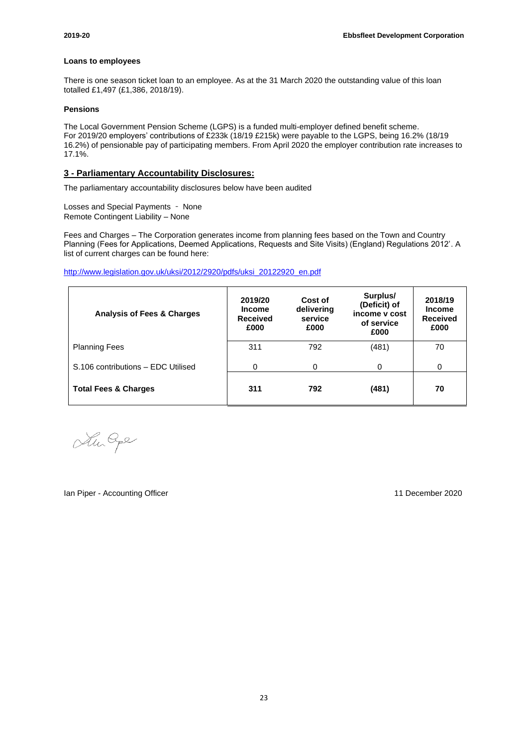### Loans to employees

There is one season ticket loan to an employee. As at the 31 March 2020 the outstanding value of this loan totalled £1,497 (£1,386, 2018/19).

### Pensions

The Local Government Pension Scheme (LGPS) is a funded multi-employer defined benefit scheme. For 2019/20 employers' contributions of £233k (18/19 £215k) were payable to the LGPS, being 16.2% (18/19 16.2%) of pensionable pay of participating members. From April 2020 the employer contribution rate increases to 17.1%.

## 3 - Parliamentary Accountability Disclosures:

The parliamentary accountability disclosures below have been audited

Losses and Special Payments - None
Remote Contingent Liability – None

Fees and Charges – The Corporation generates income from planning fees based on the Town and Country Planning (Fees for Applications, Deemed Applications, Requests and Site Visits) (England) Regulations 2012'. A list of current charges can be found here:

http://www.legislation.gov.uk/uksi/2012/2920/pdfs/uksi_20122920_en.pdf

| Analysis of Fees & Charges | 2019/20 Income Received £000 | Cost of delivering service £000 | Surplus/ (Deficit) of income v cost of service £000 | 2018/19 Income Received £000 |
|---|---|---|---|---|
| Planning Fees | 311 | 792 | (481) | 70 |
| S.106 contributions – EDC Utilised | 0 | 0 | 0 | 0 |
| **Total Fees & Charges** | **311** | **792** | **(481)** | **70** |

Ian Piper - Accounting Officer

11 December 2020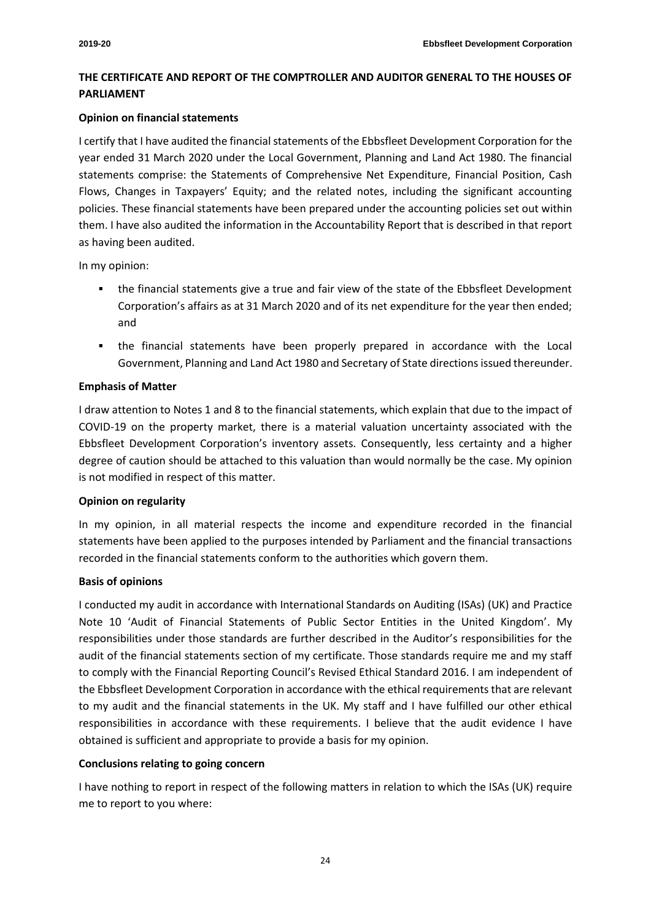## THE CERTIFICATE AND REPORT OF THE COMPTROLLER AND AUDITOR GENERAL TO THE HOUSES OF PARLIAMENT

### Opinion on financial statements

I certify that I have audited the financial statements of the Ebbsfleet Development Corporation for the year ended 31 March 2020 under the Local Government, Planning and Land Act 1980. The financial statements comprise: the Statements of Comprehensive Net Expenditure, Financial Position, Cash Flows, Changes in Taxpayers' Equity; and the related notes, including the significant accounting policies. These financial statements have been prepared under the accounting policies set out within them. I have also audited the information in the Accountability Report that is described in that report as having been audited.

In my opinion:

- the financial statements give a true and fair view of the state of the Ebbsfleet Development Corporation's affairs as at 31 March 2020 and of its net expenditure for the year then ended; and
- the financial statements have been properly prepared in accordance with the Local Government, Planning and Land Act 1980 and Secretary of State directions issued thereunder.

### Emphasis of Matter

I draw attention to Notes 1 and 8 to the financial statements, which explain that due to the impact of COVID-19 on the property market, there is a material valuation uncertainty associated with the Ebbsfleet Development Corporation's inventory assets. Consequently, less certainty and a higher degree of caution should be attached to this valuation than would normally be the case. My opinion is not modified in respect of this matter.

### Opinion on regularity

In my opinion, in all material respects the income and expenditure recorded in the financial statements have been applied to the purposes intended by Parliament and the financial transactions recorded in the financial statements conform to the authorities which govern them.

### Basis of opinions

I conducted my audit in accordance with International Standards on Auditing (ISAs) (UK) and Practice Note 10 'Audit of Financial Statements of Public Sector Entities in the United Kingdom'. My responsibilities under those standards are further described in the Auditor's responsibilities for the audit of the financial statements section of my certificate. Those standards require me and my staff to comply with the Financial Reporting Council's Revised Ethical Standard 2016. I am independent of the Ebbsfleet Development Corporation in accordance with the ethical requirements that are relevant to my audit and the financial statements in the UK. My staff and I have fulfilled our other ethical responsibilities in accordance with these requirements. I believe that the audit evidence I have obtained is sufficient and appropriate to provide a basis for my opinion.

### Conclusions relating to going concern

I have nothing to report in respect of the following matters in relation to which the ISAs (UK) require me to report to you where: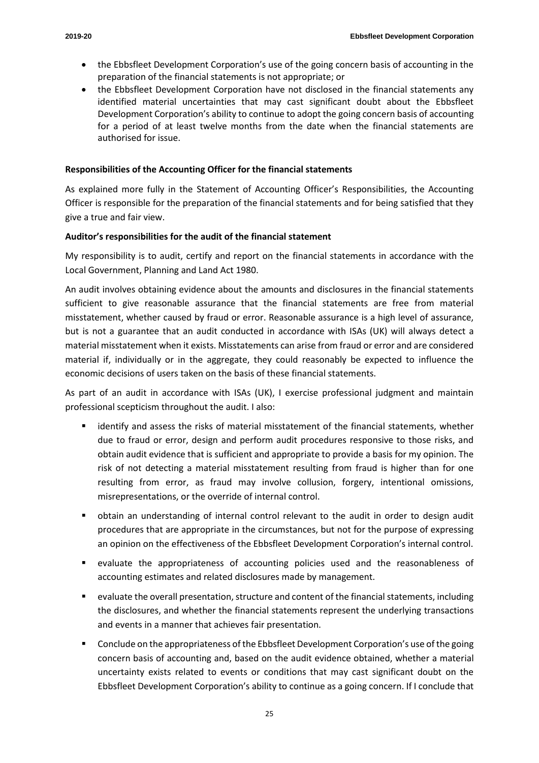- the Ebbsfleet Development Corporation's use of the going concern basis of accounting in the preparation of the financial statements is not appropriate; or
- the Ebbsfleet Development Corporation have not disclosed in the financial statements any identified material uncertainties that may cast significant doubt about the Ebbsfleet Development Corporation's ability to continue to adopt the going concern basis of accounting for a period of at least twelve months from the date when the financial statements are authorised for issue.

**Responsibilities of the Accounting Officer for the financial statements**

As explained more fully in the Statement of Accounting Officer's Responsibilities, the Accounting Officer is responsible for the preparation of the financial statements and for being satisfied that they give a true and fair view.

**Auditor's responsibilities for the audit of the financial statement**

My responsibility is to audit, certify and report on the financial statements in accordance with the Local Government, Planning and Land Act 1980.

An audit involves obtaining evidence about the amounts and disclosures in the financial statements sufficient to give reasonable assurance that the financial statements are free from material misstatement, whether caused by fraud or error. Reasonable assurance is a high level of assurance, but is not a guarantee that an audit conducted in accordance with ISAs (UK) will always detect a material misstatement when it exists. Misstatements can arise from fraud or error and are considered material if, individually or in the aggregate, they could reasonably be expected to influence the economic decisions of users taken on the basis of these financial statements.

As part of an audit in accordance with ISAs (UK), I exercise professional judgment and maintain professional scepticism throughout the audit. I also:

- identify and assess the risks of material misstatement of the financial statements, whether due to fraud or error, design and perform audit procedures responsive to those risks, and obtain audit evidence that is sufficient and appropriate to provide a basis for my opinion. The risk of not detecting a material misstatement resulting from fraud is higher than for one resulting from error, as fraud may involve collusion, forgery, intentional omissions, misrepresentations, or the override of internal control.
- obtain an understanding of internal control relevant to the audit in order to design audit procedures that are appropriate in the circumstances, but not for the purpose of expressing an opinion on the effectiveness of the Ebbsfleet Development Corporation's internal control.
- evaluate the appropriateness of accounting policies used and the reasonableness of accounting estimates and related disclosures made by management.
- evaluate the overall presentation, structure and content of the financial statements, including the disclosures, and whether the financial statements represent the underlying transactions and events in a manner that achieves fair presentation.
- Conclude on the appropriateness of the Ebbsfleet Development Corporation's use of the going concern basis of accounting and, based on the audit evidence obtained, whether a material uncertainty exists related to events or conditions that may cast significant doubt on the Ebbsfleet Development Corporation's ability to continue as a going concern. If I conclude that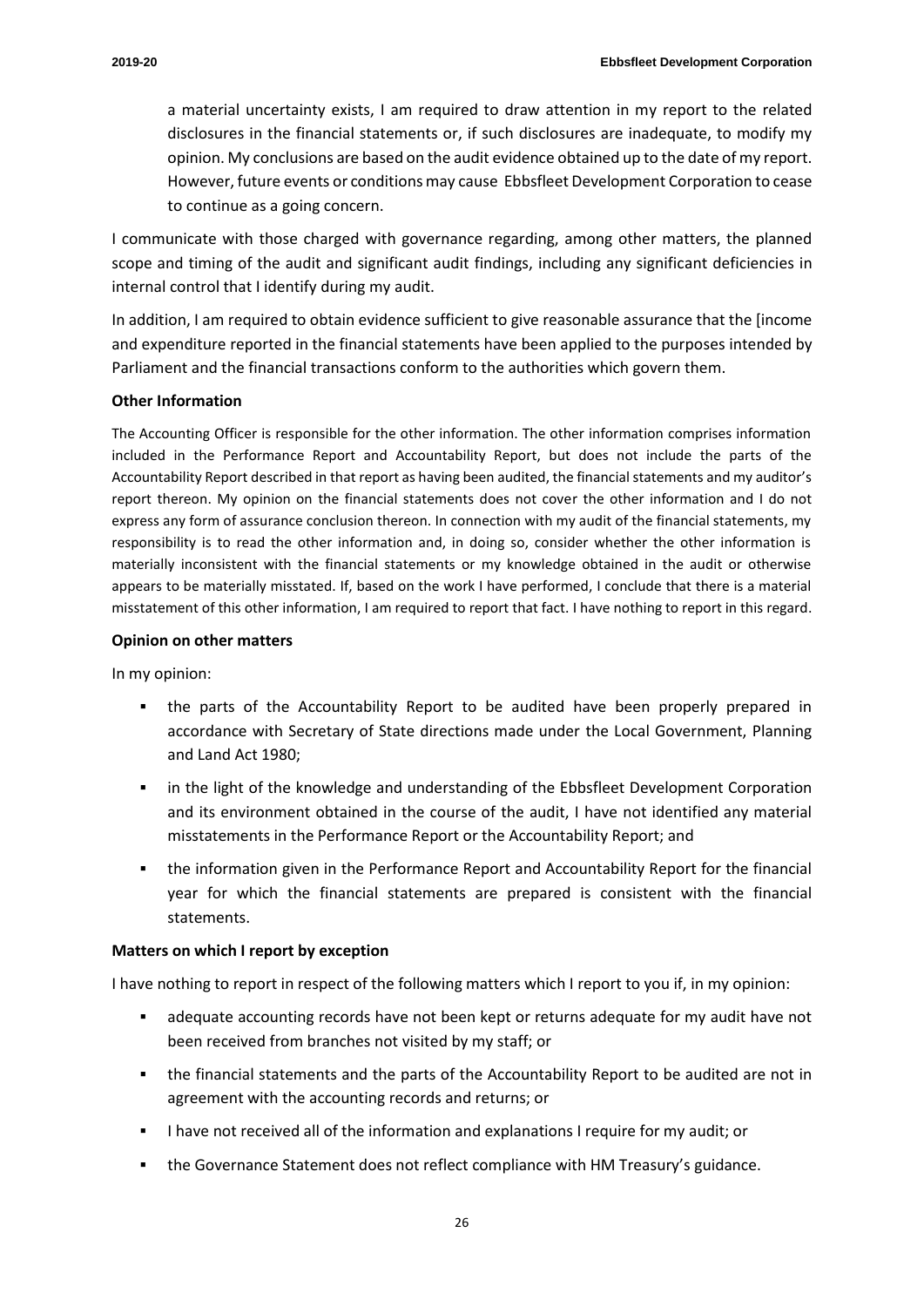a material uncertainty exists, I am required to draw attention in my report to the related disclosures in the financial statements or, if such disclosures are inadequate, to modify my opinion. My conclusions are based on the audit evidence obtained up to the date of my report. However, future events or conditions may cause Ebbsfleet Development Corporation to cease to continue as a going concern.

I communicate with those charged with governance regarding, among other matters, the planned scope and timing of the audit and significant audit findings, including any significant deficiencies in internal control that I identify during my audit.

In addition, I am required to obtain evidence sufficient to give reasonable assurance that the [income and expenditure reported in the financial statements have been applied to the purposes intended by Parliament and the financial transactions conform to the authorities which govern them.

**Other Information**

The Accounting Officer is responsible for the other information. The other information comprises information included in the Performance Report and Accountability Report, but does not include the parts of the Accountability Report described in that report as having been audited, the financial statements and my auditor's report thereon. My opinion on the financial statements does not cover the other information and I do not express any form of assurance conclusion thereon. In connection with my audit of the financial statements, my responsibility is to read the other information and, in doing so, consider whether the other information is materially inconsistent with the financial statements or my knowledge obtained in the audit or otherwise appears to be materially misstated. If, based on the work I have performed, I conclude that there is a material misstatement of this other information, I am required to report that fact. I have nothing to report in this regard.

**Opinion on other matters**

In my opinion:

- the parts of the Accountability Report to be audited have been properly prepared in accordance with Secretary of State directions made under the Local Government, Planning and Land Act 1980;
- in the light of the knowledge and understanding of the Ebbsfleet Development Corporation and its environment obtained in the course of the audit, I have not identified any material misstatements in the Performance Report or the Accountability Report; and
- the information given in the Performance Report and Accountability Report for the financial year for which the financial statements are prepared is consistent with the financial statements.

**Matters on which I report by exception**

I have nothing to report in respect of the following matters which I report to you if, in my opinion:

- adequate accounting records have not been kept or returns adequate for my audit have not been received from branches not visited by my staff; or
- the financial statements and the parts of the Accountability Report to be audited are not in agreement with the accounting records and returns; or
- I have not received all of the information and explanations I require for my audit; or
- the Governance Statement does not reflect compliance with HM Treasury's guidance.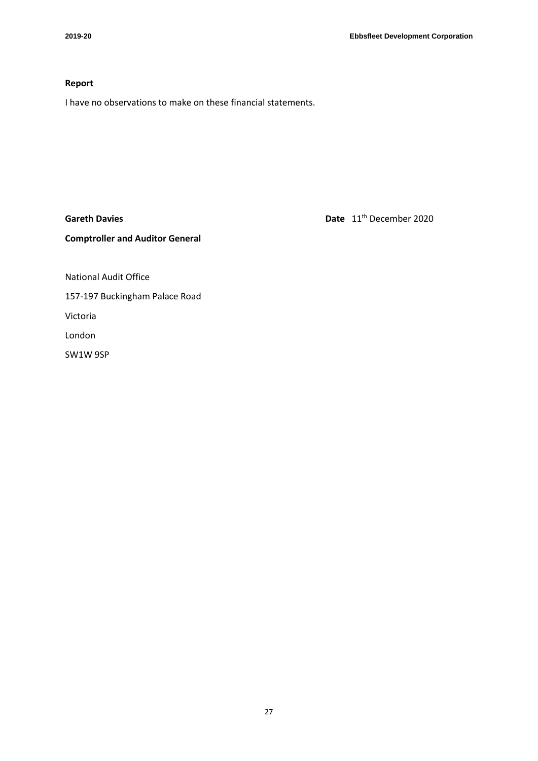**Report**

I have no observations to make on these financial statements.

**Gareth Davies** **Date** 11th December 2020

**Comptroller and Auditor General**

National Audit Office

157-197 Buckingham Palace Road

Victoria

London

SW1W 9SP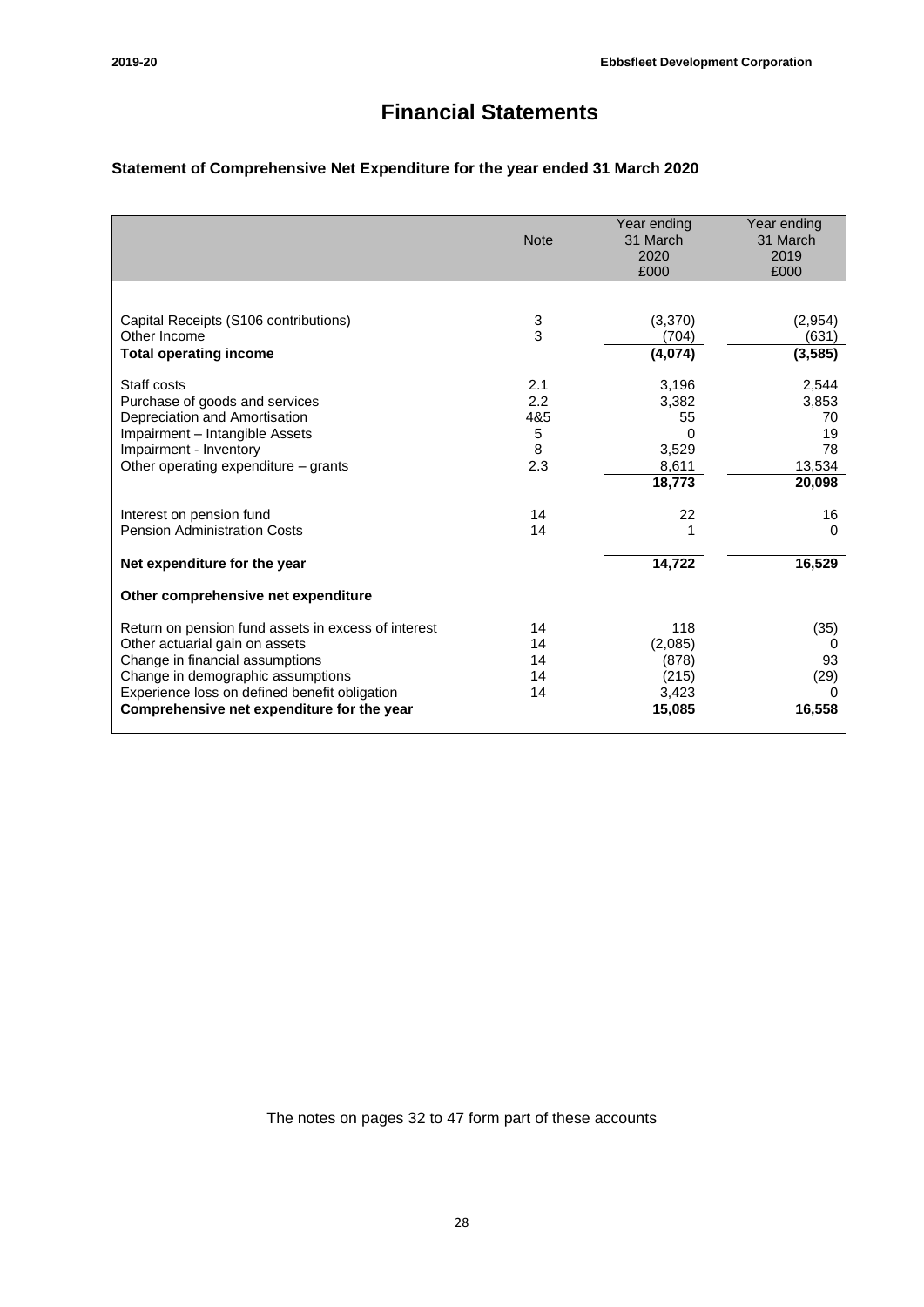# Financial Statements

## Statement of Comprehensive Net Expenditure for the year ended 31 March 2020

| | Note | Year ending 31 March 2020 £000 | Year ending 31 March 2019 £000 |
|---|---|---|---|
| Capital Receipts (S106 contributions) | 3 | (3,370) | (2,954) |
| Other Income | 3 | (704) | (631) |
| **Total operating income** | | **(4,074)** | **(3,585)** |
| Staff costs | 2.1 | 3,196 | 2,544 |
| Purchase of goods and services | 2.2 | 3,382 | 3,853 |
| Depreciation and Amortisation | 4&5 | 55 | 70 |
| Impairment – Intangible Assets | 5 | 0 | 19 |
| Impairment - Inventory | 8 | 3,529 | 78 |
| Other operating expenditure – grants | 2.3 | 8,611 | 13,534 |
| | | **18,773** | **20,098** |
| Interest on pension fund | 14 | 22 | 16 |
| Pension Administration Costs | 14 | 1 | 0 |
| **Net expenditure for the year** | | **14,722** | **16,529** |
| **Other comprehensive net expenditure** | | | |
| Return on pension fund assets in excess of interest | 14 | 118 | (35) |
| Other actuarial gain on assets | 14 | (2,085) | 0 |
| Change in financial assumptions | 14 | (878) | 93 |
| Change in demographic assumptions | 14 | (215) | (29) |
| Experience loss on defined benefit obligation | 14 | 3,423 | 0 |
| **Comprehensive net expenditure for the year** | | **15,085** | **16,558** |

The notes on pages 32 to 47 form part of these accounts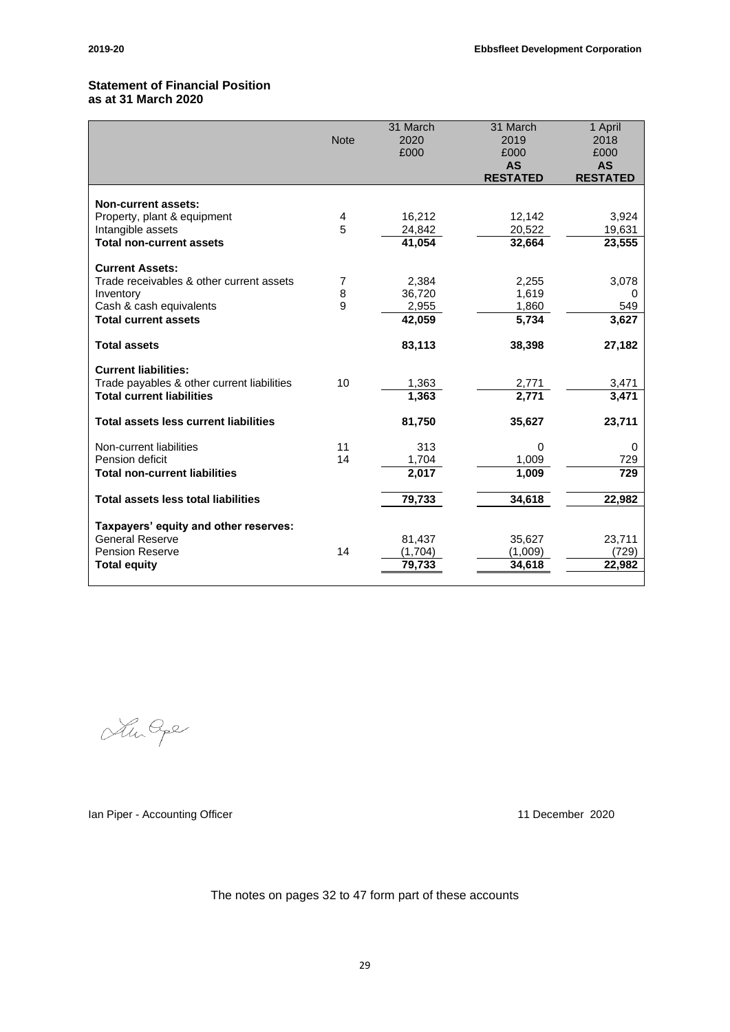## Statement of Financial Position
### as at 31 March 2020

| | Note | 31 March 2020 £000 | 31 March 2019 £000 **AS RESTATED** | 1 April 2018 £000 **AS RESTATED** |
|---|---|---|---|---|
| **Non-current assets:** | | | | |
| Property, plant & equipment | 4 | 16,212 | 12,142 | 3,924 |
| Intangible assets | 5 | 24,842 | 20,522 | 19,631 |
| **Total non-current assets** | | **41,054** | **32,664** | **23,555** |
| **Current Assets:** | | | | |
| Trade receivables & other current assets | 7 | 2,384 | 2,255 | 3,078 |
| Inventory | 8 | 36,720 | 1,619 | 0 |
| Cash & cash equivalents | 9 | 2,955 | 1,860 | 549 |
| **Total current assets** | | **42,059** | **5,734** | **3,627** |
| **Total assets** | | **83,113** | **38,398** | **27,182** |
| **Current liabilities:** | | | | |
| Trade payables & other current liabilities | 10 | 1,363 | 2,771 | 3,471 |
| **Total current liabilities** | | **1,363** | **2,771** | **3,471** |
| **Total assets less current liabilities** | | **81,750** | **35,627** | **23,711** |
| Non-current liabilities | 11 | 313 | 0 | 0 |
| Pension deficit | 14 | 1,704 | 1,009 | 729 |
| **Total non-current liabilities** | | **2,017** | **1,009** | **729** |
| **Total assets less total liabilities** | | **79,733** | **34,618** | **22,982** |
| **Taxpayers' equity and other reserves:** | | | | |
| General Reserve | | 81,437 | 35,627 | 23,711 |
| Pension Reserve | 14 | (1,704) | (1,009) | (729) |
| **Total equity** | | **79,733** | **34,618** | **22,982** |

Ian Piper - Accounting Officer

11 December 2020

The notes on pages 32 to 47 form part of these accounts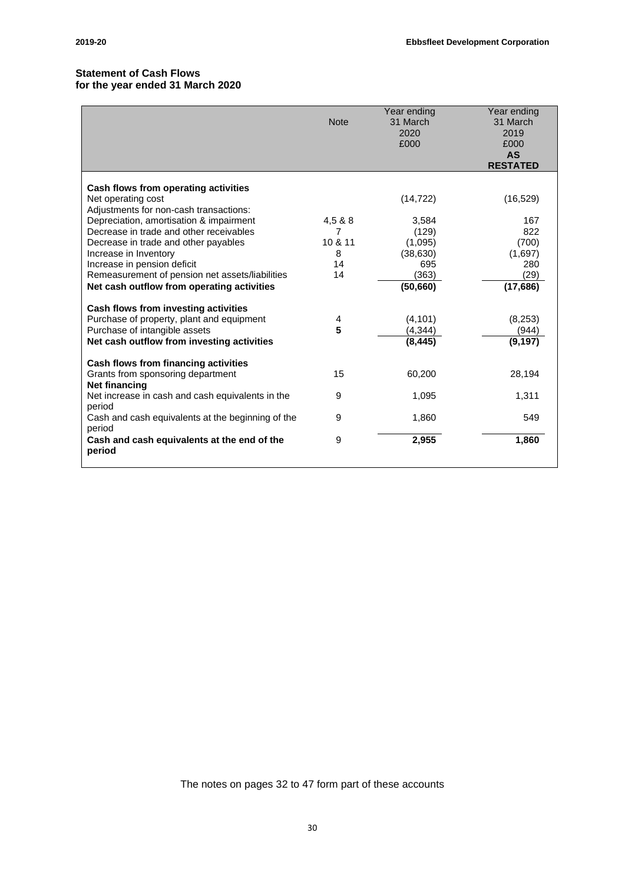## Statement of Cash Flows
## for the year ended 31 March 2020

| | Note | Year ending 31 March 2020 £000 | Year ending 31 March 2019 £000 **AS RESTATED** |
|---|---|---|---|
| **Cash flows from operating activities** | | | |
| Net operating cost | | (14,722) | (16,529) |
| Adjustments for non-cash transactions: | | | |
| Depreciation, amortisation & impairment | 4,5 & 8 | 3,584 | 167 |
| Decrease in trade and other receivables | 7 | (129) | 822 |
| Decrease in trade and other payables | 10 & 11 | (1,095) | (700) |
| Increase in Inventory | 8 | (38,630) | (1,697) |
| Increase in pension deficit | 14 | 695 | 280 |
| Remeasurement of pension net assets/liabilities | 14 | (363) | (29) |
| **Net cash outflow from operating activities** | | **(50,660)** | **(17,686)** |
| **Cash flows from investing activities** | | | |
| Purchase of property, plant and equipment | 4 | (4,101) | (8,253) |
| Purchase of intangible assets | **5** | (4,344) | (944) |
| **Net cash outflow from investing activities** | | **(8,445)** | **(9,197)** |
| **Cash flows from financing activities** | | | |
| Grants from sponsoring department | 15 | 60,200 | 28,194 |
| **Net financing** | | | |
| Net increase in cash and cash equivalents in the period | 9 | 1,095 | 1,311 |
| Cash and cash equivalents at the beginning of the period | 9 | 1,860 | 549 |
| **Cash and cash equivalents at the end of the period** | 9 | **2,955** | **1,860** |

The notes on pages 32 to 47 form part of these accounts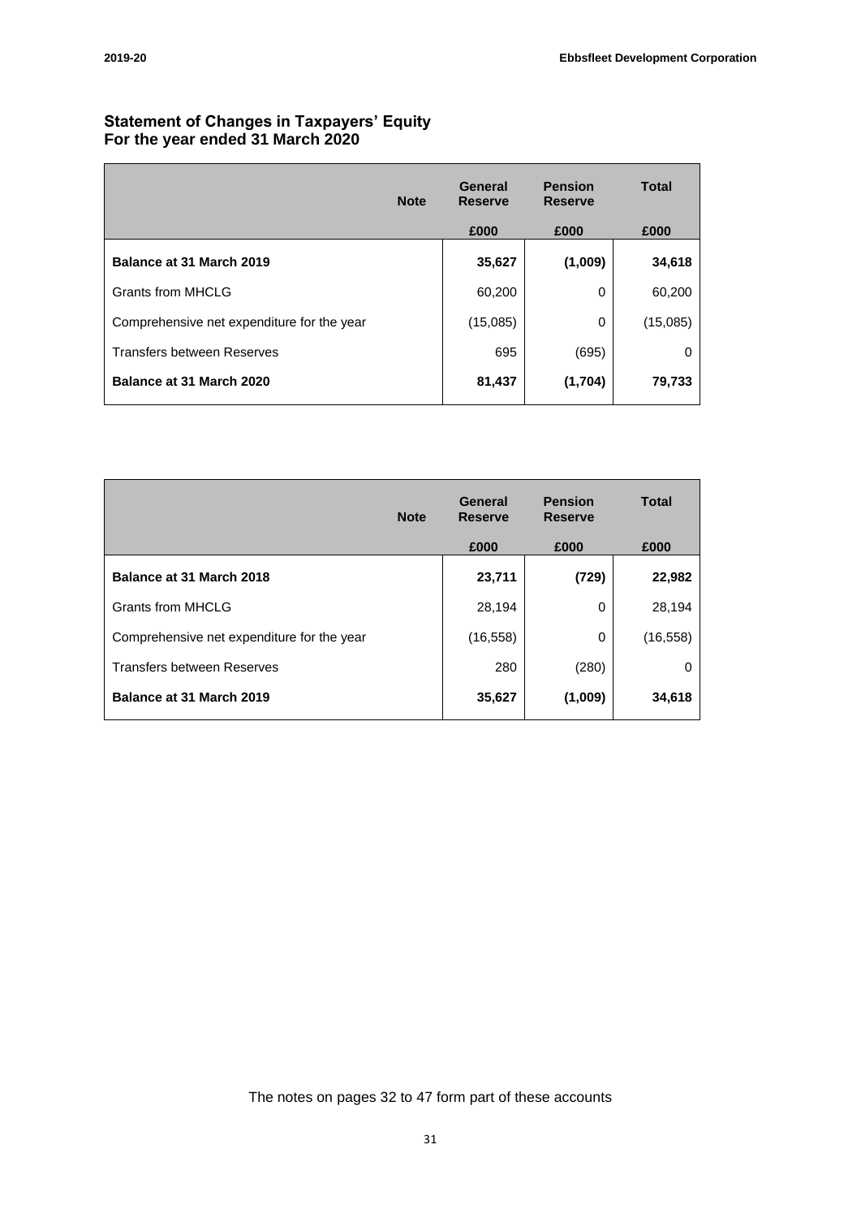## Statement of Changes in Taxpayers' Equity
## For the year ended 31 March 2020

| | Note | General Reserve | Pension Reserve | Total |
|---|---|---|---|---|
| | | £000 | £000 | £000 |
| **Balance at 31 March 2019** | | **35,627** | **(1,009)** | **34,618** |
| Grants from MHCLG | | 60,200 | 0 | 60,200 |
| Comprehensive net expenditure for the year | | (15,085) | 0 | (15,085) |
| Transfers between Reserves | | 695 | (695) | 0 |
| **Balance at 31 March 2020** | | **81,437** | **(1,704)** | **79,733** |

| | Note | General Reserve | Pension Reserve | Total |
|---|---|---|---|---|
| | | £000 | £000 | £000 |
| **Balance at 31 March 2018** | | **23,711** | **(729)** | **22,982** |
| Grants from MHCLG | | 28,194 | 0 | 28,194 |
| Comprehensive net expenditure for the year | | (16,558) | 0 | (16,558) |
| Transfers between Reserves | | 280 | (280) | 0 |
| **Balance at 31 March 2019** | | **35,627** | **(1,009)** | **34,618** |

The notes on pages 32 to 47 form part of these accounts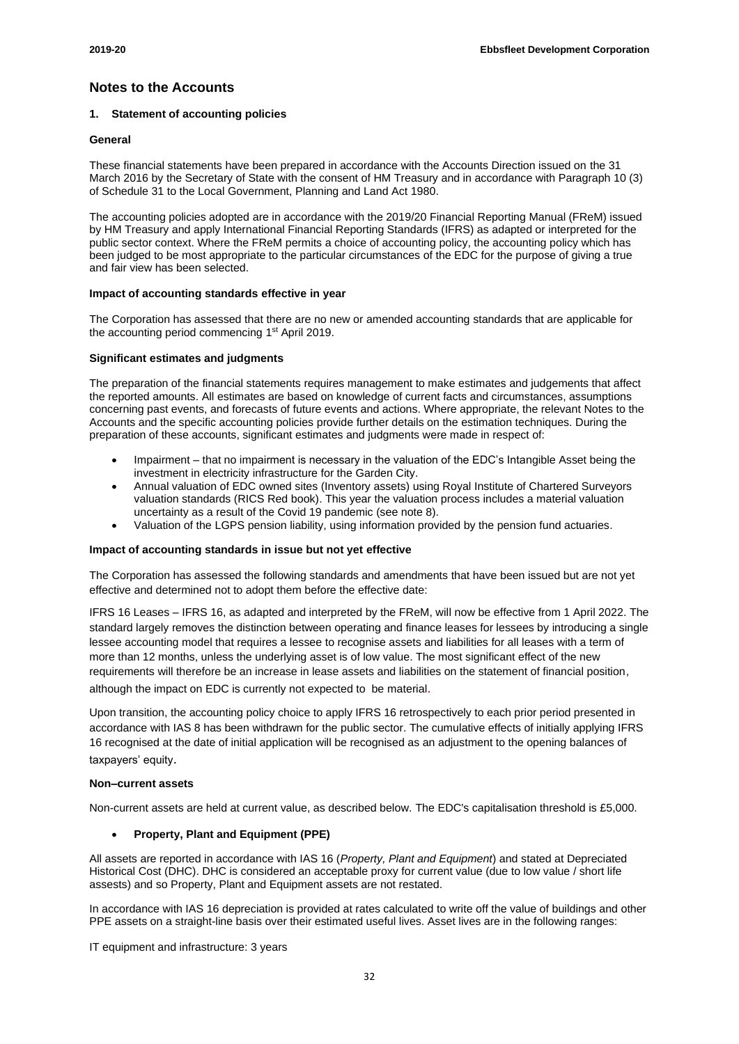## Notes to the Accounts

### 1. Statement of accounting policies

**General**

These financial statements have been prepared in accordance with the Accounts Direction issued on the 31 March 2016 by the Secretary of State with the consent of HM Treasury and in accordance with Paragraph 10 (3) of Schedule 31 to the Local Government, Planning and Land Act 1980.

The accounting policies adopted are in accordance with the 2019/20 Financial Reporting Manual (FReM) issued by HM Treasury and apply International Financial Reporting Standards (IFRS) as adapted or interpreted for the public sector context. Where the FReM permits a choice of accounting policy, the accounting policy which has been judged to be most appropriate to the particular circumstances of the EDC for the purpose of giving a true and fair view has been selected.

**Impact of accounting standards effective in year**

The Corporation has assessed that there are no new or amended accounting standards that are applicable for the accounting period commencing 1st April 2019.

**Significant estimates and judgments**

The preparation of the financial statements requires management to make estimates and judgements that affect the reported amounts. All estimates are based on knowledge of current facts and circumstances, assumptions concerning past events, and forecasts of future events and actions. Where appropriate, the relevant Notes to the Accounts and the specific accounting policies provide further details on the estimation techniques. During the preparation of these accounts, significant estimates and judgments were made in respect of:

- Impairment – that no impairment is necessary in the valuation of the EDC's Intangible Asset being the investment in electricity infrastructure for the Garden City.
- Annual valuation of EDC owned sites (Inventory assets) using Royal Institute of Chartered Surveyors valuation standards (RICS Red book). This year the valuation process includes a material valuation uncertainty as a result of the Covid 19 pandemic (see note 8).
- Valuation of the LGPS pension liability, using information provided by the pension fund actuaries.

**Impact of accounting standards in issue but not yet effective**

The Corporation has assessed the following standards and amendments that have been issued but are not yet effective and determined not to adopt them before the effective date:

IFRS 16 Leases – IFRS 16, as adapted and interpreted by the FReM, will now be effective from 1 April 2022. The standard largely removes the distinction between operating and finance leases for lessees by introducing a single lessee accounting model that requires a lessee to recognise assets and liabilities for all leases with a term of more than 12 months, unless the underlying asset is of low value. The most significant effect of the new requirements will therefore be an increase in lease assets and liabilities on the statement of financial position, although the impact on EDC is currently not expected to be material.

Upon transition, the accounting policy choice to apply IFRS 16 retrospectively to each prior period presented in accordance with IAS 8 has been withdrawn for the public sector. The cumulative effects of initially applying IFRS 16 recognised at the date of initial application will be recognised as an adjustment to the opening balances of taxpayers' equity.

**Non–current assets**

Non-current assets are held at current value, as described below. The EDC's capitalisation threshold is £5,000.

- **Property, Plant and Equipment (PPE)**

All assets are reported in accordance with IAS 16 (*Property, Plant and Equipment*) and stated at Depreciated Historical Cost (DHC). DHC is considered an acceptable proxy for current value (due to low value / short life assests) and so Property, Plant and Equipment assets are not restated.

In accordance with IAS 16 depreciation is provided at rates calculated to write off the value of buildings and other PPE assets on a straight-line basis over their estimated useful lives. Asset lives are in the following ranges:

IT equipment and infrastructure: 3 years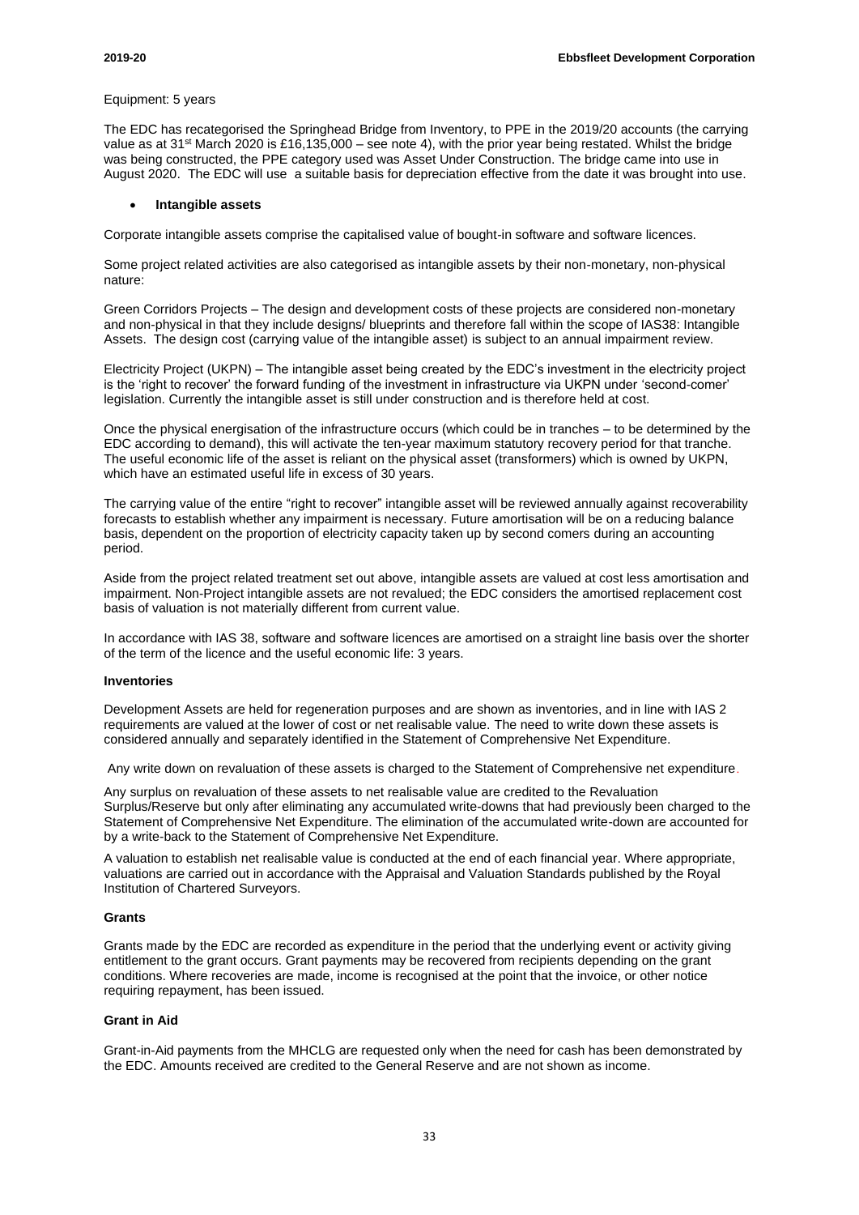Equipment: 5 years

The EDC has recategorised the Springhead Bridge from Inventory, to PPE in the 2019/20 accounts (the carrying value as at 31st March 2020 is £16,135,000 – see note 4), with the prior year being restated. Whilst the bridge was being constructed, the PPE category used was Asset Under Construction. The bridge came into use in August 2020. The EDC will use a suitable basis for depreciation effective from the date it was brought into use.

- **Intangible assets**

Corporate intangible assets comprise the capitalised value of bought-in software and software licences.

Some project related activities are also categorised as intangible assets by their non-monetary, non-physical nature:

Green Corridors Projects – The design and development costs of these projects are considered non-monetary and non-physical in that they include designs/ blueprints and therefore fall within the scope of IAS38: Intangible Assets. The design cost (carrying value of the intangible asset) is subject to an annual impairment review.

Electricity Project (UKPN) – The intangible asset being created by the EDC's investment in the electricity project is the 'right to recover' the forward funding of the investment in infrastructure via UKPN under 'second-comer' legislation. Currently the intangible asset is still under construction and is therefore held at cost.

Once the physical energisation of the infrastructure occurs (which could be in tranches – to be determined by the EDC according to demand), this will activate the ten-year maximum statutory recovery period for that tranche. The useful economic life of the asset is reliant on the physical asset (transformers) which is owned by UKPN, which have an estimated useful life in excess of 30 years.

The carrying value of the entire "right to recover" intangible asset will be reviewed annually against recoverability forecasts to establish whether any impairment is necessary. Future amortisation will be on a reducing balance basis, dependent on the proportion of electricity capacity taken up by second comers during an accounting period.

Aside from the project related treatment set out above, intangible assets are valued at cost less amortisation and impairment. Non-Project intangible assets are not revalued; the EDC considers the amortised replacement cost basis of valuation is not materially different from current value.

In accordance with IAS 38, software and software licences are amortised on a straight line basis over the shorter of the term of the licence and the useful economic life: 3 years.

**Inventories**

Development Assets are held for regeneration purposes and are shown as inventories, and in line with IAS 2 requirements are valued at the lower of cost or net realisable value. The need to write down these assets is considered annually and separately identified in the Statement of Comprehensive Net Expenditure.

Any write down on revaluation of these assets is charged to the Statement of Comprehensive net expenditure.

Any surplus on revaluation of these assets to net realisable value are credited to the Revaluation Surplus/Reserve but only after eliminating any accumulated write-downs that had previously been charged to the Statement of Comprehensive Net Expenditure. The elimination of the accumulated write-down are accounted for by a write-back to the Statement of Comprehensive Net Expenditure.

A valuation to establish net realisable value is conducted at the end of each financial year. Where appropriate, valuations are carried out in accordance with the Appraisal and Valuation Standards published by the Royal Institution of Chartered Surveyors.

**Grants**

Grants made by the EDC are recorded as expenditure in the period that the underlying event or activity giving entitlement to the grant occurs. Grant payments may be recovered from recipients depending on the grant conditions. Where recoveries are made, income is recognised at the point that the invoice, or other notice requiring repayment, has been issued.

**Grant in Aid**

Grant-in-Aid payments from the MHCLG are requested only when the need for cash has been demonstrated by the EDC. Amounts received are credited to the General Reserve and are not shown as income.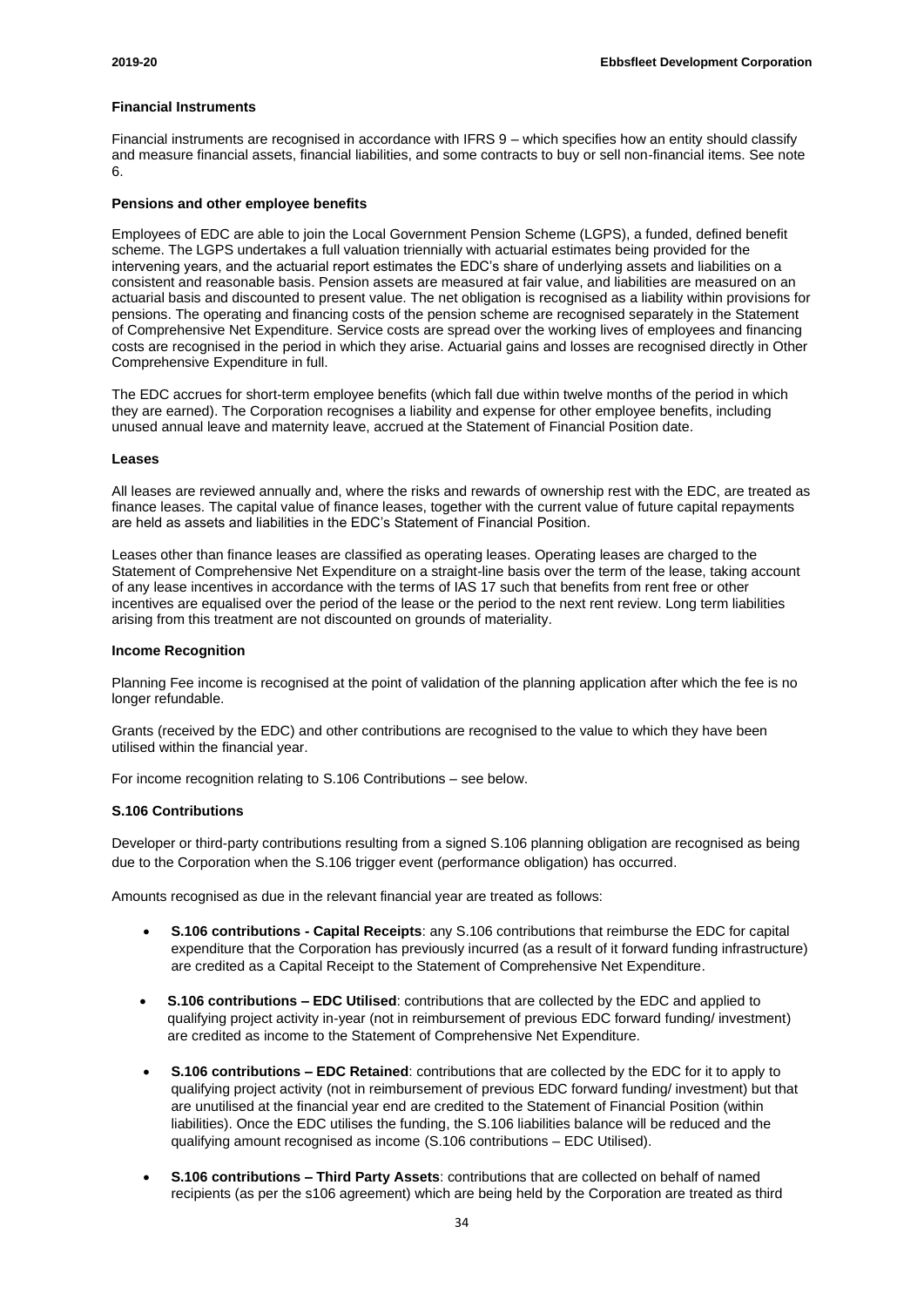#### Financial Instruments

Financial instruments are recognised in accordance with IFRS 9 – which specifies how an entity should classify and measure financial assets, financial liabilities, and some contracts to buy or sell non-financial items. See note 6.

#### Pensions and other employee benefits

Employees of EDC are able to join the Local Government Pension Scheme (LGPS), a funded, defined benefit scheme. The LGPS undertakes a full valuation triennially with actuarial estimates being provided for the intervening years, and the actuarial report estimates the EDC's share of underlying assets and liabilities on a consistent and reasonable basis. Pension assets are measured at fair value, and liabilities are measured on an actuarial basis and discounted to present value. The net obligation is recognised as a liability within provisions for pensions. The operating and financing costs of the pension scheme are recognised separately in the Statement of Comprehensive Net Expenditure. Service costs are spread over the working lives of employees and financing costs are recognised in the period in which they arise. Actuarial gains and losses are recognised directly in Other Comprehensive Expenditure in full.

The EDC accrues for short-term employee benefits (which fall due within twelve months of the period in which they are earned). The Corporation recognises a liability and expense for other employee benefits, including unused annual leave and maternity leave, accrued at the Statement of Financial Position date.

#### Leases

All leases are reviewed annually and, where the risks and rewards of ownership rest with the EDC, are treated as finance leases. The capital value of finance leases, together with the current value of future capital repayments are held as assets and liabilities in the EDC's Statement of Financial Position.

Leases other than finance leases are classified as operating leases. Operating leases are charged to the Statement of Comprehensive Net Expenditure on a straight-line basis over the term of the lease, taking account of any lease incentives in accordance with the terms of IAS 17 such that benefits from rent free or other incentives are equalised over the period of the lease or the period to the next rent review. Long term liabilities arising from this treatment are not discounted on grounds of materiality.

#### Income Recognition

Planning Fee income is recognised at the point of validation of the planning application after which the fee is no longer refundable.

Grants (received by the EDC) and other contributions are recognised to the value to which they have been utilised within the financial year.

For income recognition relating to S.106 Contributions – see below.

#### S.106 Contributions

Developer or third-party contributions resulting from a signed S.106 planning obligation are recognised as being due to the Corporation when the S.106 trigger event (performance obligation) has occurred.

Amounts recognised as due in the relevant financial year are treated as follows:

- **S.106 contributions - Capital Receipts**: any S.106 contributions that reimburse the EDC for capital expenditure that the Corporation has previously incurred (as a result of it forward funding infrastructure) are credited as a Capital Receipt to the Statement of Comprehensive Net Expenditure.
- **S.106 contributions – EDC Utilised**: contributions that are collected by the EDC and applied to qualifying project activity in-year (not in reimbursement of previous EDC forward funding/ investment) are credited as income to the Statement of Comprehensive Net Expenditure.
- **S.106 contributions – EDC Retained**: contributions that are collected by the EDC for it to apply to qualifying project activity (not in reimbursement of previous EDC forward funding/ investment) but that are unutilised at the financial year end are credited to the Statement of Financial Position (within liabilities). Once the EDC utilises the funding, the S.106 liabilities balance will be reduced and the qualifying amount recognised as income (S.106 contributions – EDC Utilised).
- **S.106 contributions – Third Party Assets**: contributions that are collected on behalf of named recipients (as per the s106 agreement) which are being held by the Corporation are treated as third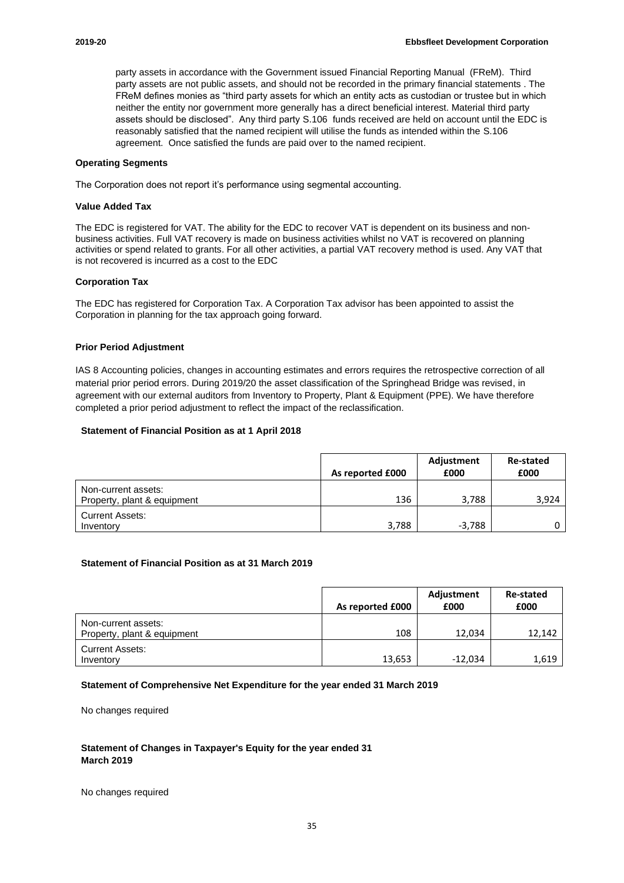party assets in accordance with the Government issued Financial Reporting Manual (FReM). Third party assets are not public assets, and should not be recorded in the primary financial statements . The FReM defines monies as "third party assets for which an entity acts as custodian or trustee but in which neither the entity nor government more generally has a direct beneficial interest. Material third party assets should be disclosed". Any third party S.106 funds received are held on account until the EDC is reasonably satisfied that the named recipient will utilise the funds as intended within the S.106 agreement. Once satisfied the funds are paid over to the named recipient.

**Operating Segments**

The Corporation does not report it's performance using segmental accounting.

**Value Added Tax**

The EDC is registered for VAT. The ability for the EDC to recover VAT is dependent on its business and non-business activities. Full VAT recovery is made on business activities whilst no VAT is recovered on planning activities or spend related to grants. For all other activities, a partial VAT recovery method is used. Any VAT that is not recovered is incurred as a cost to the EDC

**Corporation Tax**

The EDC has registered for Corporation Tax. A Corporation Tax advisor has been appointed to assist the Corporation in planning for the tax approach going forward.

**Prior Period Adjustment**

IAS 8 Accounting policies, changes in accounting estimates and errors requires the retrospective correction of all material prior period errors. During 2019/20 the asset classification of the Springhead Bridge was revised, in agreement with our external auditors from Inventory to Property, Plant & Equipment (PPE). We have therefore completed a prior period adjustment to reflect the impact of the reclassification.

**Statement of Financial Position as at 1 April 2018**

| | As reported £000 | Adjustment £000 | Re-stated £000 |
|---|---|---|---|
| Non-current assets:<br>Property, plant & equipment | 136 | 3,788 | 3,924 |
| Current Assets:<br>Inventory | 3,788 | -3,788 | 0 |

**Statement of Financial Position as at 31 March 2019**

| | As reported £000 | Adjustment £000 | Re-stated £000 |
|---|---|---|---|
| Non-current assets:<br>Property, plant & equipment | 108 | 12,034 | 12,142 |
| Current Assets:<br>Inventory | 13,653 | -12,034 | 1,619 |

**Statement of Comprehensive Net Expenditure for the year ended 31 March 2019**

No changes required

**Statement of Changes in Taxpayer's Equity for the year ended 31 March 2019**

No changes required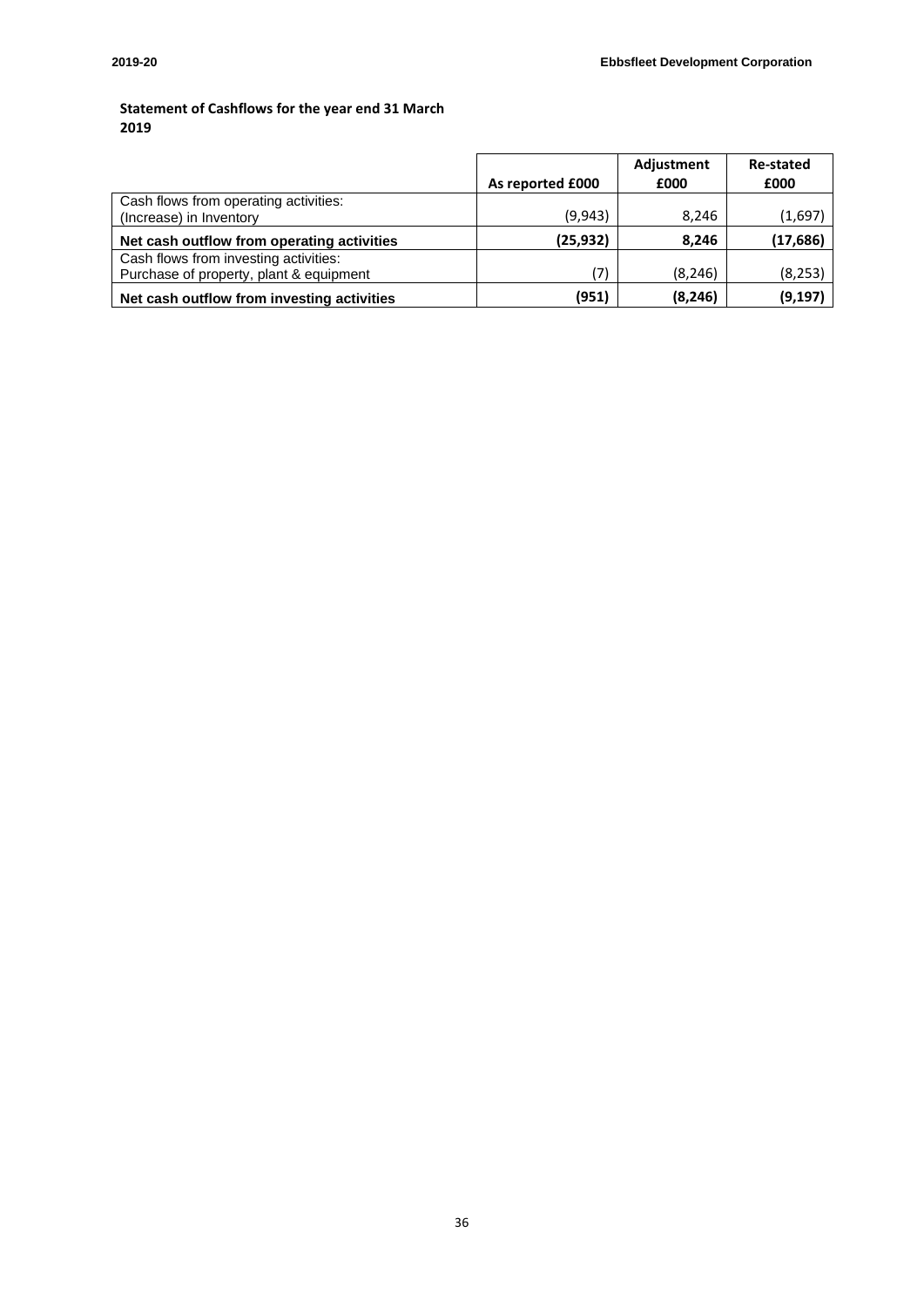**Statement of Cashflows for the year end 31 March 2019**

| | As reported £000 | Adjustment £000 | Re-stated £000 |
|---|---|---|---|
| Cash flows from operating activities:<br>(Increase) in Inventory | (9,943) | 8,246 | (1,697) |
| **Net cash outflow from operating activities** | **(25,932)** | **8,246** | **(17,686)** |
| Cash flows from investing activities:<br>Purchase of property, plant & equipment | (7) | (8,246) | (8,253) |
| **Net cash outflow from investing activities** | **(951)** | **(8,246)** | **(9,197)** |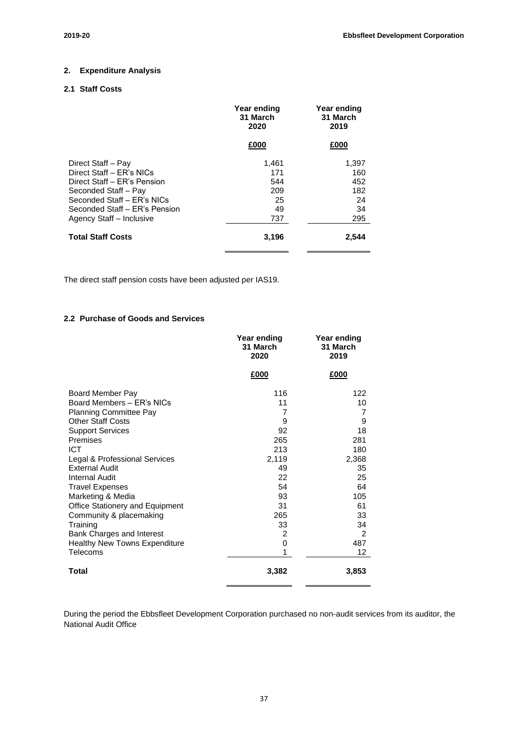## 2. Expenditure Analysis

### 2.1 Staff Costs

| | Year ending 31 March 2020 | Year ending 31 March 2019 |
|---|---|---|
| | £000 | £000 |
| Direct Staff – Pay | 1,461 | 1,397 |
| Direct Staff – ER's NICs | 171 | 160 |
| Direct Staff – ER's Pension | 544 | 452 |
| Seconded Staff – Pay | 209 | 182 |
| Seconded Staff – ER's NICs | 25 | 24 |
| Seconded Staff – ER's Pension | 49 | 34 |
| Agency Staff – Inclusive | 737 | 295 |
| **Total Staff Costs** | **3,196** | **2,544** |

The direct staff pension costs have been adjusted per IAS19.

### 2.2 Purchase of Goods and Services

| | Year ending 31 March 2020 | Year ending 31 March 2019 |
|---|---|---|
| | £000 | £000 |
| Board Member Pay | 116 | 122 |
| Board Members – ER's NICs | 11 | 10 |
| Planning Committee Pay | 7 | 7 |
| Other Staff Costs | 9 | 9 |
| Support Services | 92 | 18 |
| Premises | 265 | 281 |
| ICT | 213 | 180 |
| Legal & Professional Services | 2,119 | 2,368 |
| External Audit | 49 | 35 |
| Internal Audit | 22 | 25 |
| Travel Expenses | 54 | 64 |
| Marketing & Media | 93 | 105 |
| Office Stationery and Equipment | 31 | 61 |
| Community & placemaking | 265 | 33 |
| Training | 33 | 34 |
| Bank Charges and Interest | 2 | 2 |
| Healthy New Towns Expenditure | 0 | 487 |
| Telecoms | 1 | 12 |
| **Total** | **3,382** | **3,853** |

During the period the Ebbsfleet Development Corporation purchased no non-audit services from its auditor, the National Audit Office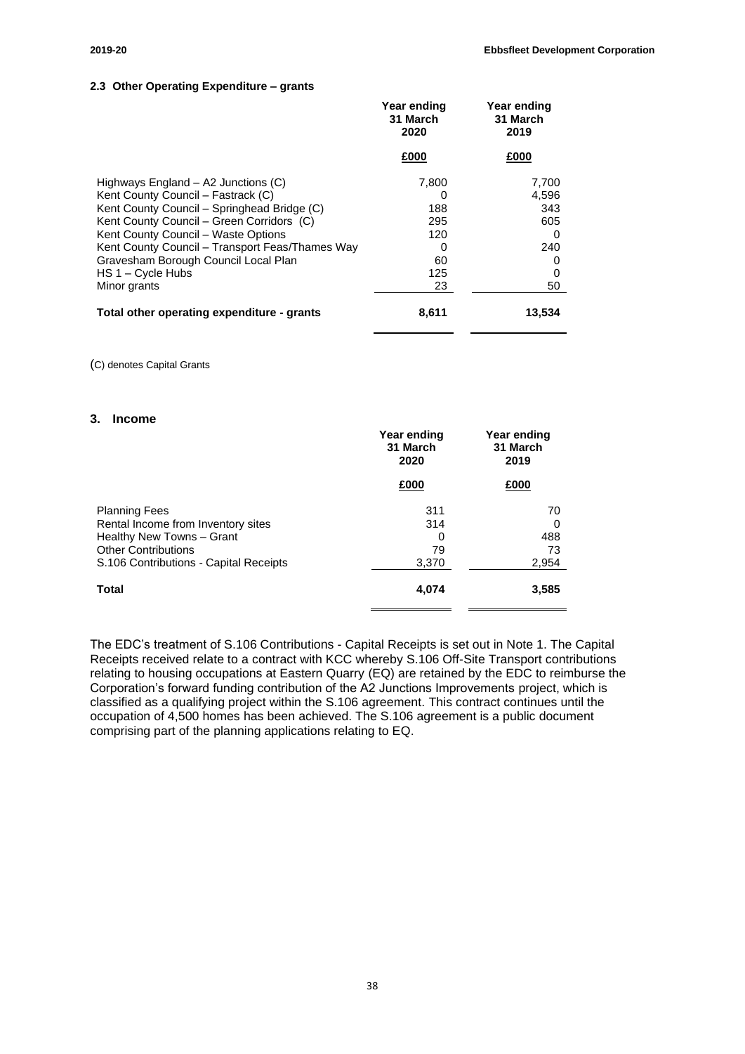### 2.3 Other Operating Expenditure – grants

| | Year ending 31 March 2020 | Year ending 31 March 2019 |
|---|---|---|
| | £000 | £000 |
| Highways England – A2 Junctions (C) | 7,800 | 7,700 |
| Kent County Council – Fastrack (C) | 0 | 4,596 |
| Kent County Council – Springhead Bridge (C) | 188 | 343 |
| Kent County Council – Green Corridors (C) | 295 | 605 |
| Kent County Council – Waste Options | 120 | 0 |
| Kent County Council – Transport Feas/Thames Way | 0 | 240 |
| Gravesham Borough Council Local Plan | 60 | 0 |
| HS 1 – Cycle Hubs | 125 | 0 |
| Minor grants | 23 | 50 |
| **Total other operating expenditure - grants** | **8,611** | **13,534** |

(C) denotes Capital Grants

## 3. Income

| | Year ending 31 March 2020 | Year ending 31 March 2019 |
|---|---|---|
| | £000 | £000 |
| Planning Fees | 311 | 70 |
| Rental Income from Inventory sites | 314 | 0 |
| Healthy New Towns – Grant | 0 | 488 |
| Other Contributions | 79 | 73 |
| S.106 Contributions - Capital Receipts | 3,370 | 2,954 |
| **Total** | **4,074** | **3,585** |

The EDC's treatment of S.106 Contributions - Capital Receipts is set out in Note 1. The Capital Receipts received relate to a contract with KCC whereby S.106 Off-Site Transport contributions relating to housing occupations at Eastern Quarry (EQ) are retained by the EDC to reimburse the Corporation's forward funding contribution of the A2 Junctions Improvements project, which is classified as a qualifying project within the S.106 agreement. This contract continues until the occupation of 4,500 homes has been achieved. The S.106 agreement is a public document comprising part of the planning applications relating to EQ.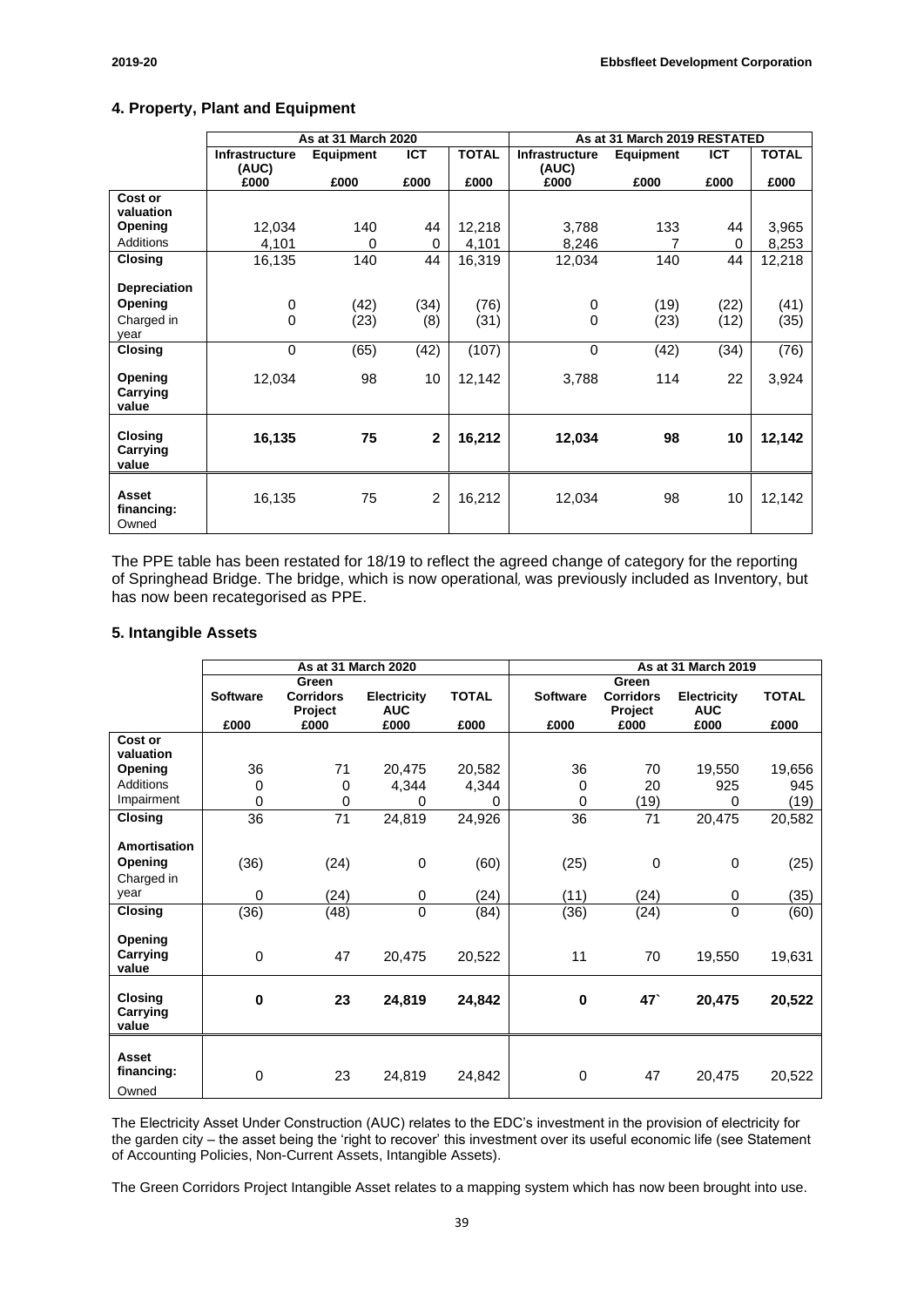## 4. Property, Plant and Equipment

| | As at 31 March 2020 | | | | As at 31 March 2019 RESTATED | | | |
|---|---|---|---|---|---|---|---|---|
| | Infrastructure (AUC) | Equipment | ICT | TOTAL | Infrastructure (AUC) | Equipment | ICT | TOTAL |
| | £000 | £000 | £000 | £000 | £000 | £000 | £000 | £000 |
| **Cost or valuation** | | | | | | | | |
| **Opening** | 12,034 | 140 | 44 | 12,218 | 3,788 | 133 | 44 | 3,965 |
| Additions | 4,101 | 0 | 0 | 4,101 | 8,246 | 7 | 0 | 8,253 |
| **Closing** | 16,135 | 140 | 44 | 16,319 | 12,034 | 140 | 44 | 12,218 |
| **Depreciation** | | | | | | | | |
| **Opening** | 0 | (42) | (34) | (76) | 0 | (19) | (22) | (41) |
| Charged in year | 0 | (23) | (8) | (31) | 0 | (23) | (12) | (35) |
| **Closing** | 0 | (65) | (42) | (107) | 0 | (42) | (34) | (76) |
| **Opening Carrying value** | 12,034 | 98 | 10 | 12,142 | 3,788 | 114 | 22 | 3,924 |
| **Closing Carrying value** | **16,135** | **75** | **2** | **16,212** | **12,034** | **98** | **10** | **12,142** |
| **Asset financing:** Owned | 16,135 | 75 | 2 | 16,212 | 12,034 | 98 | 10 | 12,142 |

The PPE table has been restated for 18/19 to reflect the agreed change of category for the reporting of Springhead Bridge. The bridge, which is now operational, was previously included as Inventory, but has now been recategorised as PPE.

## 5. Intangible Assets

| | As at 31 March 2020 | | | | As at 31 March 2019 | | | |
|---|---|---|---|---|---|---|---|---|
| | Software | Green Corridors Project | Electricity AUC | TOTAL | Software | Green Corridors Project | Electricity AUC | TOTAL |
| | £000 | £000 | £000 | £000 | £000 | £000 | £000 | £000 |
| **Cost or valuation** | | | | | | | | |
| **Opening** | 36 | 71 | 20,475 | 20,582 | 36 | 70 | 19,550 | 19,656 |
| Additions | 0 | 0 | 4,344 | 4,344 | 0 | 20 | 925 | 945 |
| Impairment | 0 | 0 | 0 | 0 | 0 | (19) | 0 | (19) |
| **Closing** | 36 | 71 | 24,819 | 24,926 | 36 | 71 | 20,475 | 20,582 |
| **Amortisation** | | | | | | | | |
| **Opening** | (36) | (24) | 0 | (60) | (25) | 0 | 0 | (25) |
| Charged in year | 0 | (24) | 0 | (24) | (11) | (24) | 0 | (35) |
| **Closing** | (36) | (48) | 0 | (84) | (36) | (24) | 0 | (60) |
| **Opening Carrying value** | 0 | 47 | 20,475 | 20,522 | 11 | 70 | 19,550 | 19,631 |
| **Closing Carrying value** | **0** | **23** | **24,819** | **24,842** | **0** | **47`** | **20,475** | **20,522** |
| **Asset financing:** Owned | 0 | 23 | 24,819 | 24,842 | 0 | 47 | 20,475 | 20,522 |

The Electricity Asset Under Construction (AUC) relates to the EDC's investment in the provision of electricity for the garden city – the asset being the 'right to recover' this investment over its useful economic life (see Statement of Accounting Policies, Non-Current Assets, Intangible Assets).

The Green Corridors Project Intangible Asset relates to a mapping system which has now been brought into use.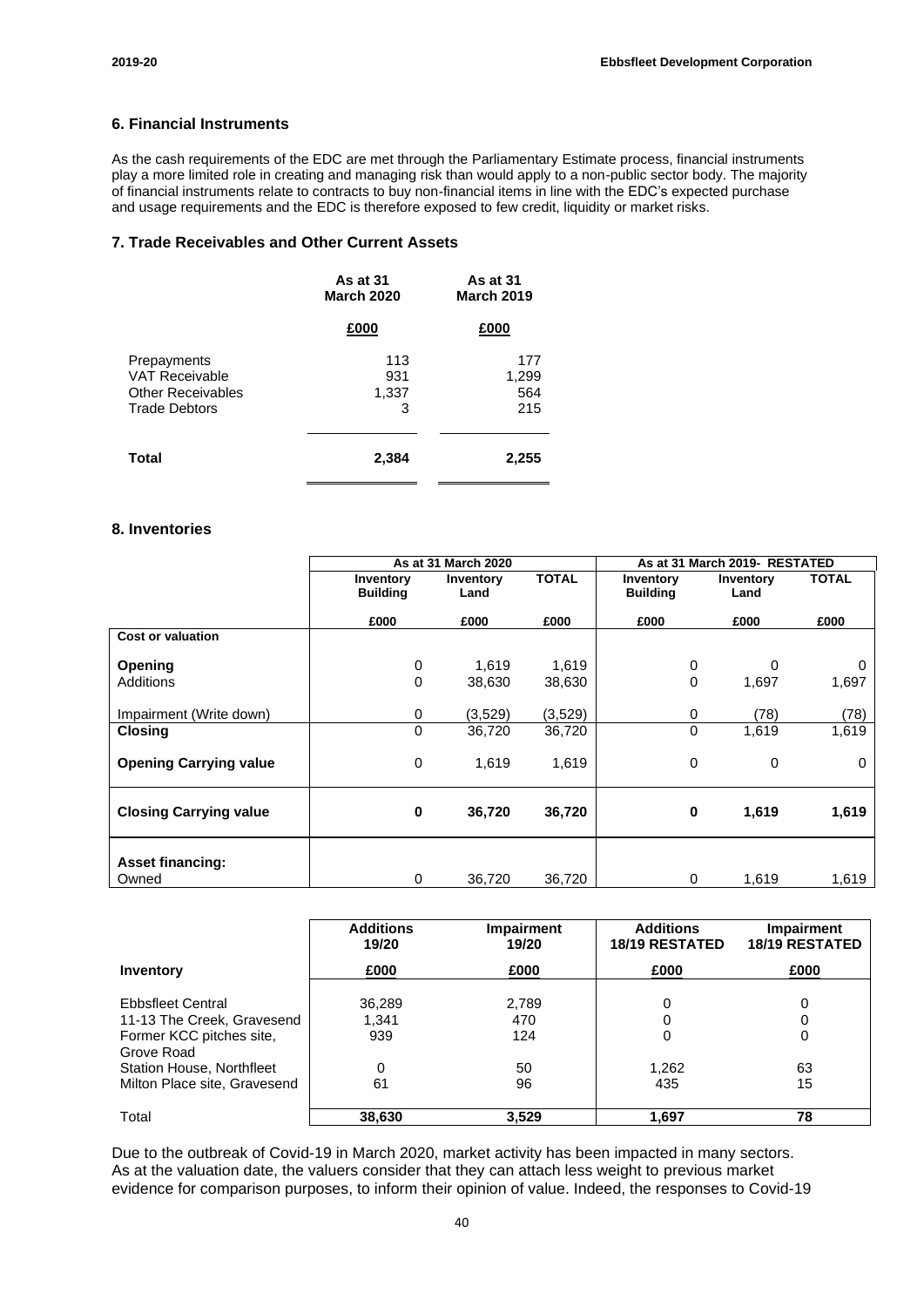## 6. Financial Instruments

As the cash requirements of the EDC are met through the Parliamentary Estimate process, financial instruments play a more limited role in creating and managing risk than would apply to a non-public sector body. The majority of financial instruments relate to contracts to buy non-financial items in line with the EDC's expected purchase and usage requirements and the EDC is therefore exposed to few credit, liquidity or market risks.

## 7. Trade Receivables and Other Current Assets

| | As at 31 March 2020 | As at 31 March 2019 |
|---|---|---|
| | £000 | £000 |
| Prepayments | 113 | 177 |
| VAT Receivable | 931 | 1,299 |
| Other Receivables | 1,337 | 564 |
| Trade Debtors | 3 | 215 |
| **Total** | **2,384** | **2,255** |

## 8. Inventories

| | As at 31 March 2020 | | | As at 31 March 2019- RESTATED | | |
|---|---|---|---|---|---|---|
| | Inventory Building | Inventory Land | TOTAL | Inventory Building | Inventory Land | TOTAL |
| | £000 | £000 | £000 | £000 | £000 | £000 |
| **Cost or valuation** | | | | | | |
| **Opening** | 0 | 1,619 | 1,619 | 0 | 0 | 0 |
| Additions | 0 | 38,630 | 38,630 | 0 | 1,697 | 1,697 |
| Impairment (Write down) | 0 | (3,529) | (3,529) | 0 | (78) | (78) |
| **Closing** | 0 | 36,720 | 36,720 | 0 | 1,619 | 1,619 |
| **Opening Carrying value** | 0 | 1,619 | 1,619 | 0 | 0 | 0 |
| **Closing Carrying value** | **0** | **36,720** | **36,720** | **0** | **1,619** | **1,619** |
| **Asset financing:** | | | | | | |
| Owned | 0 | 36,720 | 36,720 | 0 | 1,619 | 1,619 |

| Inventory | Additions 19/20 | Impairment 19/20 | Additions 18/19 RESTATED | Impairment 18/19 RESTATED |
|---|---|---|---|---|
| | £000 | £000 | £000 | £000 |
| Ebbsfleet Central | 36,289 | 2,789 | 0 | 0 |
| 11-13 The Creek, Gravesend | 1,341 | 470 | 0 | 0 |
| Former KCC pitches site, Grove Road | 939 | 124 | 0 | 0 |
| Station House, Northfleet | 0 | 50 | 1,262 | 63 |
| Milton Place site, Gravesend | 61 | 96 | 435 | 15 |
| Total | **38,630** | **3,529** | **1,697** | **78** |

Due to the outbreak of Covid-19 in March 2020, market activity has been impacted in many sectors. As at the valuation date, the valuers consider that they can attach less weight to previous market evidence for comparison purposes, to inform their opinion of value. Indeed, the responses to Covid-19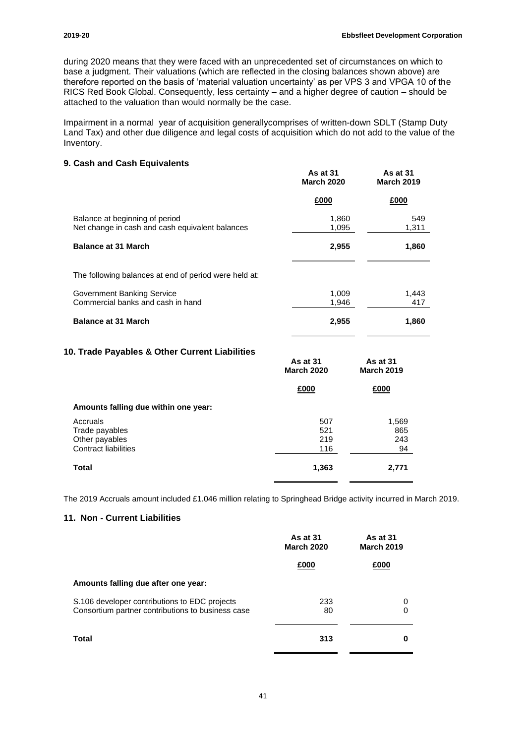during 2020 means that they were faced with an unprecedented set of circumstances on which to base a judgment. Their valuations (which are reflected in the closing balances shown above) are therefore reported on the basis of 'material valuation uncertainty' as per VPS 3 and VPGA 10 of the RICS Red Book Global. Consequently, less certainty – and a higher degree of caution – should be attached to the valuation than would normally be the case.

Impairment in a normal year of acquisition generallycomprises of written-down SDLT (Stamp Duty Land Tax) and other due diligence and legal costs of acquisition which do not add to the value of the Inventory.

## 9. Cash and Cash Equivalents

| | As at 31 March 2020 | As at 31 March 2019 |
|---|---|---|
| | £000 | £000 |
| Balance at beginning of period | 1,860 | 549 |
| Net change in cash and cash equivalent balances | 1,095 | 1,311 |
| **Balance at 31 March** | **2,955** | **1,860** |
| The following balances at end of period were held at: | | |
| Government Banking Service | 1,009 | 1,443 |
| Commercial banks and cash in hand | 1,946 | 417 |
| **Balance at 31 March** | **2,955** | **1,860** |

## 10. Trade Payables & Other Current Liabilities

| | As at 31 March 2020 | As at 31 March 2019 |
|---|---|---|
| | £000 | £000 |
| **Amounts falling due within one year:** | | |
| Accruals | 507 | 1,569 |
| Trade payables | 521 | 865 |
| Other payables | 219 | 243 |
| Contract liabilities | 116 | 94 |
| **Total** | **1,363** | **2,771** |

The 2019 Accruals amount included £1.046 million relating to Springhead Bridge activity incurred in March 2019.

## 11. Non - Current Liabilities

| | As at 31 March 2020 | As at 31 March 2019 |
|---|---|---|
| | £000 | £000 |
| **Amounts falling due after one year:** | | |
| S.106 developer contributions to EDC projects | 233 | 0 |
| Consortium partner contributions to business case | 80 | 0 |
| **Total** | **313** | **0** |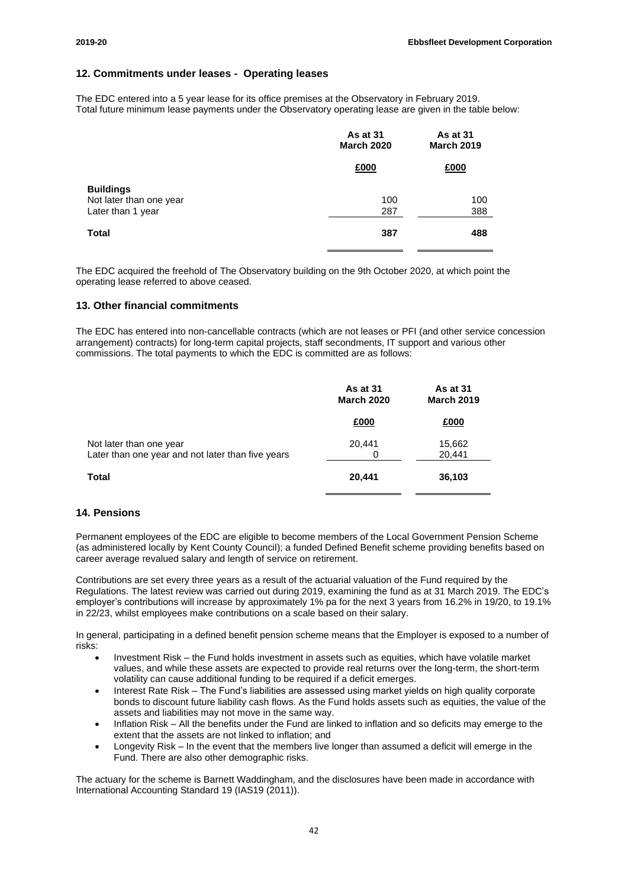## 12. Commitments under leases - Operating leases

The EDC entered into a 5 year lease for its office premises at the Observatory in February 2019.
Total future minimum lease payments under the Observatory operating lease are given in the table below:

| | As at 31 March 2020 | As at 31 March 2019 |
|---|---|---|
| | £000 | £000 |
| **Buildings** | | |
| Not later than one year | 100 | 100 |
| Later than 1 year | 287 | 388 |
| **Total** | **387** | **488** |

The EDC acquired the freehold of The Observatory building on the 9th October 2020, at which point the operating lease referred to above ceased.

## 13. Other financial commitments

The EDC has entered into non-cancellable contracts (which are not leases or PFI (and other service concession arrangement) contracts) for long-term capital projects, staff secondments, IT support and various other commissions. The total payments to which the EDC is committed are as follows:

| | As at 31 March 2020 | As at 31 March 2019 |
|---|---|---|
| | £000 | £000 |
| Not later than one year | 20,441 | 15,662 |
| Later than one year and not later than five years | 0 | 20,441 |
| **Total** | **20,441** | **36,103** |

## 14. Pensions

Permanent employees of the EDC are eligible to become members of the Local Government Pension Scheme (as administered locally by Kent County Council); a funded Defined Benefit scheme providing benefits based on career average revalued salary and length of service on retirement.

Contributions are set every three years as a result of the actuarial valuation of the Fund required by the Regulations. The latest review was carried out during 2019, examining the fund as at 31 March 2019. The EDC's employer's contributions will increase by approximately 1% pa for the next 3 years from 16.2% in 19/20, to 19.1% in 22/23, whilst employees make contributions on a scale based on their salary.

In general, participating in a defined benefit pension scheme means that the Employer is exposed to a number of risks:

- Investment Risk – the Fund holds investment in assets such as equities, which have volatile market values, and while these assets are expected to provide real returns over the long-term, the short-term volatility can cause additional funding to be required if a deficit emerges.
- Interest Rate Risk – The Fund's liabilities are assessed using market yields on high quality corporate bonds to discount future liability cash flows. As the Fund holds assets such as equities, the value of the assets and liabilities may not move in the same way.
- Inflation Risk – All the benefits under the Fund are linked to inflation and so deficits may emerge to the extent that the assets are not linked to inflation; and
- Longevity Risk – In the event that the members live longer than assumed a deficit will emerge in the Fund. There are also other demographic risks.

The actuary for the scheme is Barnett Waddingham, and the disclosures have been made in accordance with International Accounting Standard 19 (IAS19 (2011)).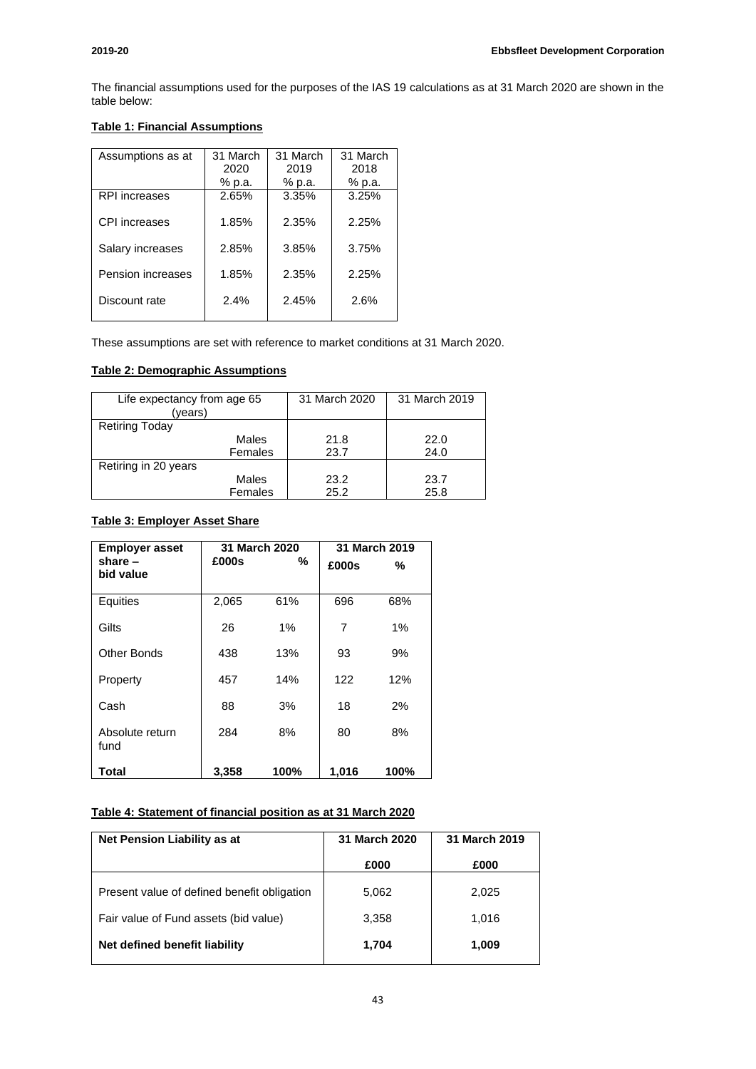The financial assumptions used for the purposes of the IAS 19 calculations as at 31 March 2020 are shown in the table below:

**Table 1: Financial Assumptions**

| Assumptions as at | 31 March 2020 % p.a. | 31 March 2019 % p.a. | 31 March 2018 % p.a. |
|---|---|---|---|
| RPI increases | 2.65% | 3.35% | 3.25% |
| CPI increases | 1.85% | 2.35% | 2.25% |
| Salary increases | 2.85% | 3.85% | 3.75% |
| Pension increases | 1.85% | 2.35% | 2.25% |
| Discount rate | 2.4% | 2.45% | 2.6% |

These assumptions are set with reference to market conditions at 31 March 2020.

**Table 2: Demographic Assumptions**

| Life expectancy from age 65 (years) | 31 March 2020 | 31 March 2019 |
|---|---|---|
| Retiring Today | | |
| Males | 21.8 | 22.0 |
| Females | 23.7 | 24.0 |
| Retiring in 20 years | | |
| Males | 23.2 | 23.7 |
| Females | 25.2 | 25.8 |

**Table 3: Employer Asset Share**

| Employer asset share – bid value | 31 March 2020 | | 31 March 2019 | |
|---|---|---|---|---|
| | £000s | % | £000s | % |
| Equities | 2,065 | 61% | 696 | 68% |
| Gilts | 26 | 1% | 7 | 1% |
| Other Bonds | 438 | 13% | 93 | 9% |
| Property | 457 | 14% | 122 | 12% |
| Cash | 88 | 3% | 18 | 2% |
| Absolute return fund | 284 | 8% | 80 | 8% |
| **Total** | **3,358** | **100%** | **1,016** | **100%** |

**Table 4: Statement of financial position as at 31 March 2020**

| Net Pension Liability as at | 31 March 2020 | 31 March 2019 |
|---|---|---|
| | £000 | £000 |
| Present value of defined benefit obligation | 5,062 | 2,025 |
| Fair value of Fund assets (bid value) | 3,358 | 1,016 |
| **Net defined benefit liability** | **1,704** | **1,009** |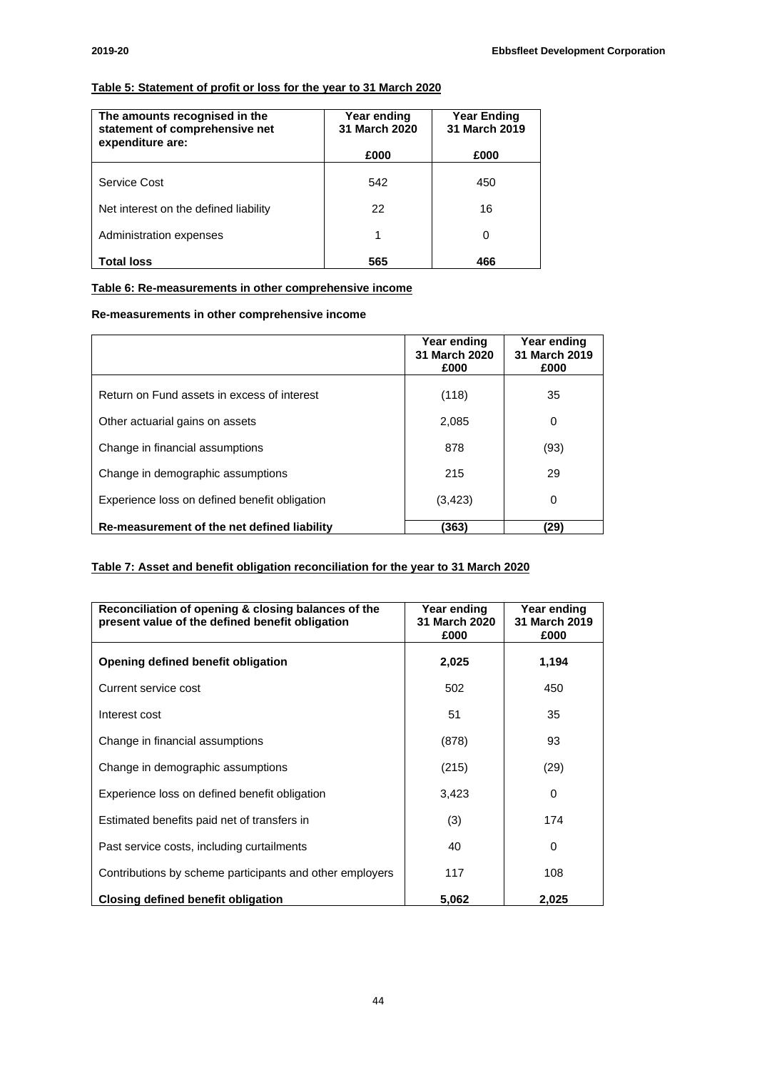**Table 5: Statement of profit or loss for the year to 31 March 2020**

| The amounts recognised in the statement of comprehensive net expenditure are: | Year ending 31 March 2020 £000 | Year Ending 31 March 2019 £000 |
|---|---|---|
| Service Cost | 542 | 450 |
| Net interest on the defined liability | 22 | 16 |
| Administration expenses | 1 | 0 |
| **Total loss** | **565** | **466** |

**Table 6: Re-measurements in other comprehensive income**

**Re-measurements in other comprehensive income**

| | Year ending 31 March 2020 £000 | Year ending 31 March 2019 £000 |
|---|---|---|
| Return on Fund assets in excess of interest | (118) | 35 |
| Other actuarial gains on assets | 2,085 | 0 |
| Change in financial assumptions | 878 | (93) |
| Change in demographic assumptions | 215 | 29 |
| Experience loss on defined benefit obligation | (3,423) | 0 |
| **Re-measurement of the net defined liability** | **(363)** | **(29)** |

**Table 7: Asset and benefit obligation reconciliation for the year to 31 March 2020**

| Reconciliation of opening & closing balances of the present value of the defined benefit obligation | Year ending 31 March 2020 £000 | Year ending 31 March 2019 £000 |
|---|---|---|
| **Opening defined benefit obligation** | **2,025** | **1,194** |
| Current service cost | 502 | 450 |
| Interest cost | 51 | 35 |
| Change in financial assumptions | (878) | 93 |
| Change in demographic assumptions | (215) | (29) |
| Experience loss on defined benefit obligation | 3,423 | 0 |
| Estimated benefits paid net of transfers in | (3) | 174 |
| Past service costs, including curtailments | 40 | 0 |
| Contributions by scheme participants and other employers | 117 | 108 |
| **Closing defined benefit obligation** | **5,062** | **2,025** |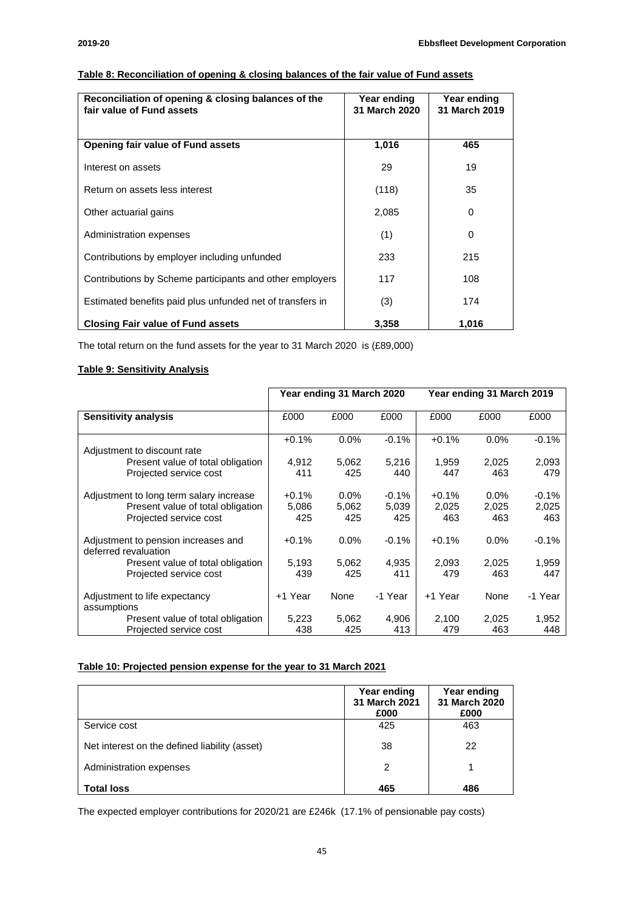**Table 8: Reconciliation of opening & closing balances of the fair value of Fund assets**

| Reconciliation of opening & closing balances of the fair value of Fund assets | Year ending 31 March 2020 | Year ending 31 March 2019 |
|---|---|---|
| **Opening fair value of Fund assets** | **1,016** | **465** |
| Interest on assets | 29 | 19 |
| Return on assets less interest | (118) | 35 |
| Other actuarial gains | 2,085 | 0 |
| Administration expenses | (1) | 0 |
| Contributions by employer including unfunded | 233 | 215 |
| Contributions by Scheme participants and other employers | 117 | 108 |
| Estimated benefits paid plus unfunded net of transfers in | (3) | 174 |
| **Closing Fair value of Fund assets** | **3,358** | **1,016** |

The total return on the fund assets for the year to 31 March 2020 is (£89,000)

**Table 9: Sensitivity Analysis**

| | Year ending 31 March 2020 | | | Year ending 31 March 2019 | | |
|---|---|---|---|---|---|---|
| **Sensitivity analysis** | £000 | £000 | £000 | £000 | £000 | £000 |
| Adjustment to discount rate | +0.1% | 0.0% | -0.1% | +0.1% | 0.0% | -0.1% |
| Present value of total obligation | 4,912 | 5,062 | 5,216 | 1,959 | 2,025 | 2,093 |
| Projected service cost | 411 | 425 | 440 | 447 | 463 | 479 |
| Adjustment to long term salary increase | +0.1% | 0.0% | -0.1% | +0.1% | 0.0% | -0.1% |
| Present value of total obligation | 5,086 | 5,062 | 5,039 | 2,025 | 2,025 | 2,025 |
| Projected service cost | 425 | 425 | 425 | 463 | 463 | 463 |
| Adjustment to pension increases and deferred revaluation | +0.1% | 0.0% | -0.1% | +0.1% | 0.0% | -0.1% |
| Present value of total obligation | 5,193 | 5,062 | 4,935 | 2,093 | 2,025 | 1,959 |
| Projected service cost | 439 | 425 | 411 | 479 | 463 | 447 |
| Adjustment to life expectancy assumptions | +1 Year | None | -1 Year | +1 Year | None | -1 Year |
| Present value of total obligation | 5,223 | 5,062 | 4,906 | 2,100 | 2,025 | 1,952 |
| Projected service cost | 438 | 425 | 413 | 479 | 463 | 448 |

**Table 10: Projected pension expense for the year to 31 March 2021**

| | Year ending 31 March 2021 £000 | Year ending 31 March 2020 £000 |
|---|---|---|
| Service cost | 425 | 463 |
| Net interest on the defined liability (asset) | 38 | 22 |
| Administration expenses | 2 | 1 |
| **Total loss** | **465** | **486** |

The expected employer contributions for 2020/21 are £246k (17.1% of pensionable pay costs)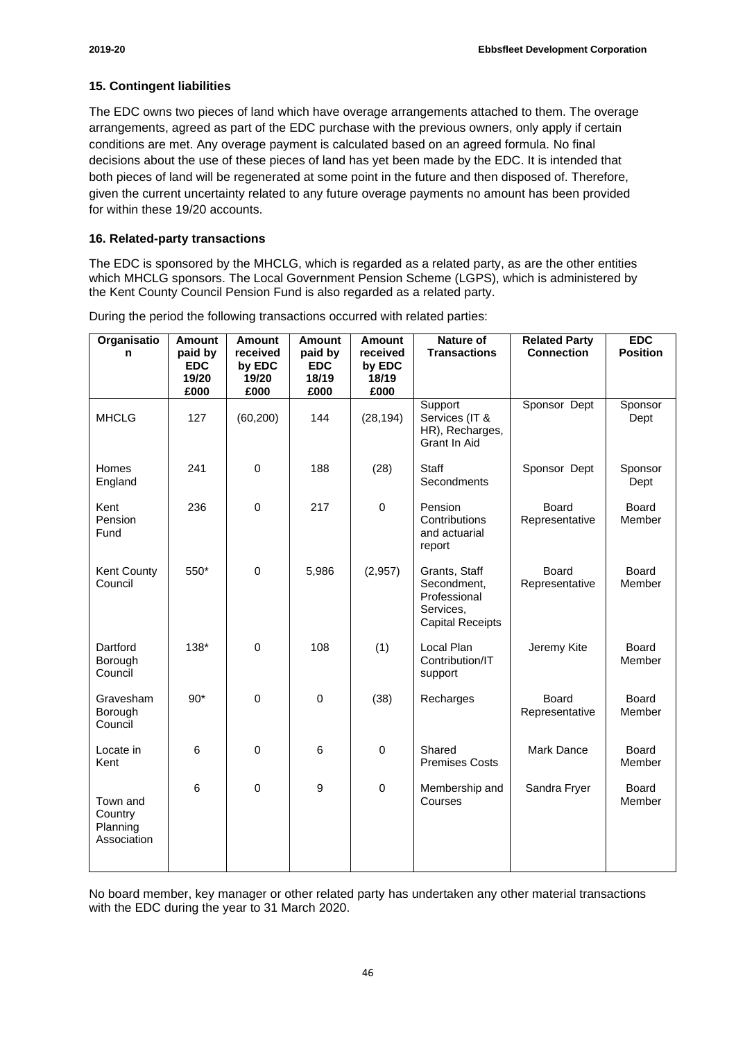### 15. Contingent liabilities

The EDC owns two pieces of land which have overage arrangements attached to them. The overage arrangements, agreed as part of the EDC purchase with the previous owners, only apply if certain conditions are met. Any overage payment is calculated based on an agreed formula. No final decisions about the use of these pieces of land has yet been made by the EDC. It is intended that both pieces of land will be regenerated at some point in the future and then disposed of. Therefore, given the current uncertainty related to any future overage payments no amount has been provided for within these 19/20 accounts.

### 16. Related-party transactions

The EDC is sponsored by the MHCLG, which is regarded as a related party, as are the other entities which MHCLG sponsors. The Local Government Pension Scheme (LGPS), which is administered by the Kent County Council Pension Fund is also regarded as a related party.

During the period the following transactions occurred with related parties:

| Organisation | Amount paid by EDC 19/20 £000 | Amount received by EDC 19/20 £000 | Amount paid by EDC 18/19 £000 | Amount received by EDC 18/19 £000 | Nature of Transactions | Related Party Connection | EDC Position |
|---|---|---|---|---|---|---|---|
| MHCLG | 127 | (60,200) | 144 | (28,194) | Support Services (IT & HR), Recharges, Grant In Aid | Sponsor Dept | Sponsor Dept |
| Homes England | 241 | 0 | 188 | (28) | Staff Secondments | Sponsor Dept | Sponsor Dept |
| Kent Pension Fund | 236 | 0 | 217 | 0 | Pension Contributions and actuarial report | Board Representative | Board Member |
| Kent County Council | 550* | 0 | 5,986 | (2,957) | Grants, Staff Secondment, Professional Services, Capital Receipts | Board Representative | Board Member |
| Dartford Borough Council | 138* | 0 | 108 | (1) | Local Plan Contribution/IT support | Jeremy Kite | Board Member |
| Gravesham Borough Council | 90* | 0 | 0 | (38) | Recharges | Board Representative | Board Member |
| Locate in Kent | 6 | 0 | 6 | 0 | Shared Premises Costs | Mark Dance | Board Member |
| Town and Country Planning Association | 6 | 0 | 9 | 0 | Membership and Courses | Sandra Fryer | Board Member |

No board member, key manager or other related party has undertaken any other material transactions with the EDC during the year to 31 March 2020.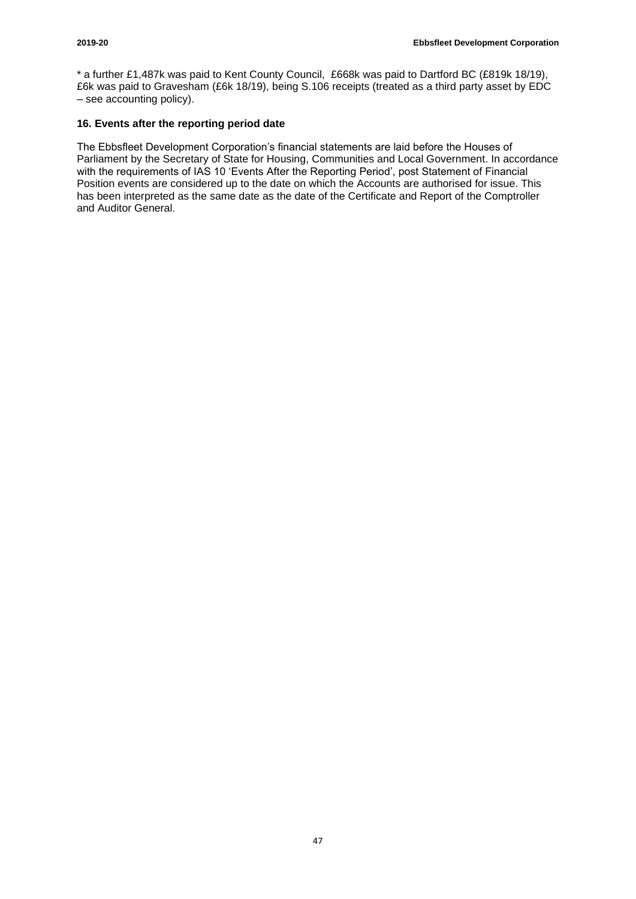* a further £1,487k was paid to Kent County Council, £668k was paid to Dartford BC (£819k 18/19), £6k was paid to Gravesham (£6k 18/19), being S.106 receipts (treated as a third party asset by EDC – see accounting policy).

### 16. Events after the reporting period date

The Ebbsfleet Development Corporation's financial statements are laid before the Houses of Parliament by the Secretary of State for Housing, Communities and Local Government. In accordance with the requirements of IAS 10 'Events After the Reporting Period', post Statement of Financial Position events are considered up to the date on which the Accounts are authorised for issue. This has been interpreted as the same date as the date of the Certificate and Report of the Comptroller and Auditor General.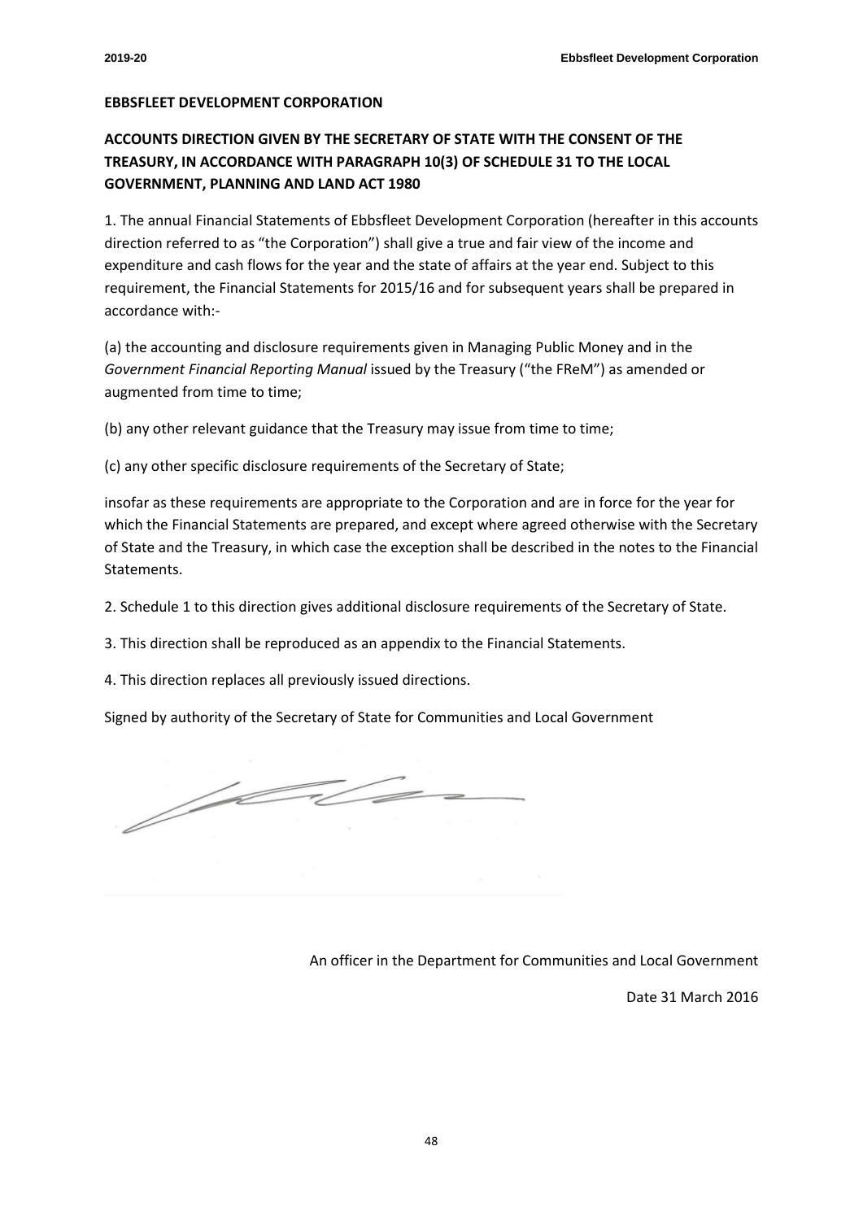**EBBSFLEET DEVELOPMENT CORPORATION**

**ACCOUNTS DIRECTION GIVEN BY THE SECRETARY OF STATE WITH THE CONSENT OF THE TREASURY, IN ACCORDANCE WITH PARAGRAPH 10(3) OF SCHEDULE 31 TO THE LOCAL GOVERNMENT, PLANNING AND LAND ACT 1980**

1. The annual Financial Statements of Ebbsfleet Development Corporation (hereafter in this accounts direction referred to as "the Corporation") shall give a true and fair view of the income and expenditure and cash flows for the year and the state of affairs at the year end. Subject to this requirement, the Financial Statements for 2015/16 and for subsequent years shall be prepared in accordance with:-

(a) the accounting and disclosure requirements given in Managing Public Money and in the *Government Financial Reporting Manual* issued by the Treasury ("the FReM") as amended or augmented from time to time;

(b) any other relevant guidance that the Treasury may issue from time to time;

(c) any other specific disclosure requirements of the Secretary of State;

insofar as these requirements are appropriate to the Corporation and are in force for the year for which the Financial Statements are prepared, and except where agreed otherwise with the Secretary of State and the Treasury, in which case the exception shall be described in the notes to the Financial Statements.

2. Schedule 1 to this direction gives additional disclosure requirements of the Secretary of State.

3. This direction shall be reproduced as an appendix to the Financial Statements.

4. This direction replaces all previously issued directions.

Signed by authority of the Secretary of State for Communities and Local Government

An officer in the Department for Communities and Local Government

Date 31 March 2016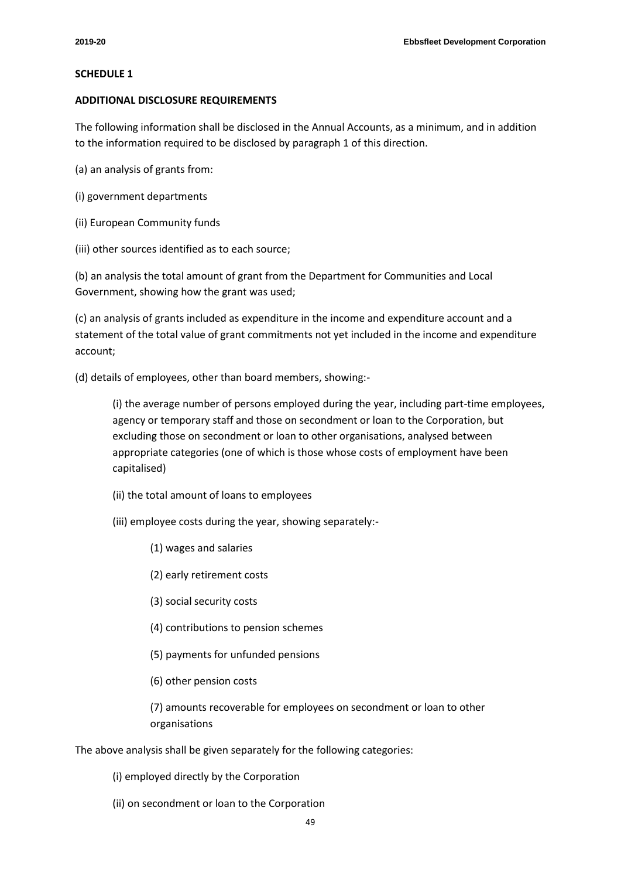**SCHEDULE 1**

**ADDITIONAL DISCLOSURE REQUIREMENTS**

The following information shall be disclosed in the Annual Accounts, as a minimum, and in addition to the information required to be disclosed by paragraph 1 of this direction.

(a) an analysis of grants from:

(i) government departments

(ii) European Community funds

(iii) other sources identified as to each source;

(b) an analysis the total amount of grant from the Department for Communities and Local Government, showing how the grant was used;

(c) an analysis of grants included as expenditure in the income and expenditure account and a statement of the total value of grant commitments not yet included in the income and expenditure account;

(d) details of employees, other than board members, showing:-

> (i) the average number of persons employed during the year, including part-time employees, agency or temporary staff and those on secondment or loan to the Corporation, but excluding those on secondment or loan to other organisations, analysed between appropriate categories (one of which is those whose costs of employment have been capitalised)
>
> (ii) the total amount of loans to employees
>
> (iii) employee costs during the year, showing separately:-
>
> > (1) wages and salaries
> >
> > (2) early retirement costs
> >
> > (3) social security costs
> >
> > (4) contributions to pension schemes
> >
> > (5) payments for unfunded pensions
> >
> > (6) other pension costs
> >
> > (7) amounts recoverable for employees on secondment or loan to other organisations

The above analysis shall be given separately for the following categories:

> (i) employed directly by the Corporation
>
> (ii) on secondment or loan to the Corporation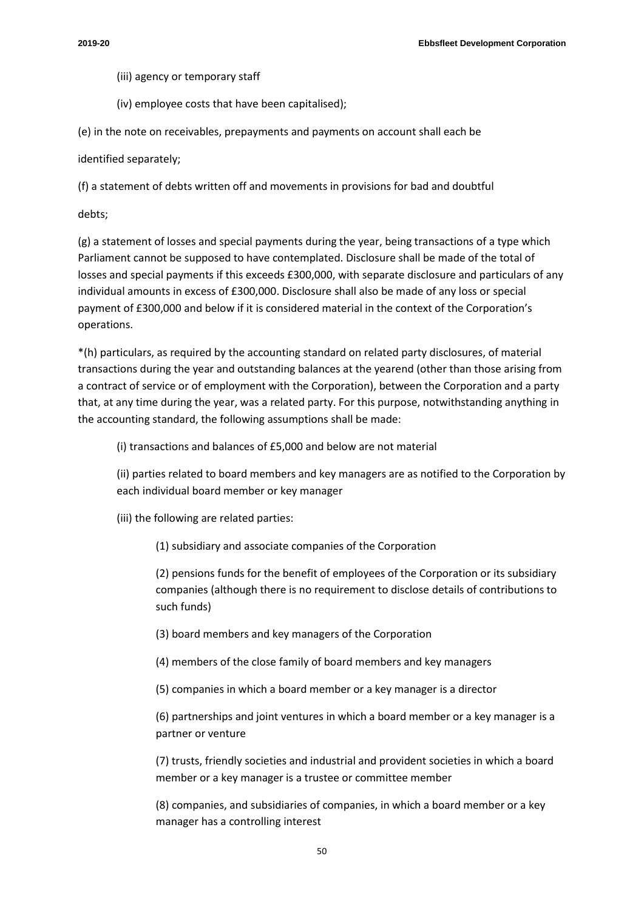(iii) agency or temporary staff

(iv) employee costs that have been capitalised);

(e) in the note on receivables, prepayments and payments on account shall each be

identified separately;

(f) a statement of debts written off and movements in provisions for bad and doubtful

debts;

(g) a statement of losses and special payments during the year, being transactions of a type which Parliament cannot be supposed to have contemplated. Disclosure shall be made of the total of losses and special payments if this exceeds £300,000, with separate disclosure and particulars of any individual amounts in excess of £300,000. Disclosure shall also be made of any loss or special payment of £300,000 and below if it is considered material in the context of the Corporation's operations.

*(h) particulars, as required by the accounting standard on related party disclosures, of material transactions during the year and outstanding balances at the yearend (other than those arising from a contract of service or of employment with the Corporation), between the Corporation and a party that, at any time during the year, was a related party. For this purpose, notwithstanding anything in the accounting standard, the following assumptions shall be made:

(i) transactions and balances of £5,000 and below are not material

(ii) parties related to board members and key managers are as notified to the Corporation by each individual board member or key manager

(iii) the following are related parties:

(1) subsidiary and associate companies of the Corporation

(2) pensions funds for the benefit of employees of the Corporation or its subsidiary companies (although there is no requirement to disclose details of contributions to such funds)

(3) board members and key managers of the Corporation

(4) members of the close family of board members and key managers

(5) companies in which a board member or a key manager is a director

(6) partnerships and joint ventures in which a board member or a key manager is a partner or venture

(7) trusts, friendly societies and industrial and provident societies in which a board member or a key manager is a trustee or committee member

(8) companies, and subsidiaries of companies, in which a board member or a key manager has a controlling interest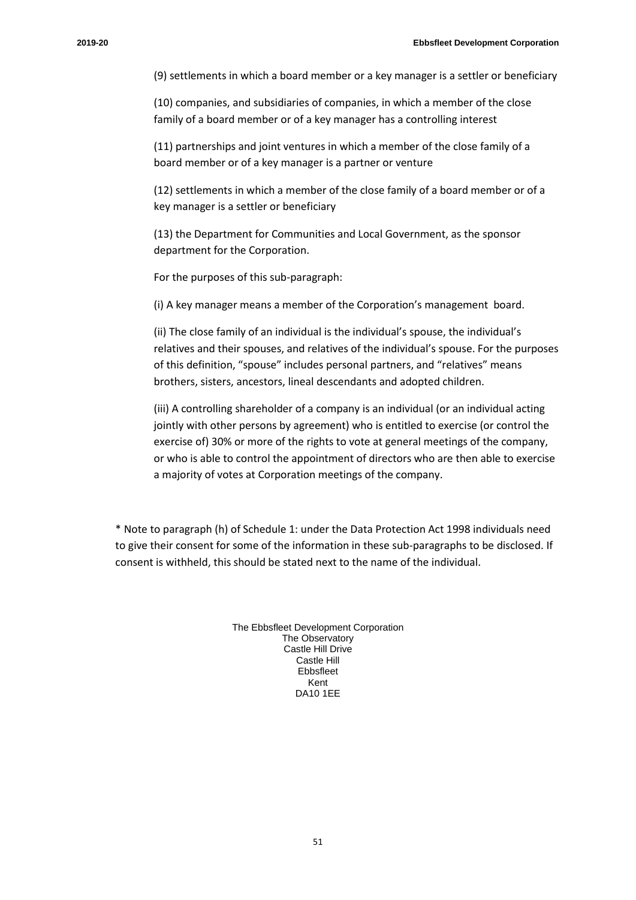(9) settlements in which a board member or a key manager is a settler or beneficiary

(10) companies, and subsidiaries of companies, in which a member of the close family of a board member or of a key manager has a controlling interest

(11) partnerships and joint ventures in which a member of the close family of a board member or of a key manager is a partner or venture

(12) settlements in which a member of the close family of a board member or of a key manager is a settler or beneficiary

(13) the Department for Communities and Local Government, as the sponsor department for the Corporation.

For the purposes of this sub-paragraph:

(i) A key manager means a member of the Corporation's management board.

(ii) The close family of an individual is the individual's spouse, the individual's relatives and their spouses, and relatives of the individual's spouse. For the purposes of this definition, "spouse" includes personal partners, and "relatives" means brothers, sisters, ancestors, lineal descendants and adopted children.

(iii) A controlling shareholder of a company is an individual (or an individual acting jointly with other persons by agreement) who is entitled to exercise (or control the exercise of) 30% or more of the rights to vote at general meetings of the company, or who is able to control the appointment of directors who are then able to exercise a majority of votes at Corporation meetings of the company.

* Note to paragraph (h) of Schedule 1: under the Data Protection Act 1998 individuals need to give their consent for some of the information in these sub-paragraphs to be disclosed. If consent is withheld, this should be stated next to the name of the individual.

The Ebbsfleet Development Corporation
The Observatory
Castle Hill Drive
Castle Hill
Ebbsfleet
Kent
DA10 1EE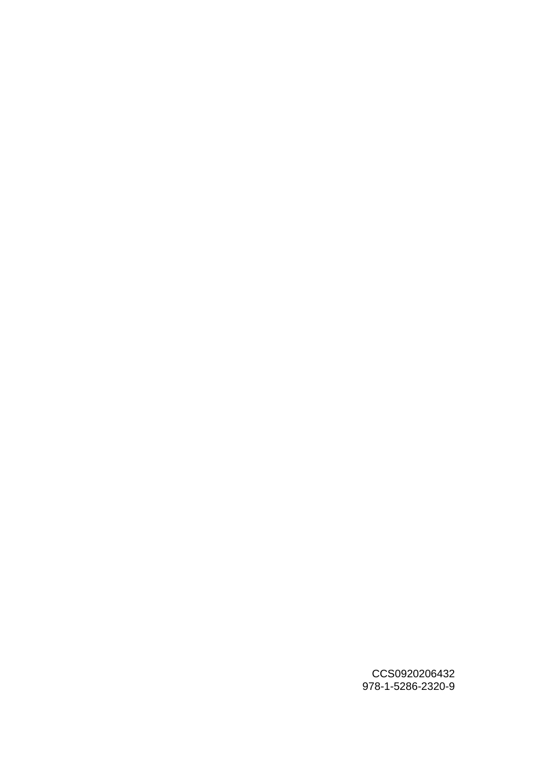CCS0920206432
978-1-5286-2320-9